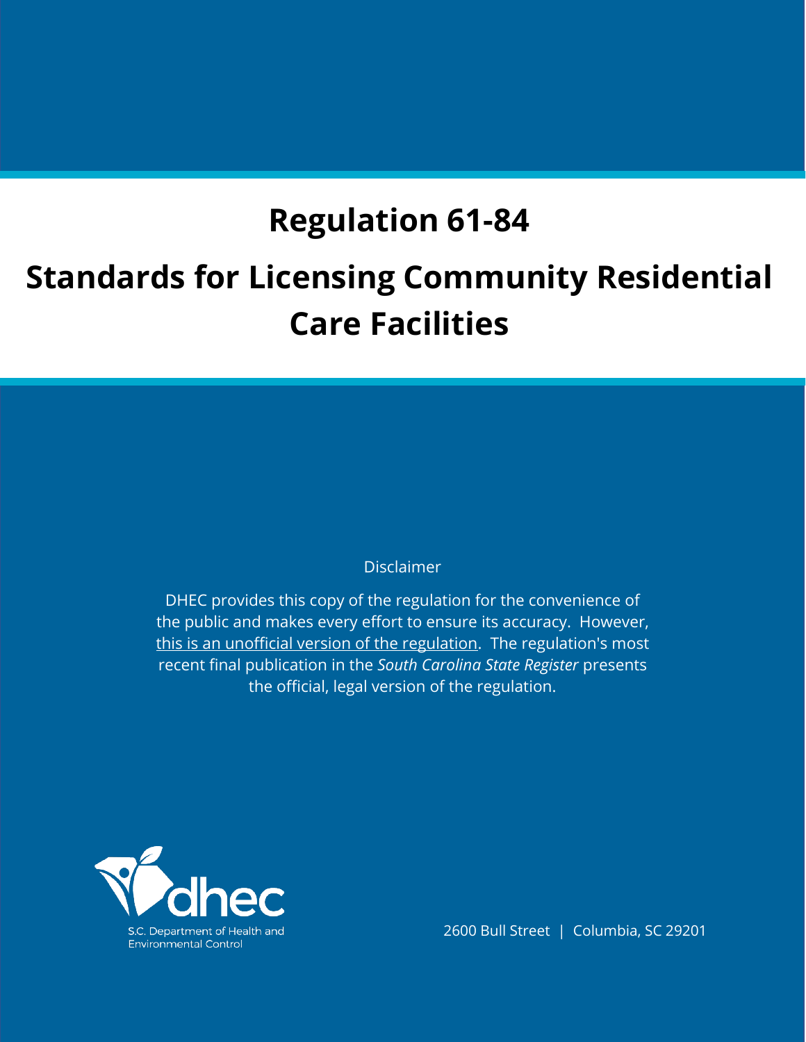# Regulation 61-84

# Standards for Licensing Community Residential Care Facilities

Disclaimer

DHEC provides this copy of the regulation for the convenience of the public and makes every effort to ensure its accuracy. However, this is an unofficial version of the regulation. The regulation's most recent final publication in the *South Carolina State Register* presents the official, legal version of the regulation.

dhec

S.C. Department of Health and Environmental Control

2600 Bull Street | Columbia, SC 29201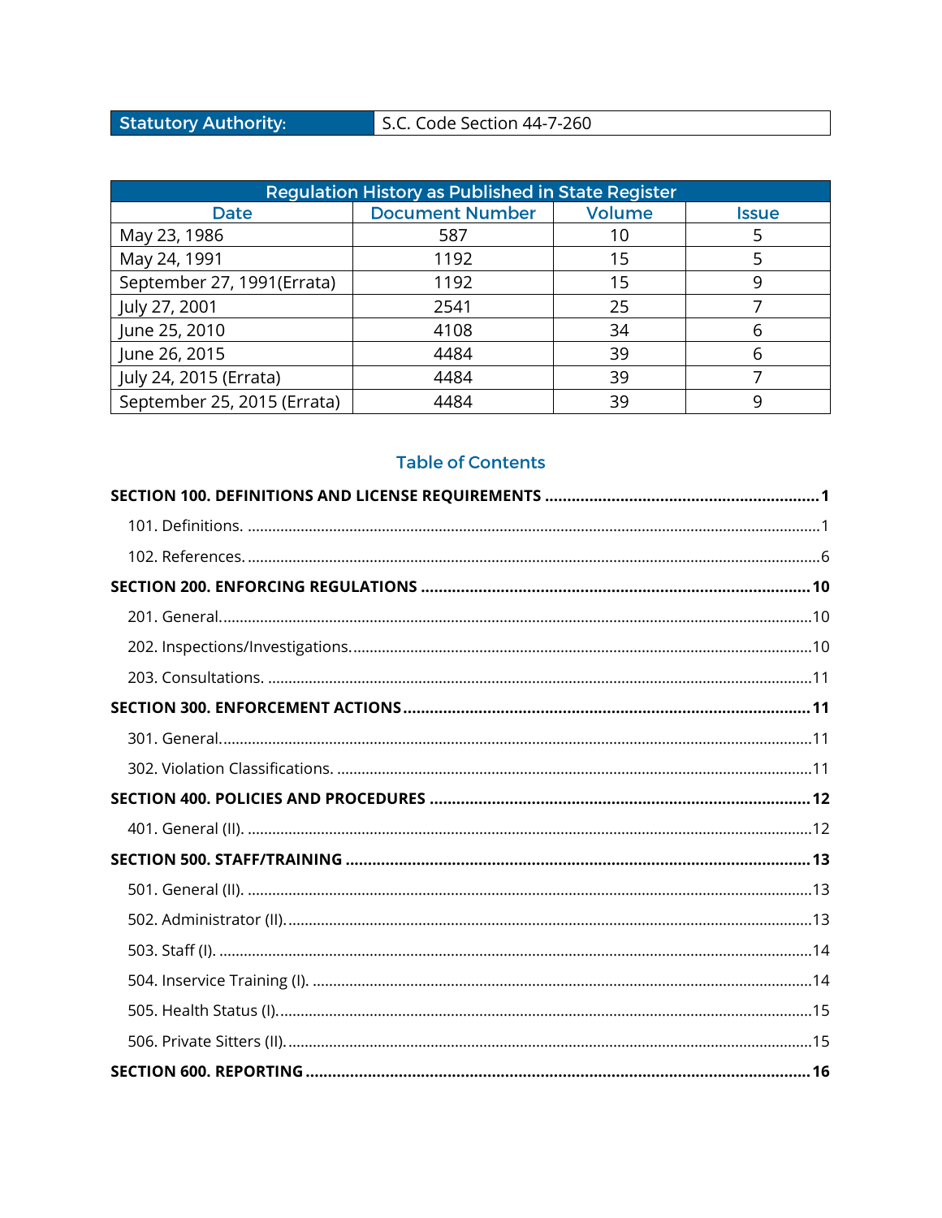| Statutory Authority: | S.C. Code Section 44-7-260 |
| --- | --- |

| Regulation History as Published in State Register | | | |
| --- | --- | --- | --- |
| Date | Document Number | Volume | Issue |
| May 23, 1986 | 587 | 10 | 5 |
| May 24, 1991 | 1192 | 15 | 5 |
| September 27, 1991(Errata) | 1192 | 15 | 9 |
| July 27, 2001 | 2541 | 25 | 7 |
| June 25, 2010 | 4108 | 34 | 6 |
| June 26, 2015 | 4484 | 39 | 6 |
| July 24, 2015 (Errata) | 4484 | 39 | 7 |
| September 25, 2015 (Errata) | 4484 | 39 | 9 |

## Table of Contents

**SECTION 100. DEFINITIONS AND LICENSE REQUIREMENTS** .......... **1**

- 101. Definitions. .......... 1
- 102. References. .......... 6

**SECTION 200. ENFORCING REGULATIONS** .......... **10**

- 201. General. .......... 10
- 202. Inspections/Investigations. .......... 10
- 203. Consultations. .......... 11

**SECTION 300. ENFORCEMENT ACTIONS** .......... **11**

- 301. General. .......... 11
- 302. Violation Classifications. .......... 11

**SECTION 400. POLICIES AND PROCEDURES** .......... **12**

- 401. General (II). .......... 12

**SECTION 500. STAFF/TRAINING** .......... **13**

- 501. General (II). .......... 13
- 502. Administrator (II). .......... 13
- 503. Staff (I). .......... 14
- 504. Inservice Training (I). .......... 14
- 505. Health Status (I). .......... 15
- 506. Private Sitters (II). .......... 15

**SECTION 600. REPORTING** .......... **16**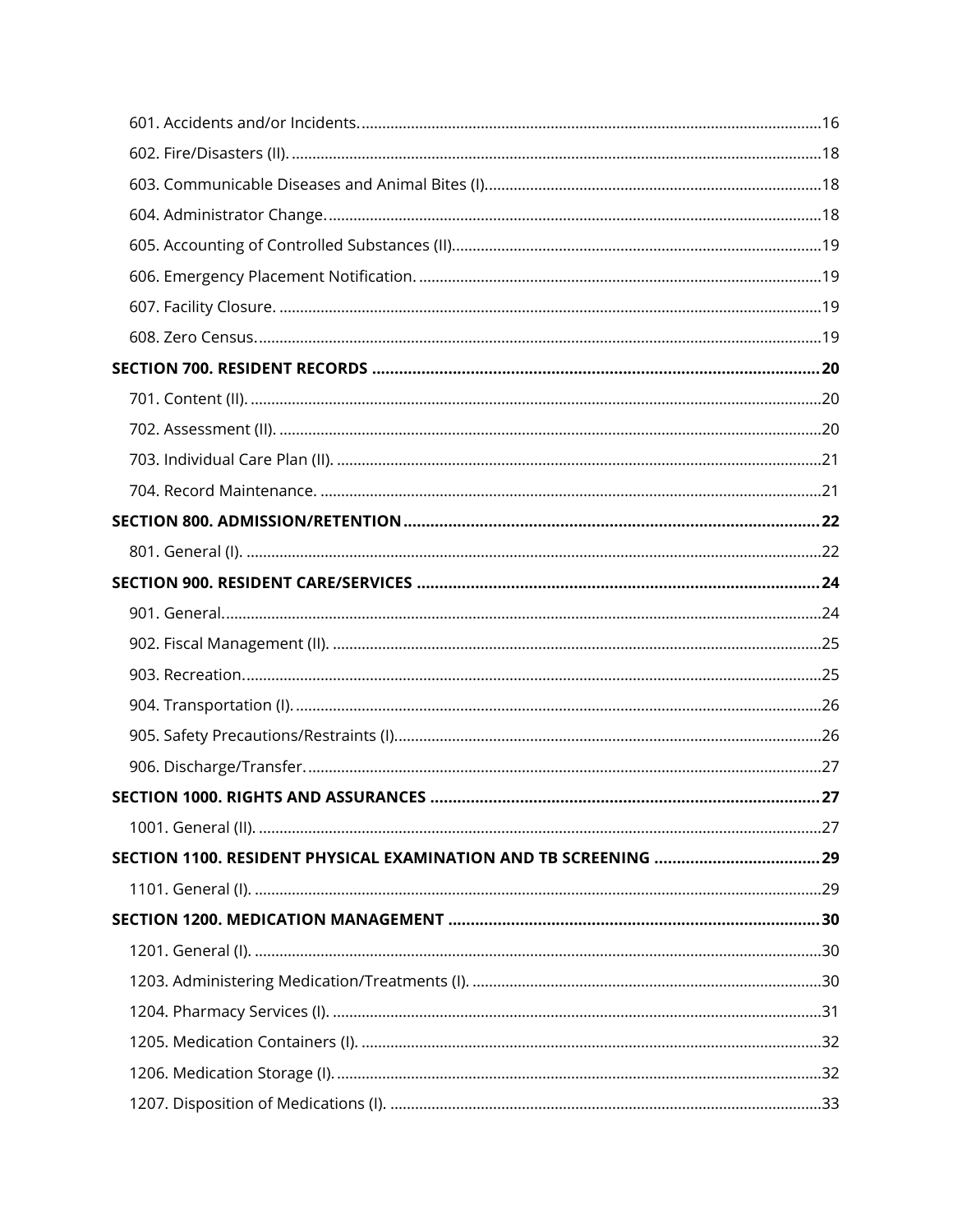601. Accidents and/or Incidents. ........................................................................................................ 16

602. Fire/Disasters (II). ........................................................................................................................ 18

603. Communicable Diseases and Animal Bites (I). ............................................................................. 18

604. Administrator Change. .................................................................................................................. 18

605. Accounting of Controlled Substances (II). ................................................................................... 19

606. Emergency Placement Notification. .............................................................................................. 19

607. Facility Closure. ............................................................................................................................. 19

608. Zero Census. .................................................................................................................................. 19

**SECTION 700. RESIDENT RECORDS ........................................................................................ 20**

701. Content (II). ................................................................................................................................... 20

702. Assessment (II). ............................................................................................................................. 20

703. Individual Care Plan (II). ............................................................................................................... 21

704. Record Maintenance. ..................................................................................................................... 21

**SECTION 800. ADMISSION/RETENTION ................................................................................. 22**

801. General (I). .................................................................................................................................... 22

**SECTION 900. RESIDENT CARE/SERVICES ............................................................................. 24**

901. General. .......................................................................................................................................... 24

902. Fiscal Management (II). ................................................................................................................. 25

903. Recreation. ..................................................................................................................................... 25

904. Transportation (I). ......................................................................................................................... 26

905. Safety Precautions/Restraints (I). .................................................................................................. 26

906. Discharge/Transfer. ........................................................................................................................ 27

**SECTION 1000. RIGHTS AND ASSURANCES ........................................................................... 27**

1001. General (II). .................................................................................................................................. 27

**SECTION 1100. RESIDENT PHYSICAL EXAMINATION AND TB SCREENING ...................... 29**

1101. General (I). ................................................................................................................................... 29

**SECTION 1200. MEDICATION MANAGEMENT ....................................................................... 30**

1201. General (I). ................................................................................................................................... 30

1203. Administering Medication/Treatments (I). .................................................................................. 30

1204. Pharmacy Services (I). ................................................................................................................. 31

1205. Medication Containers (I). ........................................................................................................... 32

1206. Medication Storage (I). ................................................................................................................ 32

1207. Disposition of Medications (I). .................................................................................................... 33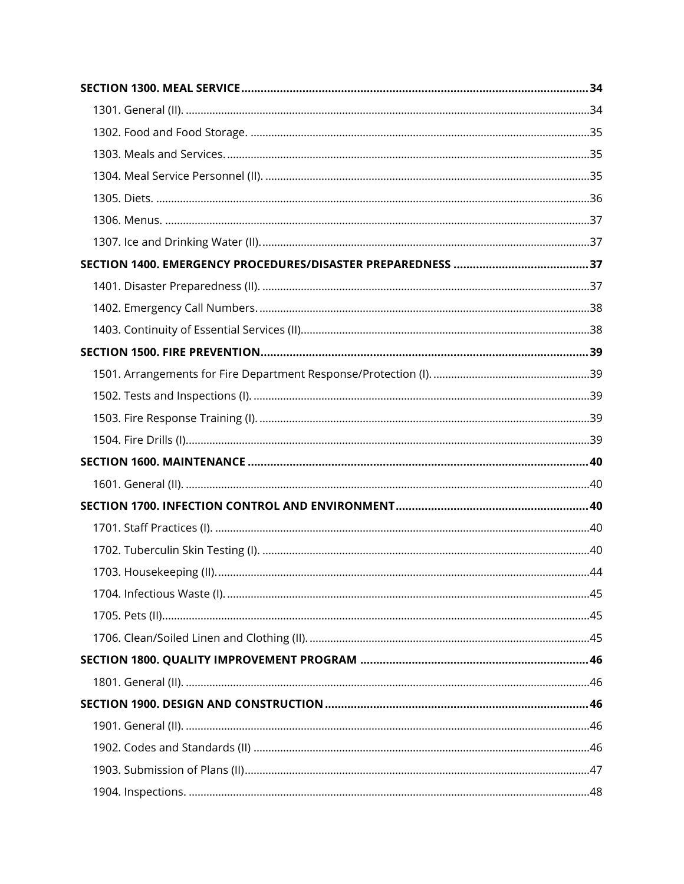**SECTION 1300. MEAL SERVICE** .......... 34

1301. General (II). .......... 34

1302. Food and Food Storage. .......... 35

1303. Meals and Services. .......... 35

1304. Meal Service Personnel (II). .......... 35

1305. Diets. .......... 36

1306. Menus. .......... 37

1307. Ice and Drinking Water (II). .......... 37

**SECTION 1400. EMERGENCY PROCEDURES/DISASTER PREPAREDNESS** .......... 37

1401. Disaster Preparedness (II). .......... 37

1402. Emergency Call Numbers. .......... 38

1403. Continuity of Essential Services (II). .......... 38

**SECTION 1500. FIRE PREVENTION** .......... 39

1501. Arrangements for Fire Department Response/Protection (I). .......... 39

1502. Tests and Inspections (I). .......... 39

1503. Fire Response Training (I). .......... 39

1504. Fire Drills (I). .......... 39

**SECTION 1600. MAINTENANCE** .......... 40

1601. General (II). .......... 40

**SECTION 1700. INFECTION CONTROL AND ENVIRONMENT** .......... 40

1701. Staff Practices (I). .......... 40

1702. Tuberculin Skin Testing (I). .......... 40

1703. Housekeeping (II). .......... 44

1704. Infectious Waste (I). .......... 45

1705. Pets (II). .......... 45

1706. Clean/Soiled Linen and Clothing (II). .......... 45

**SECTION 1800. QUALITY IMPROVEMENT PROGRAM** .......... 46

1801. General (II). .......... 46

**SECTION 1900. DESIGN AND CONSTRUCTION** .......... 46

1901. General (II). .......... 46

1902. Codes and Standards (II) .......... 46

1903. Submission of Plans (II) .......... 47

1904. Inspections. .......... 48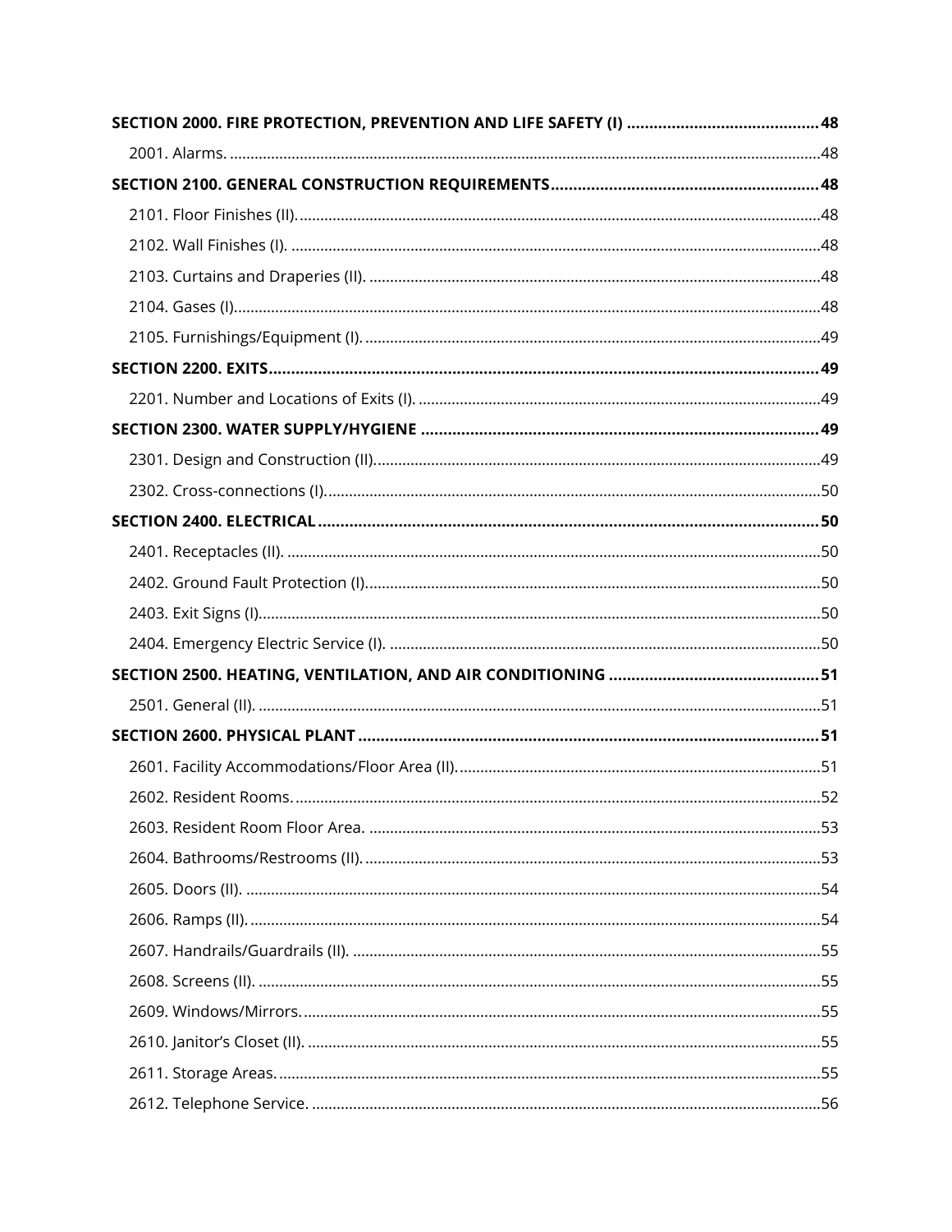**SECTION 2000. FIRE PROTECTION, PREVENTION AND LIFE SAFETY (I) .......... 48**

2001. Alarms. .......... 48

**SECTION 2100. GENERAL CONSTRUCTION REQUIREMENTS .......... 48**

2101. Floor Finishes (II). .......... 48

2102. Wall Finishes (I). .......... 48

2103. Curtains and Draperies (II). .......... 48

2104. Gases (I). .......... 48

2105. Furnishings/Equipment (I). .......... 49

**SECTION 2200. EXITS .......... 49**

2201. Number and Locations of Exits (I). .......... 49

**SECTION 2300. WATER SUPPLY/HYGIENE .......... 49**

2301. Design and Construction (II). .......... 49

2302. Cross-connections (I). .......... 50

**SECTION 2400. ELECTRICAL .......... 50**

2401. Receptacles (II). .......... 50

2402. Ground Fault Protection (I). .......... 50

2403. Exit Signs (I). .......... 50

2404. Emergency Electric Service (I). .......... 50

**SECTION 2500. HEATING, VENTILATION, AND AIR CONDITIONING .......... 51**

2501. General (II). .......... 51

**SECTION 2600. PHYSICAL PLANT .......... 51**

2601. Facility Accommodations/Floor Area (II). .......... 51

2602. Resident Rooms. .......... 52

2603. Resident Room Floor Area. .......... 53

2604. Bathrooms/Restrooms (II). .......... 53

2605. Doors (II). .......... 54

2606. Ramps (II). .......... 54

2607. Handrails/Guardrails (II). .......... 55

2608. Screens (II). .......... 55

2609. Windows/Mirrors. .......... 55

2610. Janitor's Closet (II). .......... 55

2611. Storage Areas. .......... 55

2612. Telephone Service. .......... 56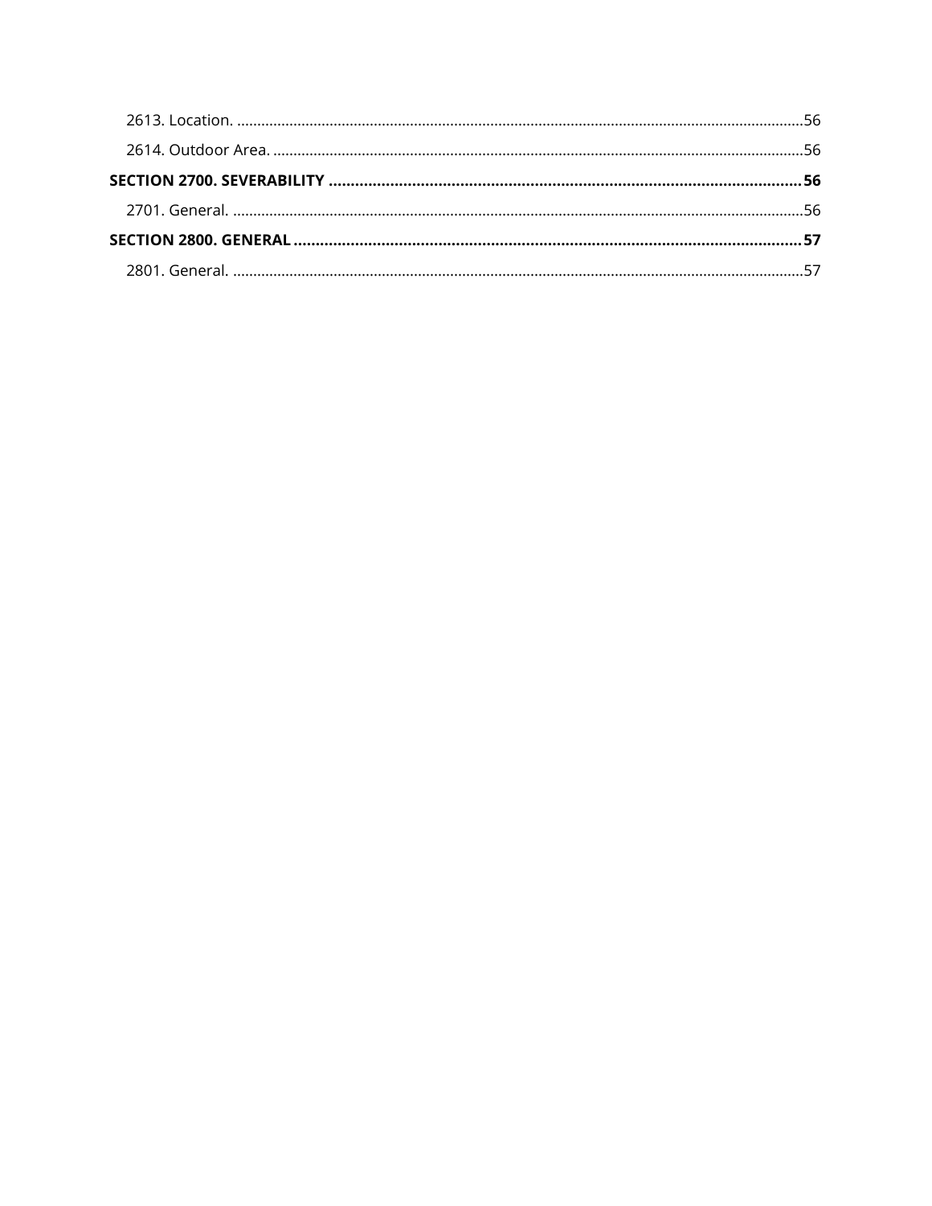2613. Location. ....................................................................................................................................56

2614. Outdoor Area. ...........................................................................................................................56

**SECTION 2700. SEVERABILITY .......................................................................................................56**

2701. General. .....................................................................................................................................56

**SECTION 2800. GENERAL ................................................................................................................57**

2801. General. .....................................................................................................................................57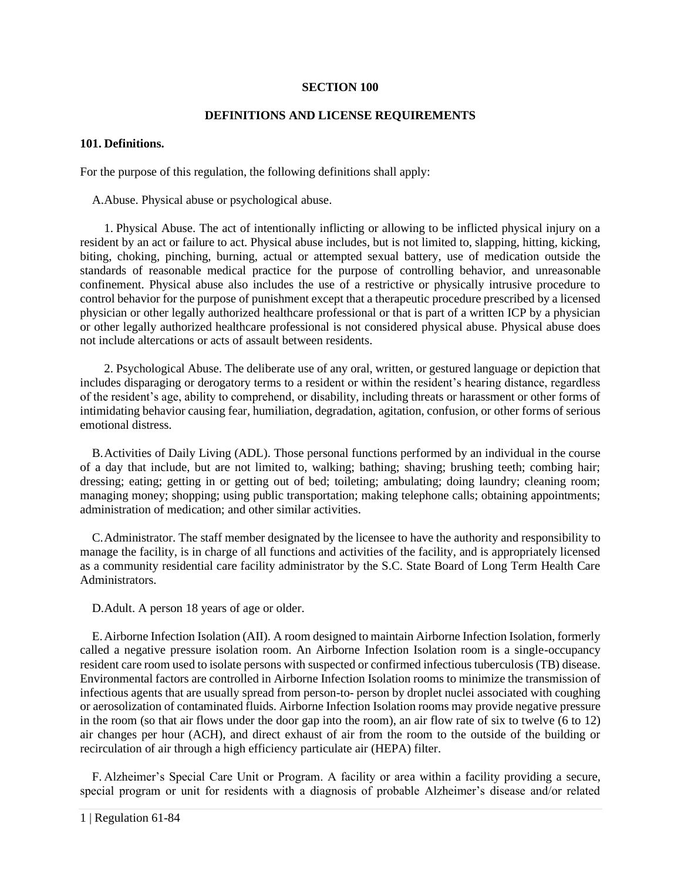## SECTION 100

## DEFINITIONS AND LICENSE REQUIREMENTS

### 101. Definitions.

For the purpose of this regulation, the following definitions shall apply:

A. Abuse. Physical abuse or psychological abuse.

1. Physical Abuse. The act of intentionally inflicting or allowing to be inflicted physical injury on a resident by an act or failure to act. Physical abuse includes, but is not limited to, slapping, hitting, kicking, biting, choking, pinching, burning, actual or attempted sexual battery, use of medication outside the standards of reasonable medical practice for the purpose of controlling behavior, and unreasonable confinement. Physical abuse also includes the use of a restrictive or physically intrusive procedure to control behavior for the purpose of punishment except that a therapeutic procedure prescribed by a licensed physician or other legally authorized healthcare professional or that is part of a written ICP by a physician or other legally authorized healthcare professional is not considered physical abuse. Physical abuse does not include altercations or acts of assault between residents.

2. Psychological Abuse. The deliberate use of any oral, written, or gestured language or depiction that includes disparaging or derogatory terms to a resident or within the resident's hearing distance, regardless of the resident's age, ability to comprehend, or disability, including threats or harassment or other forms of intimidating behavior causing fear, humiliation, degradation, agitation, confusion, or other forms of serious emotional distress.

B. Activities of Daily Living (ADL). Those personal functions performed by an individual in the course of a day that include, but are not limited to, walking; bathing; shaving; brushing teeth; combing hair; dressing; eating; getting in or getting out of bed; toileting; ambulating; doing laundry; cleaning room; managing money; shopping; using public transportation; making telephone calls; obtaining appointments; administration of medication; and other similar activities.

C. Administrator. The staff member designated by the licensee to have the authority and responsibility to manage the facility, is in charge of all functions and activities of the facility, and is appropriately licensed as a community residential care facility administrator by the S.C. State Board of Long Term Health Care Administrators.

D. Adult. A person 18 years of age or older.

E. Airborne Infection Isolation (AII). A room designed to maintain Airborne Infection Isolation, formerly called a negative pressure isolation room. An Airborne Infection Isolation room is a single-occupancy resident care room used to isolate persons with suspected or confirmed infectious tuberculosis (TB) disease. Environmental factors are controlled in Airborne Infection Isolation rooms to minimize the transmission of infectious agents that are usually spread from person-to- person by droplet nuclei associated with coughing or aerosolization of contaminated fluids. Airborne Infection Isolation rooms may provide negative pressure in the room (so that air flows under the door gap into the room), an air flow rate of six to twelve (6 to 12) air changes per hour (ACH), and direct exhaust of air from the room to the outside of the building or recirculation of air through a high efficiency particulate air (HEPA) filter.

F. Alzheimer's Special Care Unit or Program. A facility or area within a facility providing a secure, special program or unit for residents with a diagnosis of probable Alzheimer's disease and/or related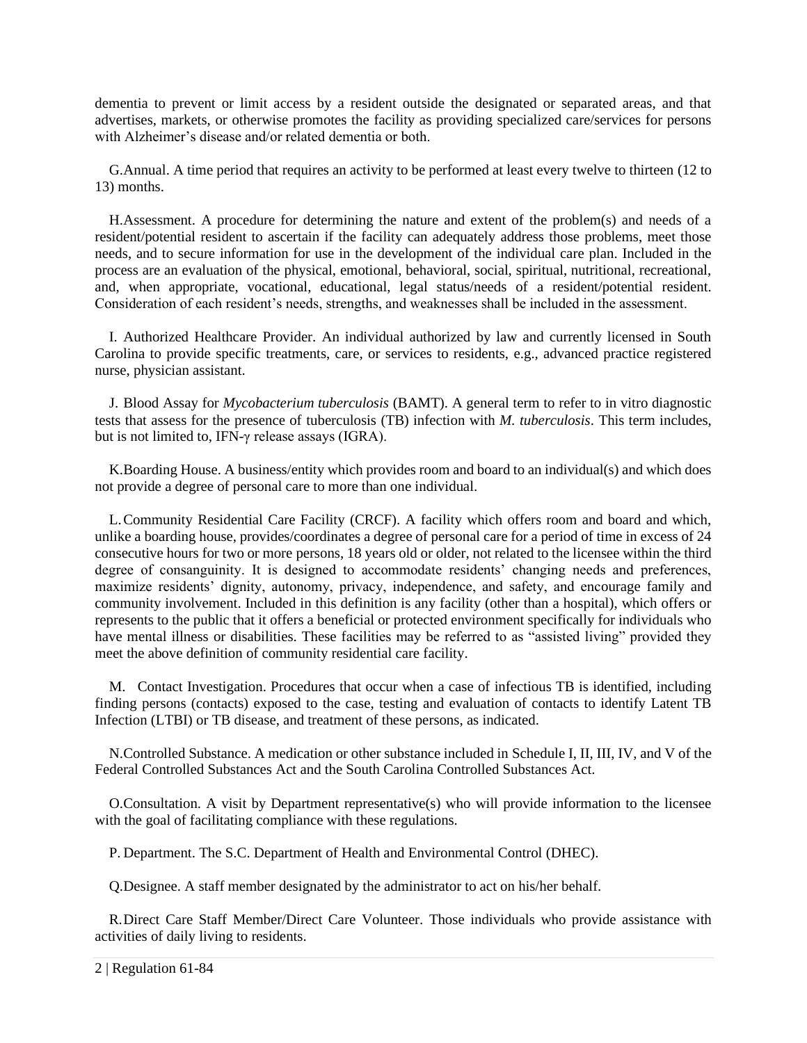dementia to prevent or limit access by a resident outside the designated or separated areas, and that advertises, markets, or otherwise promotes the facility as providing specialized care/services for persons with Alzheimer's disease and/or related dementia or both.

G. Annual. A time period that requires an activity to be performed at least every twelve to thirteen (12 to 13) months.

H. Assessment. A procedure for determining the nature and extent of the problem(s) and needs of a resident/potential resident to ascertain if the facility can adequately address those problems, meet those needs, and to secure information for use in the development of the individual care plan. Included in the process are an evaluation of the physical, emotional, behavioral, social, spiritual, nutritional, recreational, and, when appropriate, vocational, educational, legal status/needs of a resident/potential resident. Consideration of each resident's needs, strengths, and weaknesses shall be included in the assessment.

I. Authorized Healthcare Provider. An individual authorized by law and currently licensed in South Carolina to provide specific treatments, care, or services to residents, e.g., advanced practice registered nurse, physician assistant.

J. Blood Assay for *Mycobacterium tuberculosis* (BAMT). A general term to refer to in vitro diagnostic tests that assess for the presence of tuberculosis (TB) infection with *M. tuberculosis*. This term includes, but is not limited to, IFN-γ release assays (IGRA).

K. Boarding House. A business/entity which provides room and board to an individual(s) and which does not provide a degree of personal care to more than one individual.

L. Community Residential Care Facility (CRCF). A facility which offers room and board and which, unlike a boarding house, provides/coordinates a degree of personal care for a period of time in excess of 24 consecutive hours for two or more persons, 18 years old or older, not related to the licensee within the third degree of consanguinity. It is designed to accommodate residents' changing needs and preferences, maximize residents' dignity, autonomy, privacy, independence, and safety, and encourage family and community involvement. Included in this definition is any facility (other than a hospital), which offers or represents to the public that it offers a beneficial or protected environment specifically for individuals who have mental illness or disabilities. These facilities may be referred to as "assisted living" provided they meet the above definition of community residential care facility.

M. Contact Investigation. Procedures that occur when a case of infectious TB is identified, including finding persons (contacts) exposed to the case, testing and evaluation of contacts to identify Latent TB Infection (LTBI) or TB disease, and treatment of these persons, as indicated.

N. Controlled Substance. A medication or other substance included in Schedule I, II, III, IV, and V of the Federal Controlled Substances Act and the South Carolina Controlled Substances Act.

O. Consultation. A visit by Department representative(s) who will provide information to the licensee with the goal of facilitating compliance with these regulations.

P. Department. The S.C. Department of Health and Environmental Control (DHEC).

Q. Designee. A staff member designated by the administrator to act on his/her behalf.

R. Direct Care Staff Member/Direct Care Volunteer. Those individuals who provide assistance with activities of daily living to residents.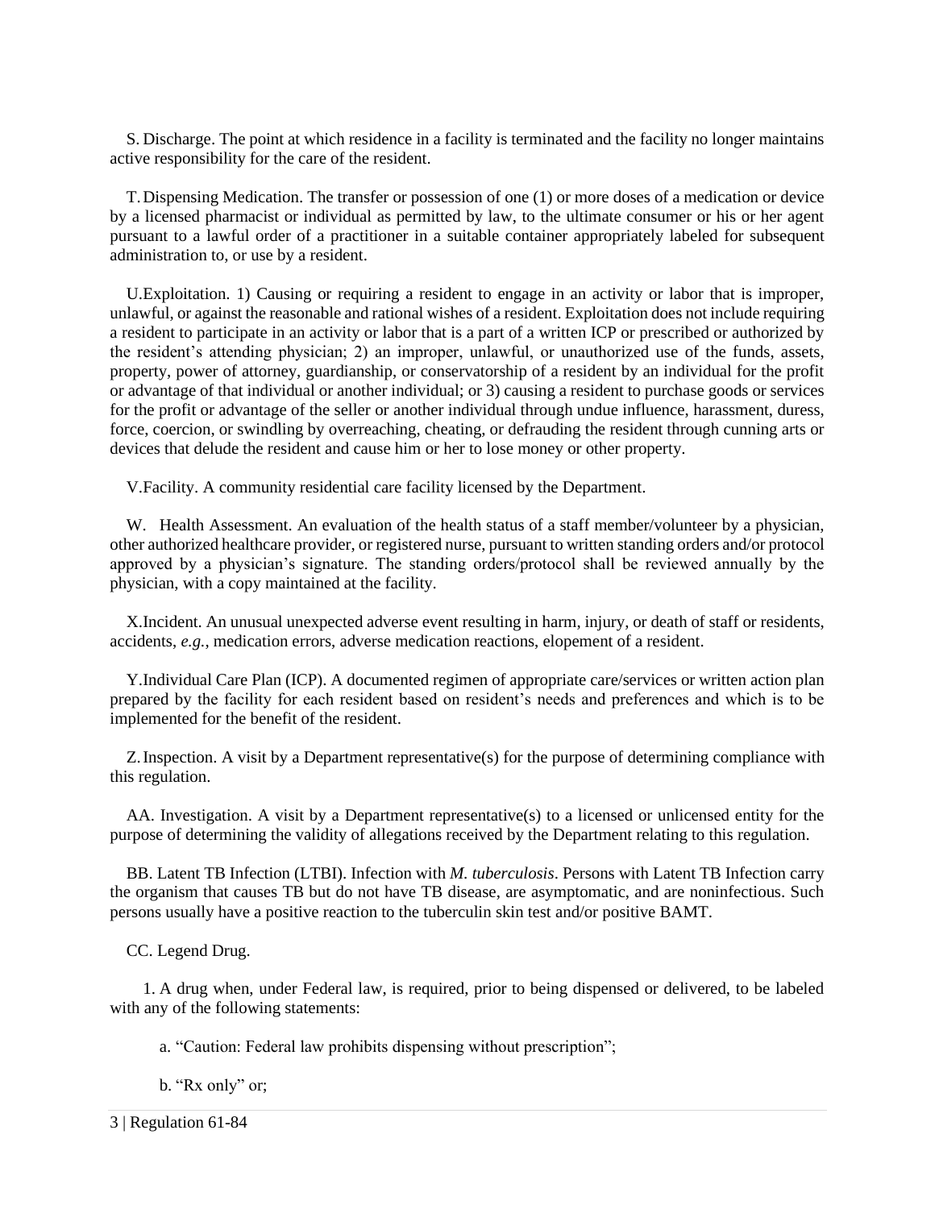S. Discharge. The point at which residence in a facility is terminated and the facility no longer maintains active responsibility for the care of the resident.

T. Dispensing Medication. The transfer or possession of one (1) or more doses of a medication or device by a licensed pharmacist or individual as permitted by law, to the ultimate consumer or his or her agent pursuant to a lawful order of a practitioner in a suitable container appropriately labeled for subsequent administration to, or use by a resident.

U. Exploitation. 1) Causing or requiring a resident to engage in an activity or labor that is improper, unlawful, or against the reasonable and rational wishes of a resident. Exploitation does not include requiring a resident to participate in an activity or labor that is a part of a written ICP or prescribed or authorized by the resident's attending physician; 2) an improper, unlawful, or unauthorized use of the funds, assets, property, power of attorney, guardianship, or conservatorship of a resident by an individual for the profit or advantage of that individual or another individual; or 3) causing a resident to purchase goods or services for the profit or advantage of the seller or another individual through undue influence, harassment, duress, force, coercion, or swindling by overreaching, cheating, or defrauding the resident through cunning arts or devices that delude the resident and cause him or her to lose money or other property.

V. Facility. A community residential care facility licensed by the Department.

W. Health Assessment. An evaluation of the health status of a staff member/volunteer by a physician, other authorized healthcare provider, or registered nurse, pursuant to written standing orders and/or protocol approved by a physician's signature. The standing orders/protocol shall be reviewed annually by the physician, with a copy maintained at the facility.

X. Incident. An unusual unexpected adverse event resulting in harm, injury, or death of staff or residents, accidents, *e.g.*, medication errors, adverse medication reactions, elopement of a resident.

Y. Individual Care Plan (ICP). A documented regimen of appropriate care/services or written action plan prepared by the facility for each resident based on resident's needs and preferences and which is to be implemented for the benefit of the resident.

Z. Inspection. A visit by a Department representative(s) for the purpose of determining compliance with this regulation.

AA. Investigation. A visit by a Department representative(s) to a licensed or unlicensed entity for the purpose of determining the validity of allegations received by the Department relating to this regulation.

BB. Latent TB Infection (LTBI). Infection with *M. tuberculosis*. Persons with Latent TB Infection carry the organism that causes TB but do not have TB disease, are asymptomatic, and are noninfectious. Such persons usually have a positive reaction to the tuberculin skin test and/or positive BAMT.

CC. Legend Drug.

1. A drug when, under Federal law, is required, prior to being dispensed or delivered, to be labeled with any of the following statements:

a. "Caution: Federal law prohibits dispensing without prescription";

b. "Rx only" or;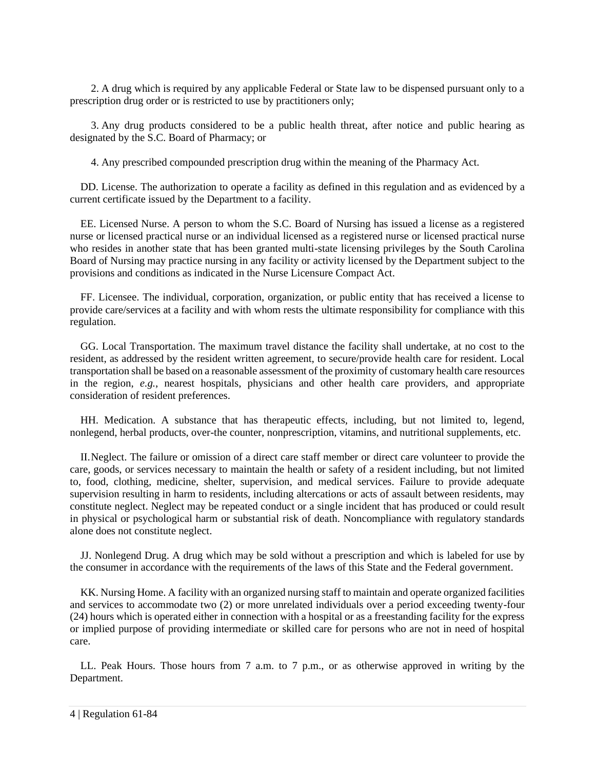2. A drug which is required by any applicable Federal or State law to be dispensed pursuant only to a prescription drug order or is restricted to use by practitioners only;

3. Any drug products considered to be a public health threat, after notice and public hearing as designated by the S.C. Board of Pharmacy; or

4. Any prescribed compounded prescription drug within the meaning of the Pharmacy Act.

DD. License. The authorization to operate a facility as defined in this regulation and as evidenced by a current certificate issued by the Department to a facility.

EE. Licensed Nurse. A person to whom the S.C. Board of Nursing has issued a license as a registered nurse or licensed practical nurse or an individual licensed as a registered nurse or licensed practical nurse who resides in another state that has been granted multi-state licensing privileges by the South Carolina Board of Nursing may practice nursing in any facility or activity licensed by the Department subject to the provisions and conditions as indicated in the Nurse Licensure Compact Act.

FF. Licensee. The individual, corporation, organization, or public entity that has received a license to provide care/services at a facility and with whom rests the ultimate responsibility for compliance with this regulation.

GG. Local Transportation. The maximum travel distance the facility shall undertake, at no cost to the resident, as addressed by the resident written agreement, to secure/provide health care for resident. Local transportation shall be based on a reasonable assessment of the proximity of customary health care resources in the region, *e.g.*, nearest hospitals, physicians and other health care providers, and appropriate consideration of resident preferences.

HH. Medication. A substance that has therapeutic effects, including, but not limited to, legend, nonlegend, herbal products, over-the counter, nonprescription, vitamins, and nutritional supplements, etc.

II. Neglect. The failure or omission of a direct care staff member or direct care volunteer to provide the care, goods, or services necessary to maintain the health or safety of a resident including, but not limited to, food, clothing, medicine, shelter, supervision, and medical services. Failure to provide adequate supervision resulting in harm to residents, including altercations or acts of assault between residents, may constitute neglect. Neglect may be repeated conduct or a single incident that has produced or could result in physical or psychological harm or substantial risk of death. Noncompliance with regulatory standards alone does not constitute neglect.

JJ. Nonlegend Drug. A drug which may be sold without a prescription and which is labeled for use by the consumer in accordance with the requirements of the laws of this State and the Federal government.

KK. Nursing Home. A facility with an organized nursing staff to maintain and operate organized facilities and services to accommodate two (2) or more unrelated individuals over a period exceeding twenty-four (24) hours which is operated either in connection with a hospital or as a freestanding facility for the express or implied purpose of providing intermediate or skilled care for persons who are not in need of hospital care.

LL. Peak Hours. Those hours from 7 a.m. to 7 p.m., or as otherwise approved in writing by the Department.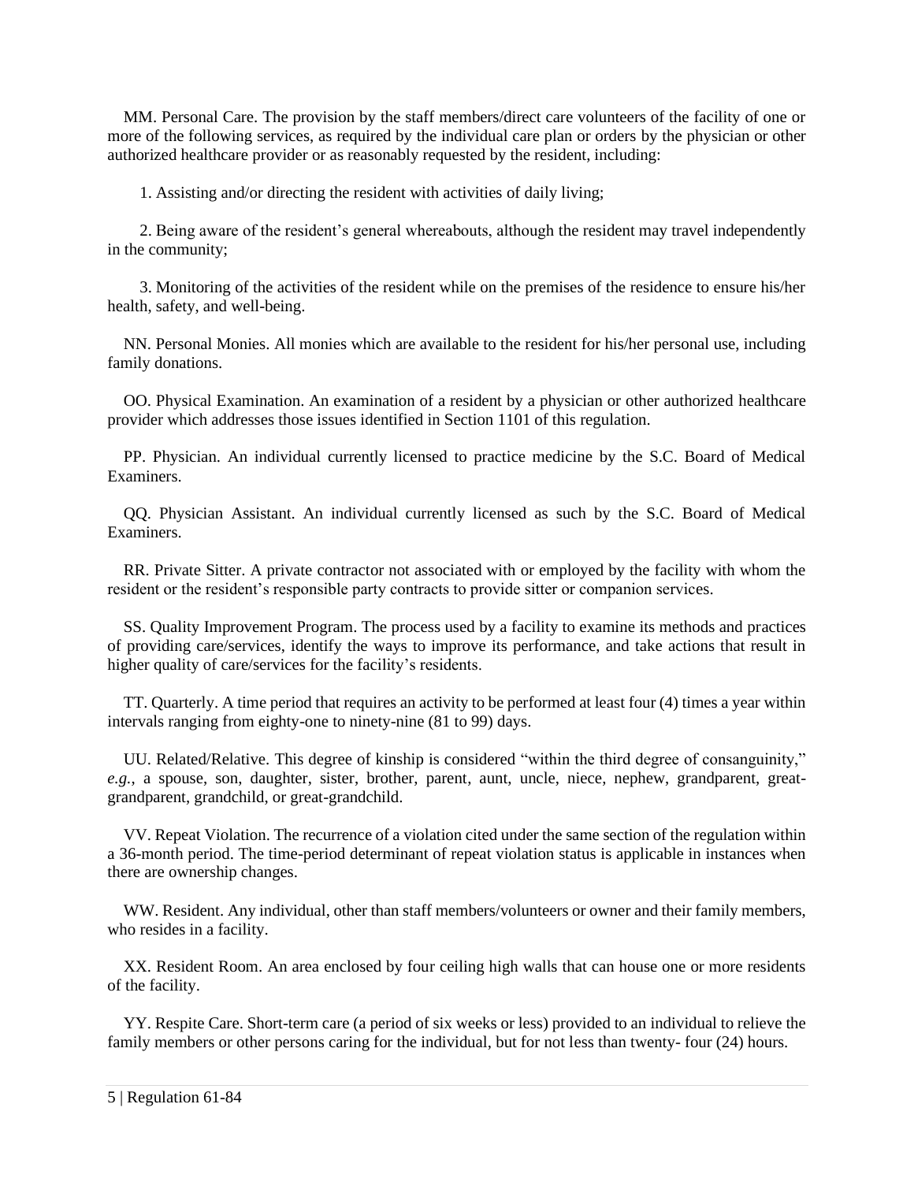MM. Personal Care. The provision by the staff members/direct care volunteers of the facility of one or more of the following services, as required by the individual care plan or orders by the physician or other authorized healthcare provider or as reasonably requested by the resident, including:

1. Assisting and/or directing the resident with activities of daily living;

2. Being aware of the resident's general whereabouts, although the resident may travel independently in the community;

3. Monitoring of the activities of the resident while on the premises of the residence to ensure his/her health, safety, and well-being.

NN. Personal Monies. All monies which are available to the resident for his/her personal use, including family donations.

OO. Physical Examination. An examination of a resident by a physician or other authorized healthcare provider which addresses those issues identified in Section 1101 of this regulation.

PP. Physician. An individual currently licensed to practice medicine by the S.C. Board of Medical Examiners.

QQ. Physician Assistant. An individual currently licensed as such by the S.C. Board of Medical Examiners.

RR. Private Sitter. A private contractor not associated with or employed by the facility with whom the resident or the resident's responsible party contracts to provide sitter or companion services.

SS. Quality Improvement Program. The process used by a facility to examine its methods and practices of providing care/services, identify the ways to improve its performance, and take actions that result in higher quality of care/services for the facility's residents.

TT. Quarterly. A time period that requires an activity to be performed at least four (4) times a year within intervals ranging from eighty-one to ninety-nine (81 to 99) days.

UU. Related/Relative. This degree of kinship is considered "within the third degree of consanguinity," *e.g.*, a spouse, son, daughter, sister, brother, parent, aunt, uncle, niece, nephew, grandparent, great-grandparent, grandchild, or great-grandchild.

VV. Repeat Violation. The recurrence of a violation cited under the same section of the regulation within a 36-month period. The time-period determinant of repeat violation status is applicable in instances when there are ownership changes.

WW. Resident. Any individual, other than staff members/volunteers or owner and their family members, who resides in a facility.

XX. Resident Room. An area enclosed by four ceiling high walls that can house one or more residents of the facility.

YY. Respite Care. Short-term care (a period of six weeks or less) provided to an individual to relieve the family members or other persons caring for the individual, but for not less than twenty- four (24) hours.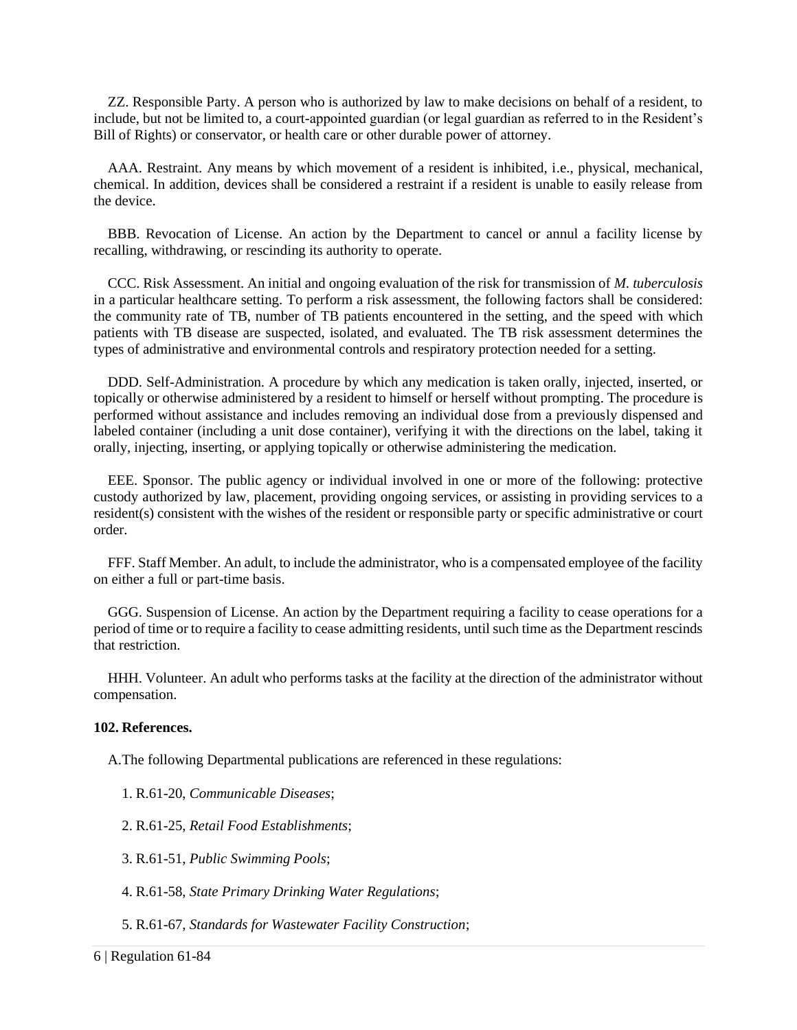ZZ. Responsible Party. A person who is authorized by law to make decisions on behalf of a resident, to include, but not be limited to, a court-appointed guardian (or legal guardian as referred to in the Resident's Bill of Rights) or conservator, or health care or other durable power of attorney.

AAA. Restraint. Any means by which movement of a resident is inhibited, i.e., physical, mechanical, chemical. In addition, devices shall be considered a restraint if a resident is unable to easily release from the device.

BBB. Revocation of License. An action by the Department to cancel or annul a facility license by recalling, withdrawing, or rescinding its authority to operate.

CCC. Risk Assessment. An initial and ongoing evaluation of the risk for transmission of *M. tuberculosis* in a particular healthcare setting. To perform a risk assessment, the following factors shall be considered: the community rate of TB, number of TB patients encountered in the setting, and the speed with which patients with TB disease are suspected, isolated, and evaluated. The TB risk assessment determines the types of administrative and environmental controls and respiratory protection needed for a setting.

DDD. Self-Administration. A procedure by which any medication is taken orally, injected, inserted, or topically or otherwise administered by a resident to himself or herself without prompting. The procedure is performed without assistance and includes removing an individual dose from a previously dispensed and labeled container (including a unit dose container), verifying it with the directions on the label, taking it orally, injecting, inserting, or applying topically or otherwise administering the medication.

EEE. Sponsor. The public agency or individual involved in one or more of the following: protective custody authorized by law, placement, providing ongoing services, or assisting in providing services to a resident(s) consistent with the wishes of the resident or responsible party or specific administrative or court order.

FFF. Staff Member. An adult, to include the administrator, who is a compensated employee of the facility on either a full or part-time basis.

GGG. Suspension of License. An action by the Department requiring a facility to cease operations for a period of time or to require a facility to cease admitting residents, until such time as the Department rescinds that restriction.

HHH. Volunteer. An adult who performs tasks at the facility at the direction of the administrator without compensation.

**102. References.**

A.The following Departmental publications are referenced in these regulations:

1. R.61-20, *Communicable Diseases*;

2. R.61-25, *Retail Food Establishments*;

3. R.61-51, *Public Swimming Pools*;

4. R.61-58, *State Primary Drinking Water Regulations*;

5. R.61-67, *Standards for Wastewater Facility Construction*;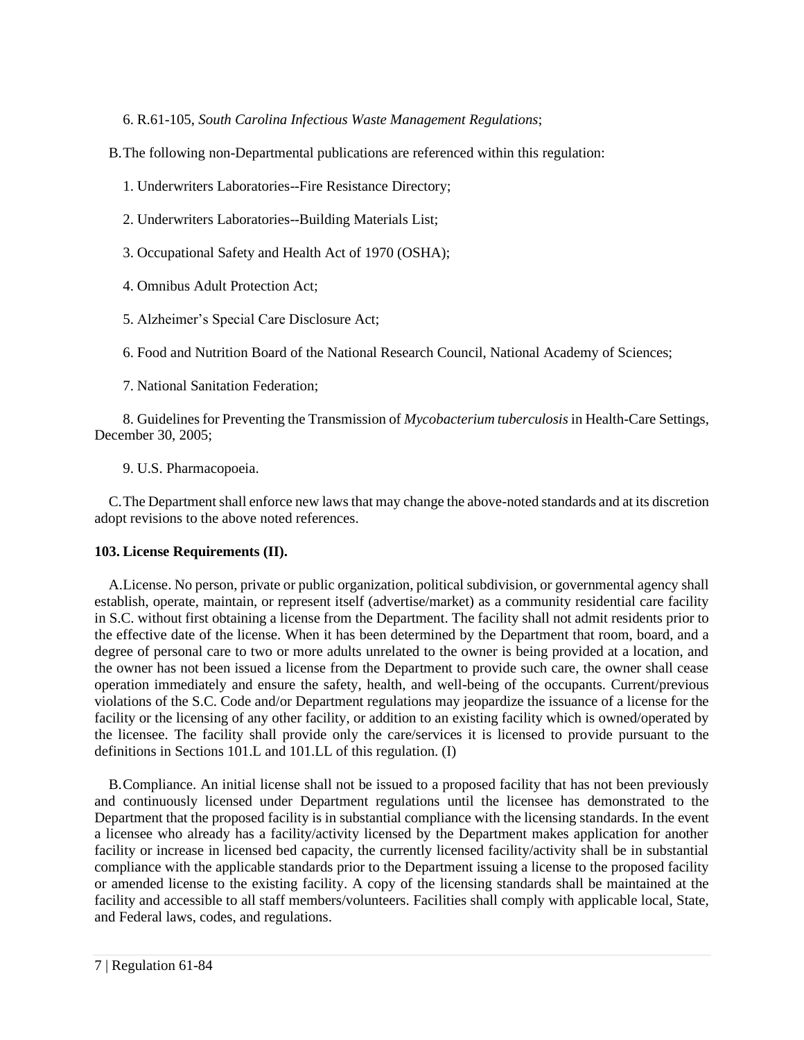6. R.61-105, *South Carolina Infectious Waste Management Regulations*;

B. The following non-Departmental publications are referenced within this regulation:

1. Underwriters Laboratories--Fire Resistance Directory;

2. Underwriters Laboratories--Building Materials List;

3. Occupational Safety and Health Act of 1970 (OSHA);

4. Omnibus Adult Protection Act;

5. Alzheimer's Special Care Disclosure Act;

6. Food and Nutrition Board of the National Research Council, National Academy of Sciences;

7. National Sanitation Federation;

8. Guidelines for Preventing the Transmission of *Mycobacterium tuberculosis* in Health-Care Settings, December 30, 2005;

9. U.S. Pharmacopoeia.

C. The Department shall enforce new laws that may change the above-noted standards and at its discretion adopt revisions to the above noted references.

**103. License Requirements (II).**

A. License. No person, private or public organization, political subdivision, or governmental agency shall establish, operate, maintain, or represent itself (advertise/market) as a community residential care facility in S.C. without first obtaining a license from the Department. The facility shall not admit residents prior to the effective date of the license. When it has been determined by the Department that room, board, and a degree of personal care to two or more adults unrelated to the owner is being provided at a location, and the owner has not been issued a license from the Department to provide such care, the owner shall cease operation immediately and ensure the safety, health, and well-being of the occupants. Current/previous violations of the S.C. Code and/or Department regulations may jeopardize the issuance of a license for the facility or the licensing of any other facility, or addition to an existing facility which is owned/operated by the licensee. The facility shall provide only the care/services it is licensed to provide pursuant to the definitions in Sections 101.L and 101.LL of this regulation. (I)

B. Compliance. An initial license shall not be issued to a proposed facility that has not been previously and continuously licensed under Department regulations until the licensee has demonstrated to the Department that the proposed facility is in substantial compliance with the licensing standards. In the event a licensee who already has a facility/activity licensed by the Department makes application for another facility or increase in licensed bed capacity, the currently licensed facility/activity shall be in substantial compliance with the applicable standards prior to the Department issuing a license to the proposed facility or amended license to the existing facility. A copy of the licensing standards shall be maintained at the facility and accessible to all staff members/volunteers. Facilities shall comply with applicable local, State, and Federal laws, codes, and regulations.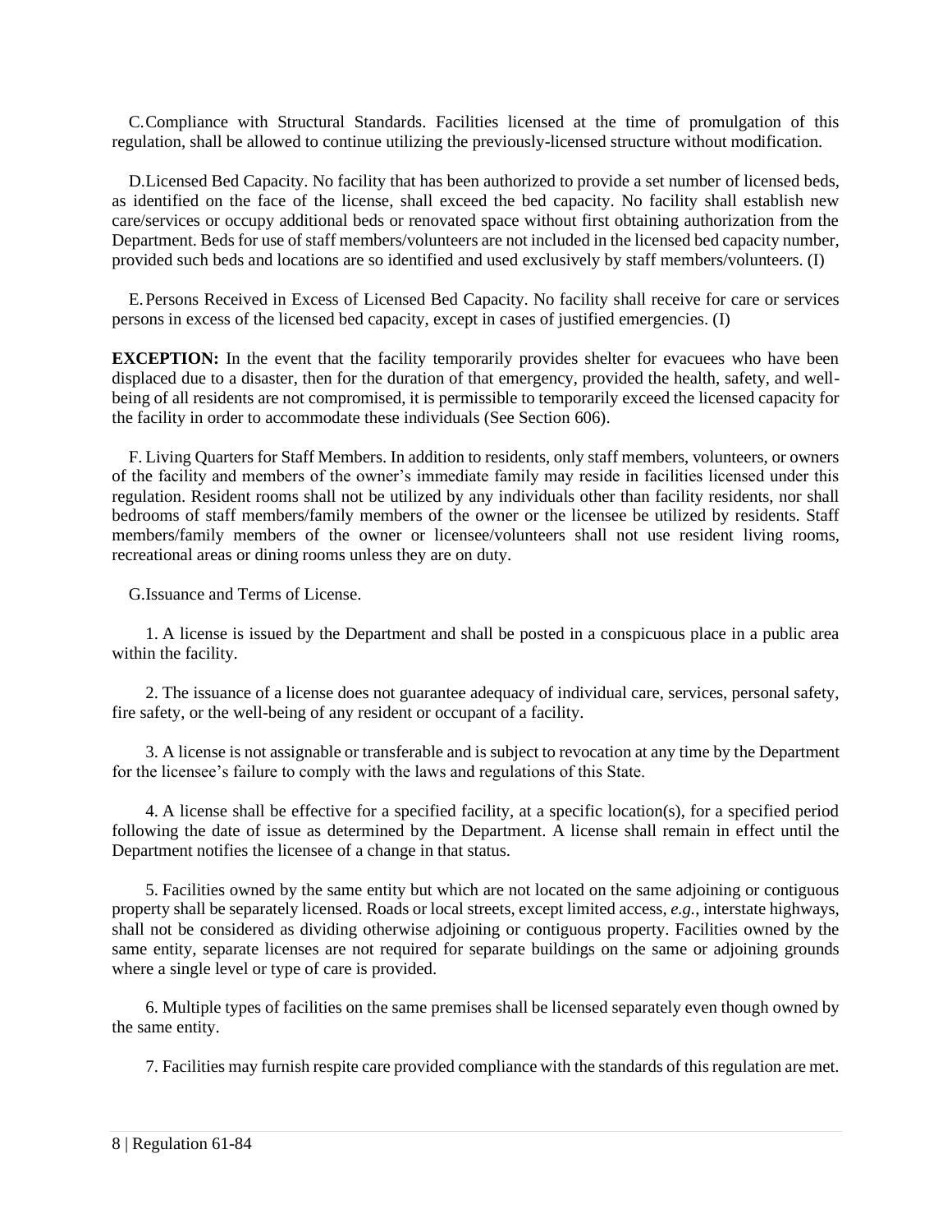C. Compliance with Structural Standards. Facilities licensed at the time of promulgation of this regulation, shall be allowed to continue utilizing the previously-licensed structure without modification.

D. Licensed Bed Capacity. No facility that has been authorized to provide a set number of licensed beds, as identified on the face of the license, shall exceed the bed capacity. No facility shall establish new care/services or occupy additional beds or renovated space without first obtaining authorization from the Department. Beds for use of staff members/volunteers are not included in the licensed bed capacity number, provided such beds and locations are so identified and used exclusively by staff members/volunteers. (I)

E. Persons Received in Excess of Licensed Bed Capacity. No facility shall receive for care or services persons in excess of the licensed bed capacity, except in cases of justified emergencies. (I)

**EXCEPTION:** In the event that the facility temporarily provides shelter for evacuees who have been displaced due to a disaster, then for the duration of that emergency, provided the health, safety, and well-being of all residents are not compromised, it is permissible to temporarily exceed the licensed capacity for the facility in order to accommodate these individuals (See Section 606).

F. Living Quarters for Staff Members. In addition to residents, only staff members, volunteers, or owners of the facility and members of the owner's immediate family may reside in facilities licensed under this regulation. Resident rooms shall not be utilized by any individuals other than facility residents, nor shall bedrooms of staff members/family members of the owner or the licensee be utilized by residents. Staff members/family members of the owner or licensee/volunteers shall not use resident living rooms, recreational areas or dining rooms unless they are on duty.

G. Issuance and Terms of License.

1. A license is issued by the Department and shall be posted in a conspicuous place in a public area within the facility.

2. The issuance of a license does not guarantee adequacy of individual care, services, personal safety, fire safety, or the well-being of any resident or occupant of a facility.

3. A license is not assignable or transferable and is subject to revocation at any time by the Department for the licensee's failure to comply with the laws and regulations of this State.

4. A license shall be effective for a specified facility, at a specific location(s), for a specified period following the date of issue as determined by the Department. A license shall remain in effect until the Department notifies the licensee of a change in that status.

5. Facilities owned by the same entity but which are not located on the same adjoining or contiguous property shall be separately licensed. Roads or local streets, except limited access, *e.g.*, interstate highways, shall not be considered as dividing otherwise adjoining or contiguous property. Facilities owned by the same entity, separate licenses are not required for separate buildings on the same or adjoining grounds where a single level or type of care is provided.

6. Multiple types of facilities on the same premises shall be licensed separately even though owned by the same entity.

7. Facilities may furnish respite care provided compliance with the standards of this regulation are met.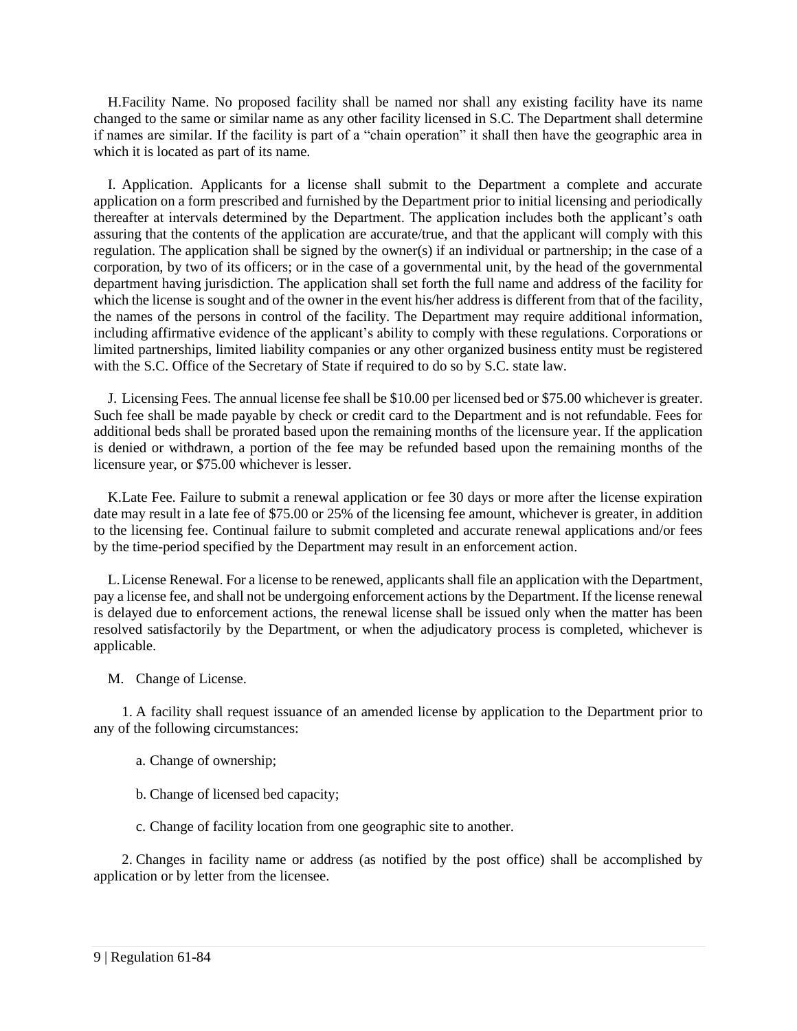H. Facility Name. No proposed facility shall be named nor shall any existing facility have its name changed to the same or similar name as any other facility licensed in S.C. The Department shall determine if names are similar. If the facility is part of a "chain operation" it shall then have the geographic area in which it is located as part of its name.

I. Application. Applicants for a license shall submit to the Department a complete and accurate application on a form prescribed and furnished by the Department prior to initial licensing and periodically thereafter at intervals determined by the Department. The application includes both the applicant's oath assuring that the contents of the application are accurate/true, and that the applicant will comply with this regulation. The application shall be signed by the owner(s) if an individual or partnership; in the case of a corporation, by two of its officers; or in the case of a governmental unit, by the head of the governmental department having jurisdiction. The application shall set forth the full name and address of the facility for which the license is sought and of the owner in the event his/her address is different from that of the facility, the names of the persons in control of the facility. The Department may require additional information, including affirmative evidence of the applicant's ability to comply with these regulations. Corporations or limited partnerships, limited liability companies or any other organized business entity must be registered with the S.C. Office of the Secretary of State if required to do so by S.C. state law.

J. Licensing Fees. The annual license fee shall be $10.00 per licensed bed or $75.00 whichever is greater. Such fee shall be made payable by check or credit card to the Department and is not refundable. Fees for additional beds shall be prorated based upon the remaining months of the licensure year. If the application is denied or withdrawn, a portion of the fee may be refunded based upon the remaining months of the licensure year, or $75.00 whichever is lesser.

K. Late Fee. Failure to submit a renewal application or fee 30 days or more after the license expiration date may result in a late fee of $75.00 or 25% of the licensing fee amount, whichever is greater, in addition to the licensing fee. Continual failure to submit completed and accurate renewal applications and/or fees by the time-period specified by the Department may result in an enforcement action.

L. License Renewal. For a license to be renewed, applicants shall file an application with the Department, pay a license fee, and shall not be undergoing enforcement actions by the Department. If the license renewal is delayed due to enforcement actions, the renewal license shall be issued only when the matter has been resolved satisfactorily by the Department, or when the adjudicatory process is completed, whichever is applicable.

M. Change of License.

1. A facility shall request issuance of an amended license by application to the Department prior to any of the following circumstances:

a. Change of ownership;

b. Change of licensed bed capacity;

c. Change of facility location from one geographic site to another.

2. Changes in facility name or address (as notified by the post office) shall be accomplished by application or by letter from the licensee.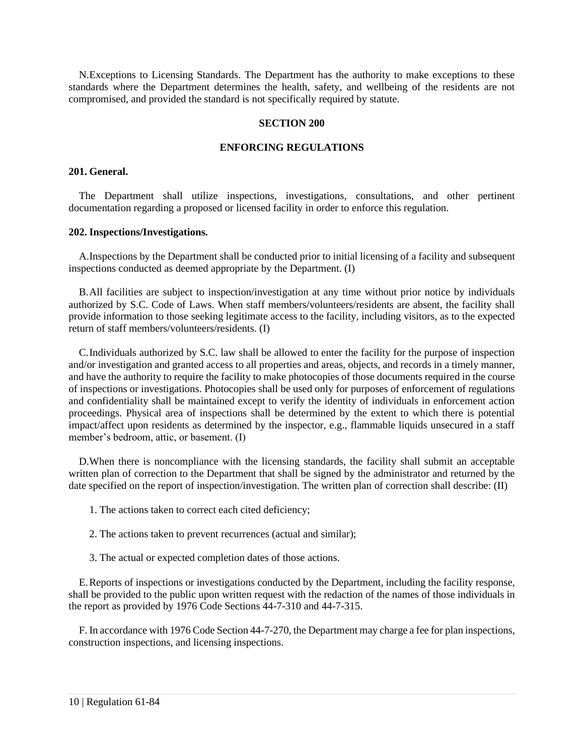N.Exceptions to Licensing Standards. The Department has the authority to make exceptions to these standards where the Department determines the health, safety, and wellbeing of the residents are not compromised, and provided the standard is not specifically required by statute.

## SECTION 200

## ENFORCING REGULATIONS

**201. General.**

The Department shall utilize inspections, investigations, consultations, and other pertinent documentation regarding a proposed or licensed facility in order to enforce this regulation.

**202. Inspections/Investigations.**

A.Inspections by the Department shall be conducted prior to initial licensing of a facility and subsequent inspections conducted as deemed appropriate by the Department. (I)

B.All facilities are subject to inspection/investigation at any time without prior notice by individuals authorized by S.C. Code of Laws. When staff members/volunteers/residents are absent, the facility shall provide information to those seeking legitimate access to the facility, including visitors, as to the expected return of staff members/volunteers/residents. (I)

C.Individuals authorized by S.C. law shall be allowed to enter the facility for the purpose of inspection and/or investigation and granted access to all properties and areas, objects, and records in a timely manner, and have the authority to require the facility to make photocopies of those documents required in the course of inspections or investigations. Photocopies shall be used only for purposes of enforcement of regulations and confidentiality shall be maintained except to verify the identity of individuals in enforcement action proceedings. Physical area of inspections shall be determined by the extent to which there is potential impact/affect upon residents as determined by the inspector, e.g., flammable liquids unsecured in a staff member's bedroom, attic, or basement. (I)

D.When there is noncompliance with the licensing standards, the facility shall submit an acceptable written plan of correction to the Department that shall be signed by the administrator and returned by the date specified on the report of inspection/investigation. The written plan of correction shall describe: (II)

1. The actions taken to correct each cited deficiency;

2. The actions taken to prevent recurrences (actual and similar);

3. The actual or expected completion dates of those actions.

E.Reports of inspections or investigations conducted by the Department, including the facility response, shall be provided to the public upon written request with the redaction of the names of those individuals in the report as provided by 1976 Code Sections 44-7-310 and 44-7-315.

F. In accordance with 1976 Code Section 44-7-270, the Department may charge a fee for plan inspections, construction inspections, and licensing inspections.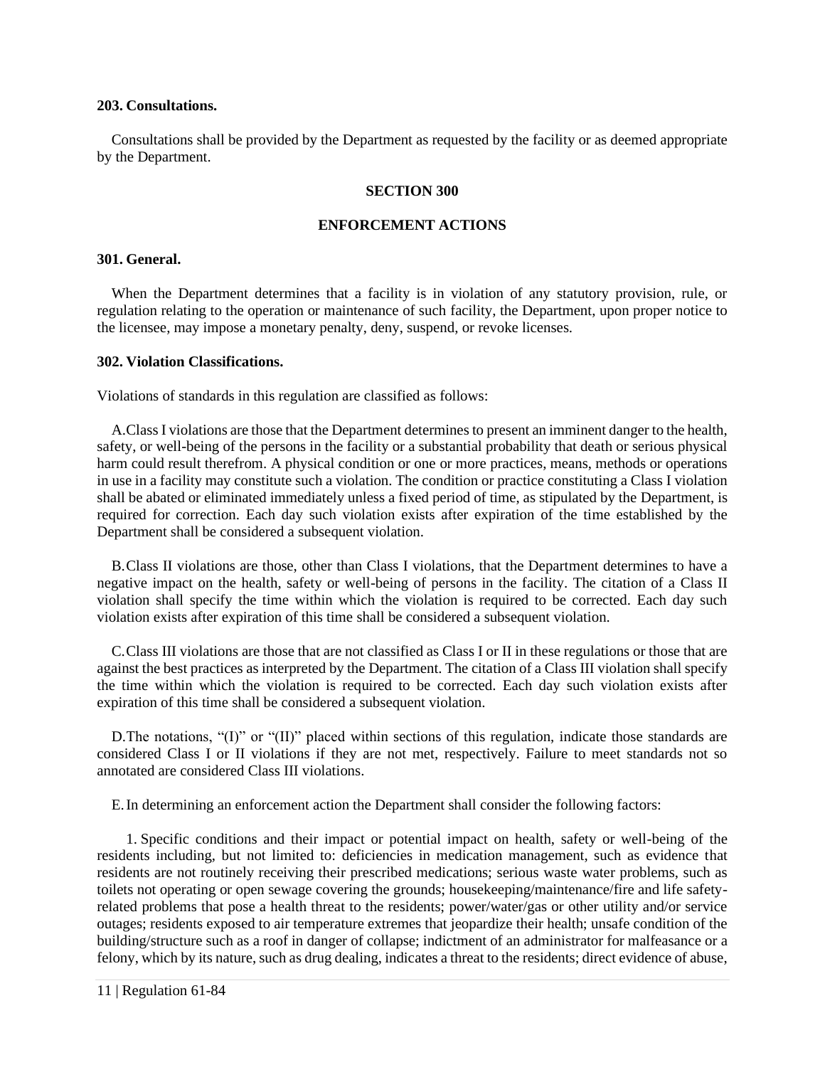**203. Consultations.**

Consultations shall be provided by the Department as requested by the facility or as deemed appropriate by the Department.

## SECTION 300

## ENFORCEMENT ACTIONS

**301. General.**

When the Department determines that a facility is in violation of any statutory provision, rule, or regulation relating to the operation or maintenance of such facility, the Department, upon proper notice to the licensee, may impose a monetary penalty, deny, suspend, or revoke licenses.

**302. Violation Classifications.**

Violations of standards in this regulation are classified as follows:

A. Class I violations are those that the Department determines to present an imminent danger to the health, safety, or well-being of the persons in the facility or a substantial probability that death or serious physical harm could result therefrom. A physical condition or one or more practices, means, methods or operations in use in a facility may constitute such a violation. The condition or practice constituting a Class I violation shall be abated or eliminated immediately unless a fixed period of time, as stipulated by the Department, is required for correction. Each day such violation exists after expiration of the time established by the Department shall be considered a subsequent violation.

B. Class II violations are those, other than Class I violations, that the Department determines to have a negative impact on the health, safety or well-being of persons in the facility. The citation of a Class II violation shall specify the time within which the violation is required to be corrected. Each day such violation exists after expiration of this time shall be considered a subsequent violation.

C. Class III violations are those that are not classified as Class I or II in these regulations or those that are against the best practices as interpreted by the Department. The citation of a Class III violation shall specify the time within which the violation is required to be corrected. Each day such violation exists after expiration of this time shall be considered a subsequent violation.

D. The notations, "(I)" or "(II)" placed within sections of this regulation, indicate those standards are considered Class I or II violations if they are not met, respectively. Failure to meet standards not so annotated are considered Class III violations.

E. In determining an enforcement action the Department shall consider the following factors:

1. Specific conditions and their impact or potential impact on health, safety or well-being of the residents including, but not limited to: deficiencies in medication management, such as evidence that residents are not routinely receiving their prescribed medications; serious waste water problems, such as toilets not operating or open sewage covering the grounds; housekeeping/maintenance/fire and life safety-related problems that pose a health threat to the residents; power/water/gas or other utility and/or service outages; residents exposed to air temperature extremes that jeopardize their health; unsafe condition of the building/structure such as a roof in danger of collapse; indictment of an administrator for malfeasance or a felony, which by its nature, such as drug dealing, indicates a threat to the residents; direct evidence of abuse,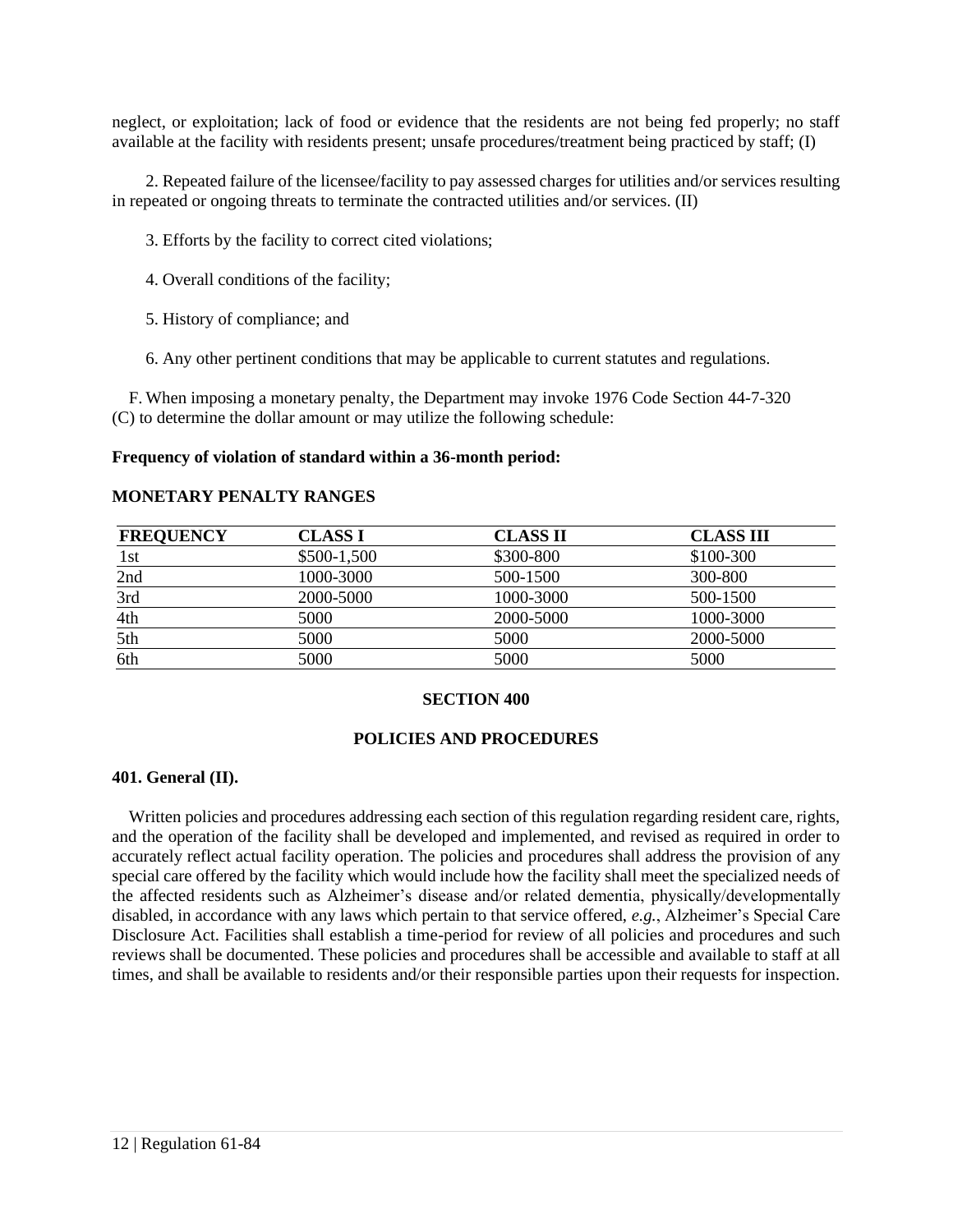neglect, or exploitation; lack of food or evidence that the residents are not being fed properly; no staff available at the facility with residents present; unsafe procedures/treatment being practiced by staff; (I)

2. Repeated failure of the licensee/facility to pay assessed charges for utilities and/or services resulting in repeated or ongoing threats to terminate the contracted utilities and/or services. (II)

3. Efforts by the facility to correct cited violations;

4. Overall conditions of the facility;

5. History of compliance; and

6. Any other pertinent conditions that may be applicable to current statutes and regulations.

F. When imposing a monetary penalty, the Department may invoke 1976 Code Section 44-7-320 (C) to determine the dollar amount or may utilize the following schedule:

**Frequency of violation of standard within a 36-month period:**

**MONETARY PENALTY RANGES**

| FREQUENCY | CLASS I | CLASS II | CLASS III |
|---|---|---|---|
| 1st | $500-1,500 | $300-800 | $100-300 |
| 2nd | 1000-3000 | 500-1500 | 300-800 |
| 3rd | 2000-5000 | 1000-3000 | 500-1500 |
| 4th | 5000 | 2000-5000 | 1000-3000 |
| 5th | 5000 | 5000 | 2000-5000 |
| 6th | 5000 | 5000 | 5000 |

## SECTION 400

## POLICIES AND PROCEDURES

### 401. General (II).

Written policies and procedures addressing each section of this regulation regarding resident care, rights, and the operation of the facility shall be developed and implemented, and revised as required in order to accurately reflect actual facility operation. The policies and procedures shall address the provision of any special care offered by the facility which would include how the facility shall meet the specialized needs of the affected residents such as Alzheimer's disease and/or related dementia, physically/developmentally disabled, in accordance with any laws which pertain to that service offered, *e.g.*, Alzheimer's Special Care Disclosure Act. Facilities shall establish a time-period for review of all policies and procedures and such reviews shall be documented. These policies and procedures shall be accessible and available to staff at all times, and shall be available to residents and/or their responsible parties upon their requests for inspection.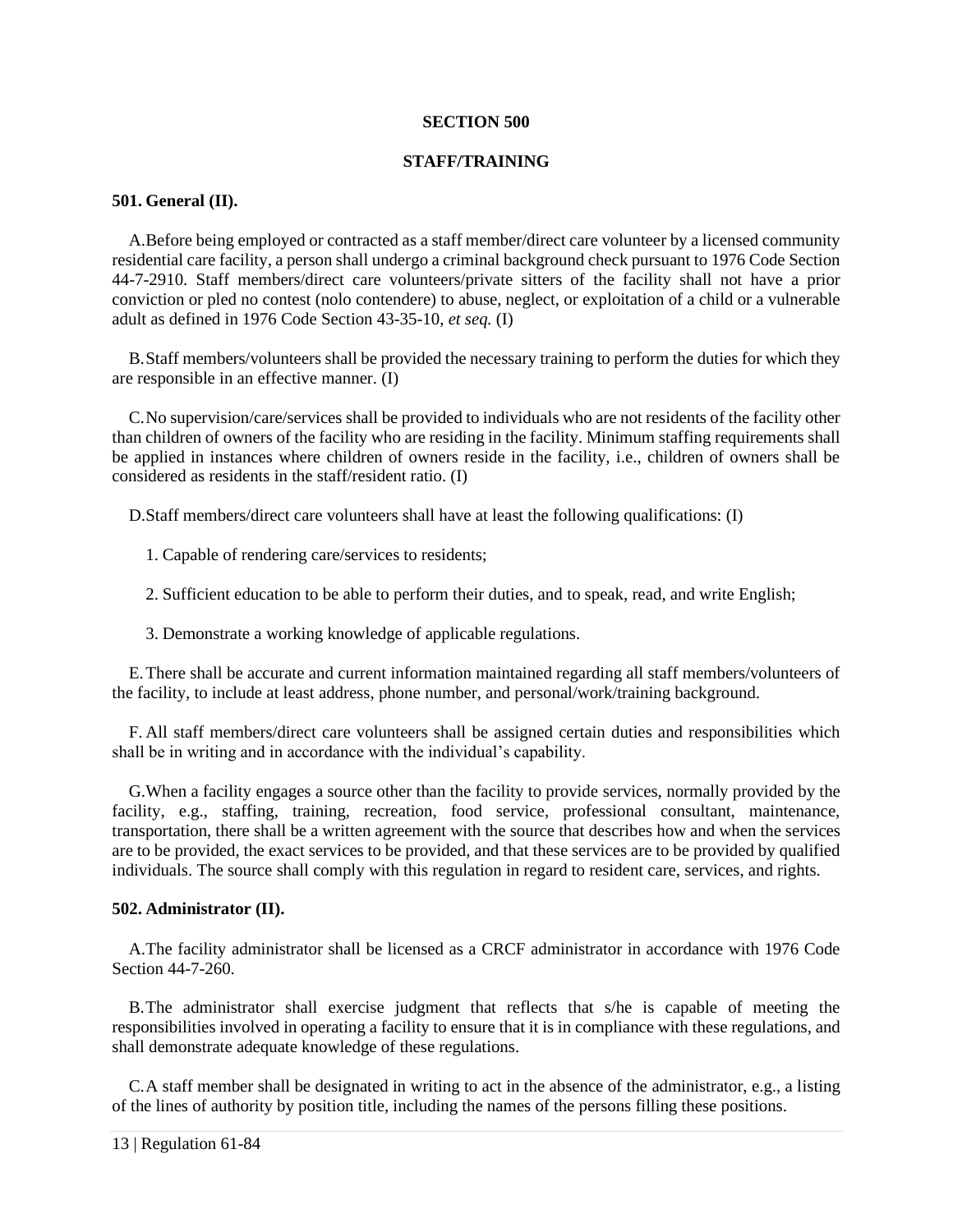# SECTION 500

## STAFF/TRAINING

**501. General (II).**

A. Before being employed or contracted as a staff member/direct care volunteer by a licensed community residential care facility, a person shall undergo a criminal background check pursuant to 1976 Code Section 44-7-2910. Staff members/direct care volunteers/private sitters of the facility shall not have a prior conviction or pled no contest (nolo contendere) to abuse, neglect, or exploitation of a child or a vulnerable adult as defined in 1976 Code Section 43-35-10, *et seq.* (I)

B. Staff members/volunteers shall be provided the necessary training to perform the duties for which they are responsible in an effective manner. (I)

C. No supervision/care/services shall be provided to individuals who are not residents of the facility other than children of owners of the facility who are residing in the facility. Minimum staffing requirements shall be applied in instances where children of owners reside in the facility, i.e., children of owners shall be considered as residents in the staff/resident ratio. (I)

D. Staff members/direct care volunteers shall have at least the following qualifications: (I)

1. Capable of rendering care/services to residents;

2. Sufficient education to be able to perform their duties, and to speak, read, and write English;

3. Demonstrate a working knowledge of applicable regulations.

E. There shall be accurate and current information maintained regarding all staff members/volunteers of the facility, to include at least address, phone number, and personal/work/training background.

F. All staff members/direct care volunteers shall be assigned certain duties and responsibilities which shall be in writing and in accordance with the individual's capability.

G. When a facility engages a source other than the facility to provide services, normally provided by the facility, e.g., staffing, training, recreation, food service, professional consultant, maintenance, transportation, there shall be a written agreement with the source that describes how and when the services are to be provided, the exact services to be provided, and that these services are to be provided by qualified individuals. The source shall comply with this regulation in regard to resident care, services, and rights.

**502. Administrator (II).**

A. The facility administrator shall be licensed as a CRCF administrator in accordance with 1976 Code Section 44-7-260.

B. The administrator shall exercise judgment that reflects that s/he is capable of meeting the responsibilities involved in operating a facility to ensure that it is in compliance with these regulations, and shall demonstrate adequate knowledge of these regulations.

C. A staff member shall be designated in writing to act in the absence of the administrator, e.g., a listing of the lines of authority by position title, including the names of the persons filling these positions.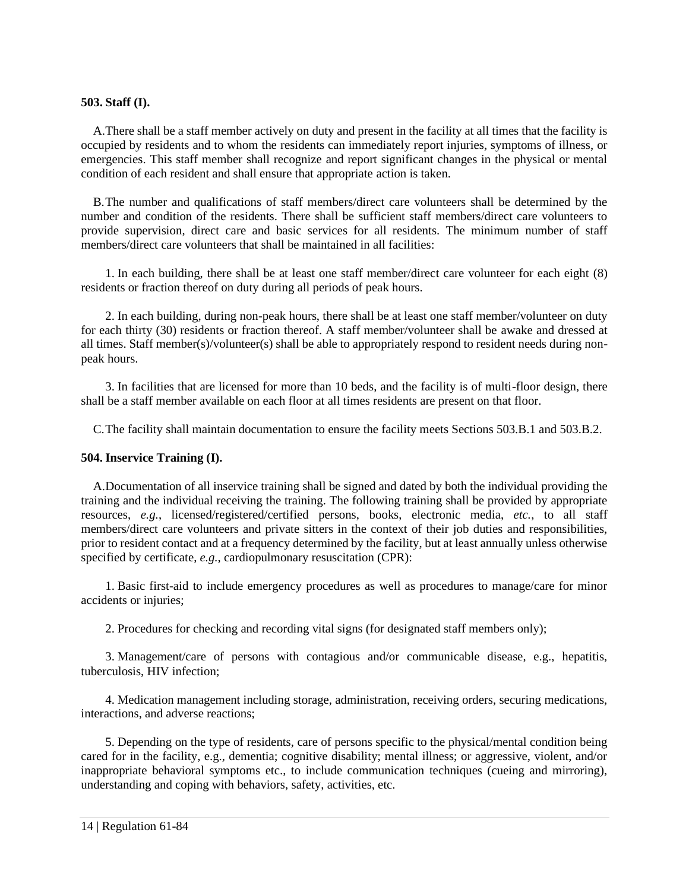**503. Staff (I).**

A. There shall be a staff member actively on duty and present in the facility at all times that the facility is occupied by residents and to whom the residents can immediately report injuries, symptoms of illness, or emergencies. This staff member shall recognize and report significant changes in the physical or mental condition of each resident and shall ensure that appropriate action is taken.

B. The number and qualifications of staff members/direct care volunteers shall be determined by the number and condition of the residents. There shall be sufficient staff members/direct care volunteers to provide supervision, direct care and basic services for all residents. The minimum number of staff members/direct care volunteers that shall be maintained in all facilities:

1. In each building, there shall be at least one staff member/direct care volunteer for each eight (8) residents or fraction thereof on duty during all periods of peak hours.

2. In each building, during non-peak hours, there shall be at least one staff member/volunteer on duty for each thirty (30) residents or fraction thereof. A staff member/volunteer shall be awake and dressed at all times. Staff member(s)/volunteer(s) shall be able to appropriately respond to resident needs during non-peak hours.

3. In facilities that are licensed for more than 10 beds, and the facility is of multi-floor design, there shall be a staff member available on each floor at all times residents are present on that floor.

C. The facility shall maintain documentation to ensure the facility meets Sections 503.B.1 and 503.B.2.

**504. Inservice Training (I).**

A. Documentation of all inservice training shall be signed and dated by both the individual providing the training and the individual receiving the training. The following training shall be provided by appropriate resources, *e.g.*, licensed/registered/certified persons, books, electronic media, *etc.*, to all staff members/direct care volunteers and private sitters in the context of their job duties and responsibilities, prior to resident contact and at a frequency determined by the facility, but at least annually unless otherwise specified by certificate, *e.g.*, cardiopulmonary resuscitation (CPR):

1. Basic first-aid to include emergency procedures as well as procedures to manage/care for minor accidents or injuries;

2. Procedures for checking and recording vital signs (for designated staff members only);

3. Management/care of persons with contagious and/or communicable disease, e.g., hepatitis, tuberculosis, HIV infection;

4. Medication management including storage, administration, receiving orders, securing medications, interactions, and adverse reactions;

5. Depending on the type of residents, care of persons specific to the physical/mental condition being cared for in the facility, e.g., dementia; cognitive disability; mental illness; or aggressive, violent, and/or inappropriate behavioral symptoms etc., to include communication techniques (cueing and mirroring), understanding and coping with behaviors, safety, activities, etc.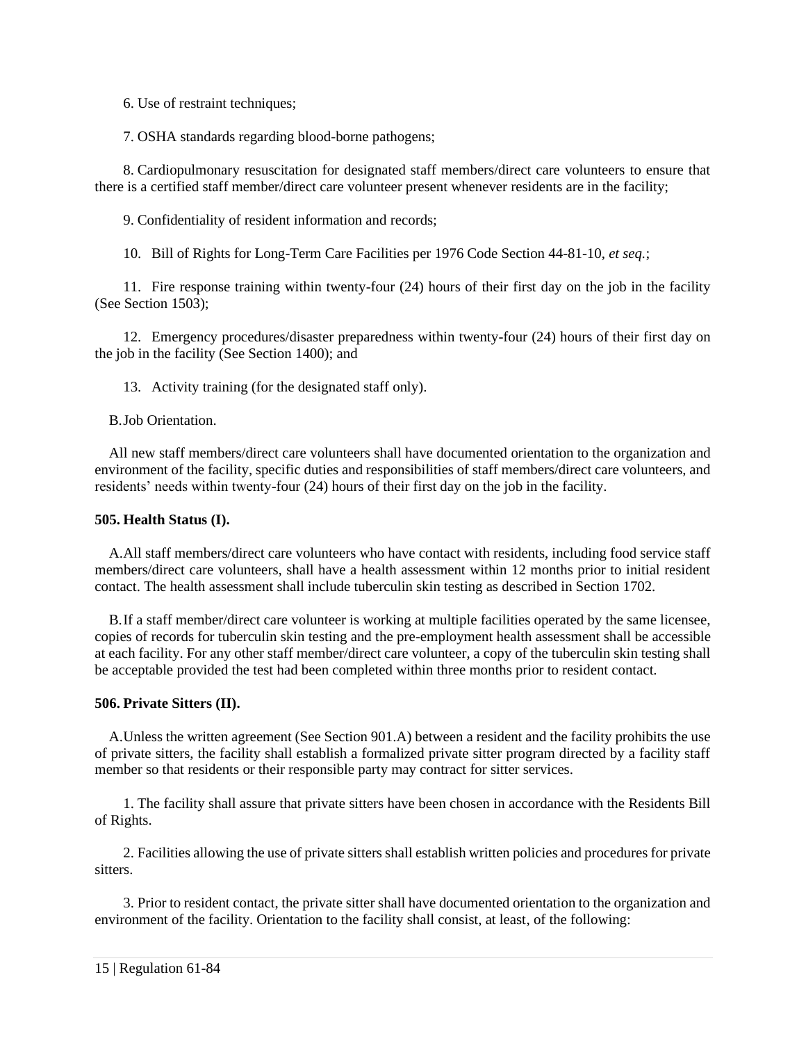6. Use of restraint techniques;

7. OSHA standards regarding blood-borne pathogens;

8. Cardiopulmonary resuscitation for designated staff members/direct care volunteers to ensure that there is a certified staff member/direct care volunteer present whenever residents are in the facility;

9. Confidentiality of resident information and records;

10. Bill of Rights for Long-Term Care Facilities per 1976 Code Section 44-81-10, *et seq.*;

11. Fire response training within twenty-four (24) hours of their first day on the job in the facility (See Section 1503);

12. Emergency procedures/disaster preparedness within twenty-four (24) hours of their first day on the job in the facility (See Section 1400); and

13. Activity training (for the designated staff only).

B. Job Orientation.

All new staff members/direct care volunteers shall have documented orientation to the organization and environment of the facility, specific duties and responsibilities of staff members/direct care volunteers, and residents' needs within twenty-four (24) hours of their first day on the job in the facility.

**505. Health Status (I).**

A. All staff members/direct care volunteers who have contact with residents, including food service staff members/direct care volunteers, shall have a health assessment within 12 months prior to initial resident contact. The health assessment shall include tuberculin skin testing as described in Section 1702.

B. If a staff member/direct care volunteer is working at multiple facilities operated by the same licensee, copies of records for tuberculin skin testing and the pre-employment health assessment shall be accessible at each facility. For any other staff member/direct care volunteer, a copy of the tuberculin skin testing shall be acceptable provided the test had been completed within three months prior to resident contact.

**506. Private Sitters (II).**

A. Unless the written agreement (See Section 901.A) between a resident and the facility prohibits the use of private sitters, the facility shall establish a formalized private sitter program directed by a facility staff member so that residents or their responsible party may contract for sitter services.

1. The facility shall assure that private sitters have been chosen in accordance with the Residents Bill of Rights.

2. Facilities allowing the use of private sitters shall establish written policies and procedures for private sitters.

3. Prior to resident contact, the private sitter shall have documented orientation to the organization and environment of the facility. Orientation to the facility shall consist, at least, of the following: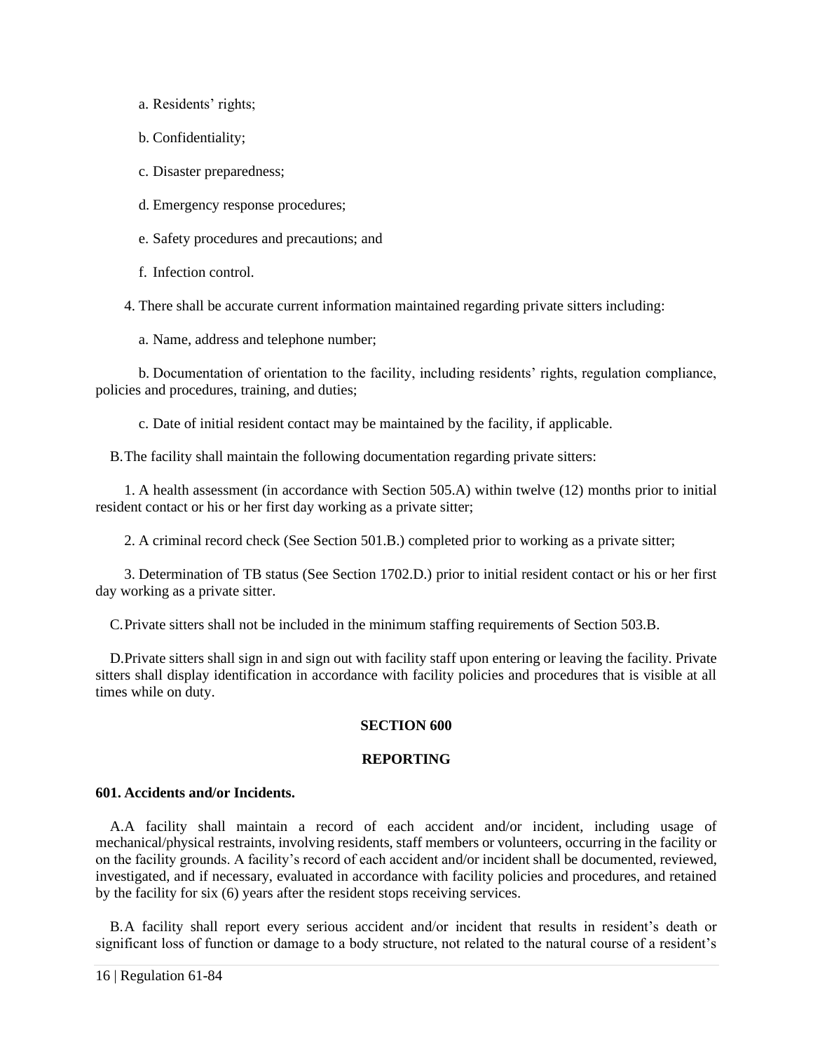a. Residents' rights;

b. Confidentiality;

c. Disaster preparedness;

d. Emergency response procedures;

e. Safety procedures and precautions; and

f. Infection control.

4. There shall be accurate current information maintained regarding private sitters including:

a. Name, address and telephone number;

b. Documentation of orientation to the facility, including residents' rights, regulation compliance, policies and procedures, training, and duties;

c. Date of initial resident contact may be maintained by the facility, if applicable.

B. The facility shall maintain the following documentation regarding private sitters:

1. A health assessment (in accordance with Section 505.A) within twelve (12) months prior to initial resident contact or his or her first day working as a private sitter;

2. A criminal record check (See Section 501.B.) completed prior to working as a private sitter;

3. Determination of TB status (See Section 1702.D.) prior to initial resident contact or his or her first day working as a private sitter.

C. Private sitters shall not be included in the minimum staffing requirements of Section 503.B.

D. Private sitters shall sign in and sign out with facility staff upon entering or leaving the facility. Private sitters shall display identification in accordance with facility policies and procedures that is visible at all times while on duty.

## SECTION 600

## REPORTING

### 601. Accidents and/or Incidents.

A. A facility shall maintain a record of each accident and/or incident, including usage of mechanical/physical restraints, involving residents, staff members or volunteers, occurring in the facility or on the facility grounds. A facility's record of each accident and/or incident shall be documented, reviewed, investigated, and if necessary, evaluated in accordance with facility policies and procedures, and retained by the facility for six (6) years after the resident stops receiving services.

B. A facility shall report every serious accident and/or incident that results in resident's death or significant loss of function or damage to a body structure, not related to the natural course of a resident's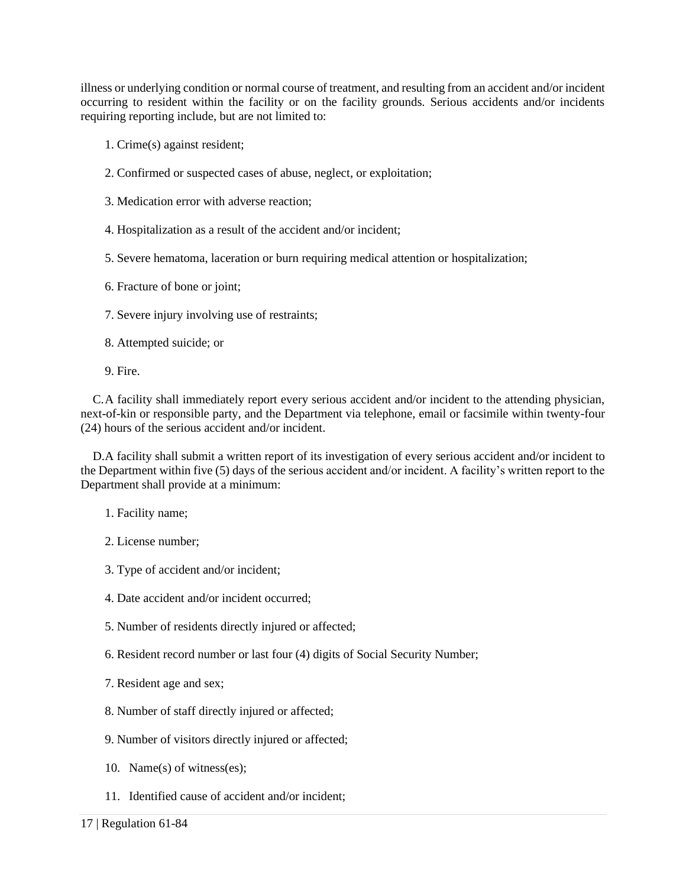illness or underlying condition or normal course of treatment, and resulting from an accident and/or incident occurring to resident within the facility or on the facility grounds. Serious accidents and/or incidents requiring reporting include, but are not limited to:

1. Crime(s) against resident;

2. Confirmed or suspected cases of abuse, neglect, or exploitation;

3. Medication error with adverse reaction;

4. Hospitalization as a result of the accident and/or incident;

5. Severe hematoma, laceration or burn requiring medical attention or hospitalization;

6. Fracture of bone or joint;

7. Severe injury involving use of restraints;

8. Attempted suicide; or

9. Fire.

C. A facility shall immediately report every serious accident and/or incident to the attending physician, next-of-kin or responsible party, and the Department via telephone, email or facsimile within twenty-four (24) hours of the serious accident and/or incident.

D. A facility shall submit a written report of its investigation of every serious accident and/or incident to the Department within five (5) days of the serious accident and/or incident. A facility's written report to the Department shall provide at a minimum:

1. Facility name;

2. License number;

3. Type of accident and/or incident;

4. Date accident and/or incident occurred;

5. Number of residents directly injured or affected;

6. Resident record number or last four (4) digits of Social Security Number;

7. Resident age and sex;

8. Number of staff directly injured or affected;

9. Number of visitors directly injured or affected;

10. Name(s) of witness(es);

11. Identified cause of accident and/or incident;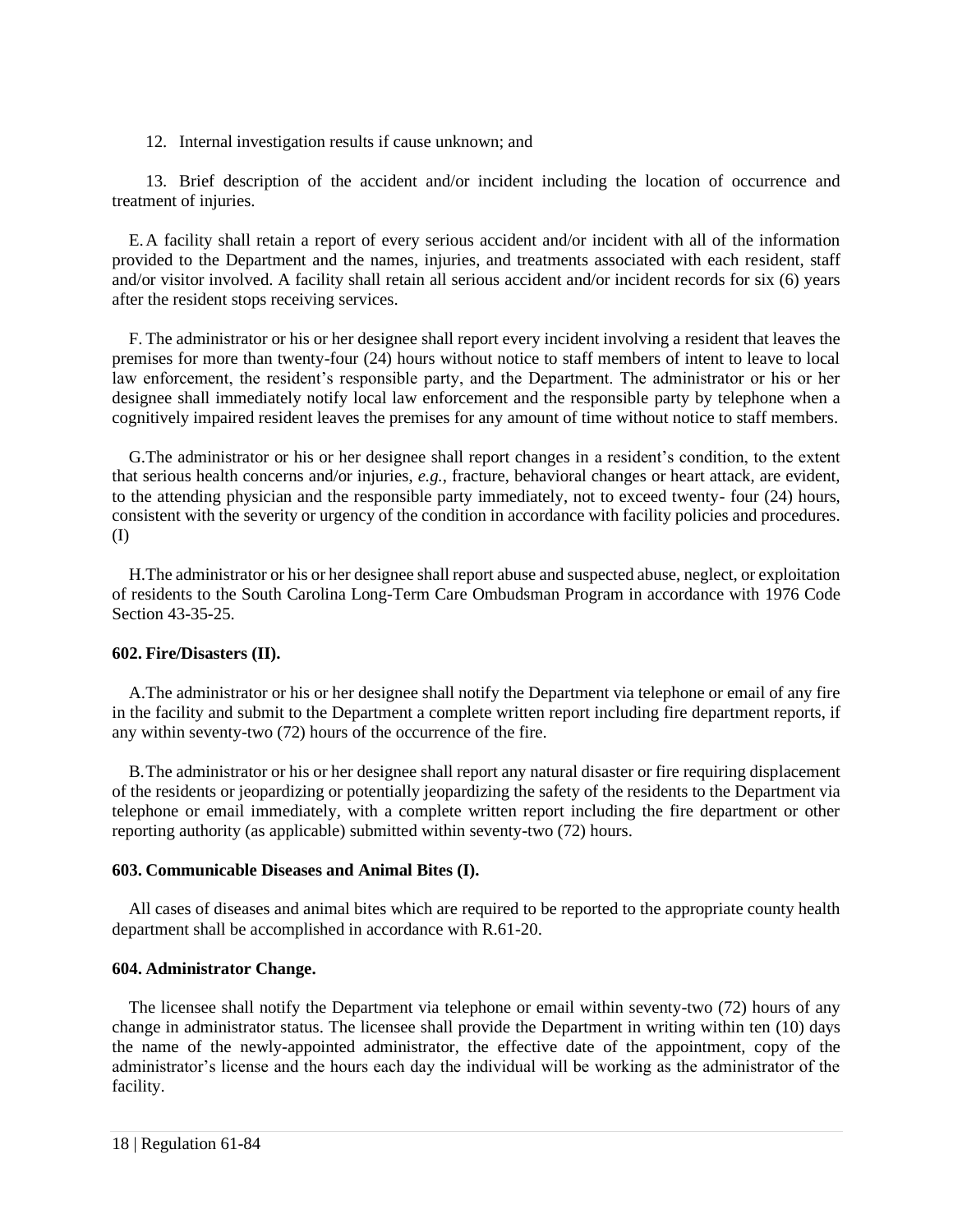12. Internal investigation results if cause unknown; and

13. Brief description of the accident and/or incident including the location of occurrence and treatment of injuries.

E. A facility shall retain a report of every serious accident and/or incident with all of the information provided to the Department and the names, injuries, and treatments associated with each resident, staff and/or visitor involved. A facility shall retain all serious accident and/or incident records for six (6) years after the resident stops receiving services.

F. The administrator or his or her designee shall report every incident involving a resident that leaves the premises for more than twenty-four (24) hours without notice to staff members of intent to leave to local law enforcement, the resident's responsible party, and the Department. The administrator or his or her designee shall immediately notify local law enforcement and the responsible party by telephone when a cognitively impaired resident leaves the premises for any amount of time without notice to staff members.

G. The administrator or his or her designee shall report changes in a resident's condition, to the extent that serious health concerns and/or injuries, *e.g.*, fracture, behavioral changes or heart attack, are evident, to the attending physician and the responsible party immediately, not to exceed twenty- four (24) hours, consistent with the severity or urgency of the condition in accordance with facility policies and procedures. (I)

H. The administrator or his or her designee shall report abuse and suspected abuse, neglect, or exploitation of residents to the South Carolina Long-Term Care Ombudsman Program in accordance with 1976 Code Section 43-35-25.

**602. Fire/Disasters (II).**

A. The administrator or his or her designee shall notify the Department via telephone or email of any fire in the facility and submit to the Department a complete written report including fire department reports, if any within seventy-two (72) hours of the occurrence of the fire.

B. The administrator or his or her designee shall report any natural disaster or fire requiring displacement of the residents or jeopardizing or potentially jeopardizing the safety of the residents to the Department via telephone or email immediately, with a complete written report including the fire department or other reporting authority (as applicable) submitted within seventy-two (72) hours.

**603. Communicable Diseases and Animal Bites (I).**

All cases of diseases and animal bites which are required to be reported to the appropriate county health department shall be accomplished in accordance with R.61-20.

**604. Administrator Change.**

The licensee shall notify the Department via telephone or email within seventy-two (72) hours of any change in administrator status. The licensee shall provide the Department in writing within ten (10) days the name of the newly-appointed administrator, the effective date of the appointment, copy of the administrator's license and the hours each day the individual will be working as the administrator of the facility.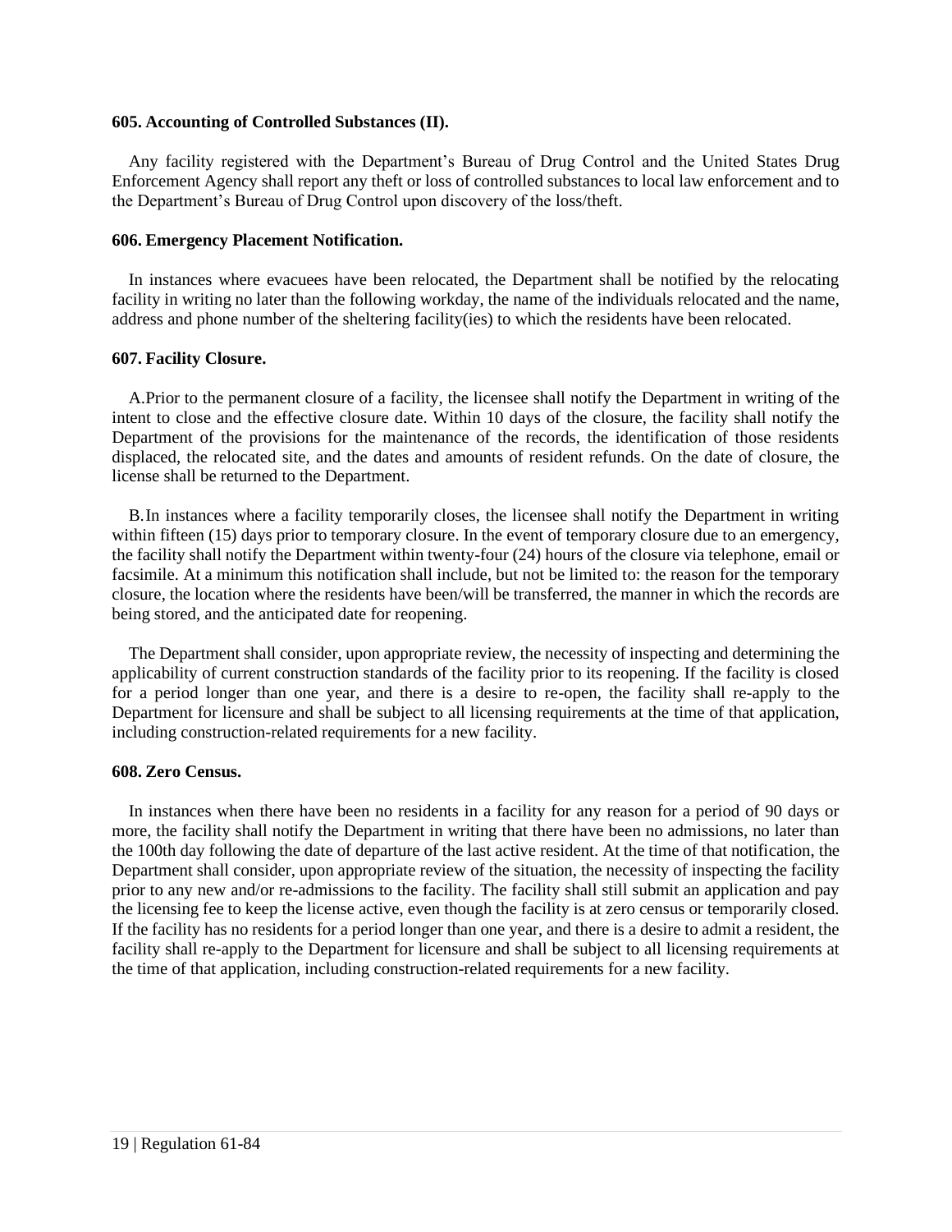**605. Accounting of Controlled Substances (II).**

Any facility registered with the Department's Bureau of Drug Control and the United States Drug Enforcement Agency shall report any theft or loss of controlled substances to local law enforcement and to the Department's Bureau of Drug Control upon discovery of the loss/theft.

**606. Emergency Placement Notification.**

In instances where evacuees have been relocated, the Department shall be notified by the relocating facility in writing no later than the following workday, the name of the individuals relocated and the name, address and phone number of the sheltering facility(ies) to which the residents have been relocated.

**607. Facility Closure.**

A. Prior to the permanent closure of a facility, the licensee shall notify the Department in writing of the intent to close and the effective closure date. Within 10 days of the closure, the facility shall notify the Department of the provisions for the maintenance of the records, the identification of those residents displaced, the relocated site, and the dates and amounts of resident refunds. On the date of closure, the license shall be returned to the Department.

B. In instances where a facility temporarily closes, the licensee shall notify the Department in writing within fifteen (15) days prior to temporary closure. In the event of temporary closure due to an emergency, the facility shall notify the Department within twenty-four (24) hours of the closure via telephone, email or facsimile. At a minimum this notification shall include, but not be limited to: the reason for the temporary closure, the location where the residents have been/will be transferred, the manner in which the records are being stored, and the anticipated date for reopening.

The Department shall consider, upon appropriate review, the necessity of inspecting and determining the applicability of current construction standards of the facility prior to its reopening. If the facility is closed for a period longer than one year, and there is a desire to re-open, the facility shall re-apply to the Department for licensure and shall be subject to all licensing requirements at the time of that application, including construction-related requirements for a new facility.

**608. Zero Census.**

In instances when there have been no residents in a facility for any reason for a period of 90 days or more, the facility shall notify the Department in writing that there have been no admissions, no later than the 100th day following the date of departure of the last active resident. At the time of that notification, the Department shall consider, upon appropriate review of the situation, the necessity of inspecting the facility prior to any new and/or re-admissions to the facility. The facility shall still submit an application and pay the licensing fee to keep the license active, even though the facility is at zero census or temporarily closed. If the facility has no residents for a period longer than one year, and there is a desire to admit a resident, the facility shall re-apply to the Department for licensure and shall be subject to all licensing requirements at the time of that application, including construction-related requirements for a new facility.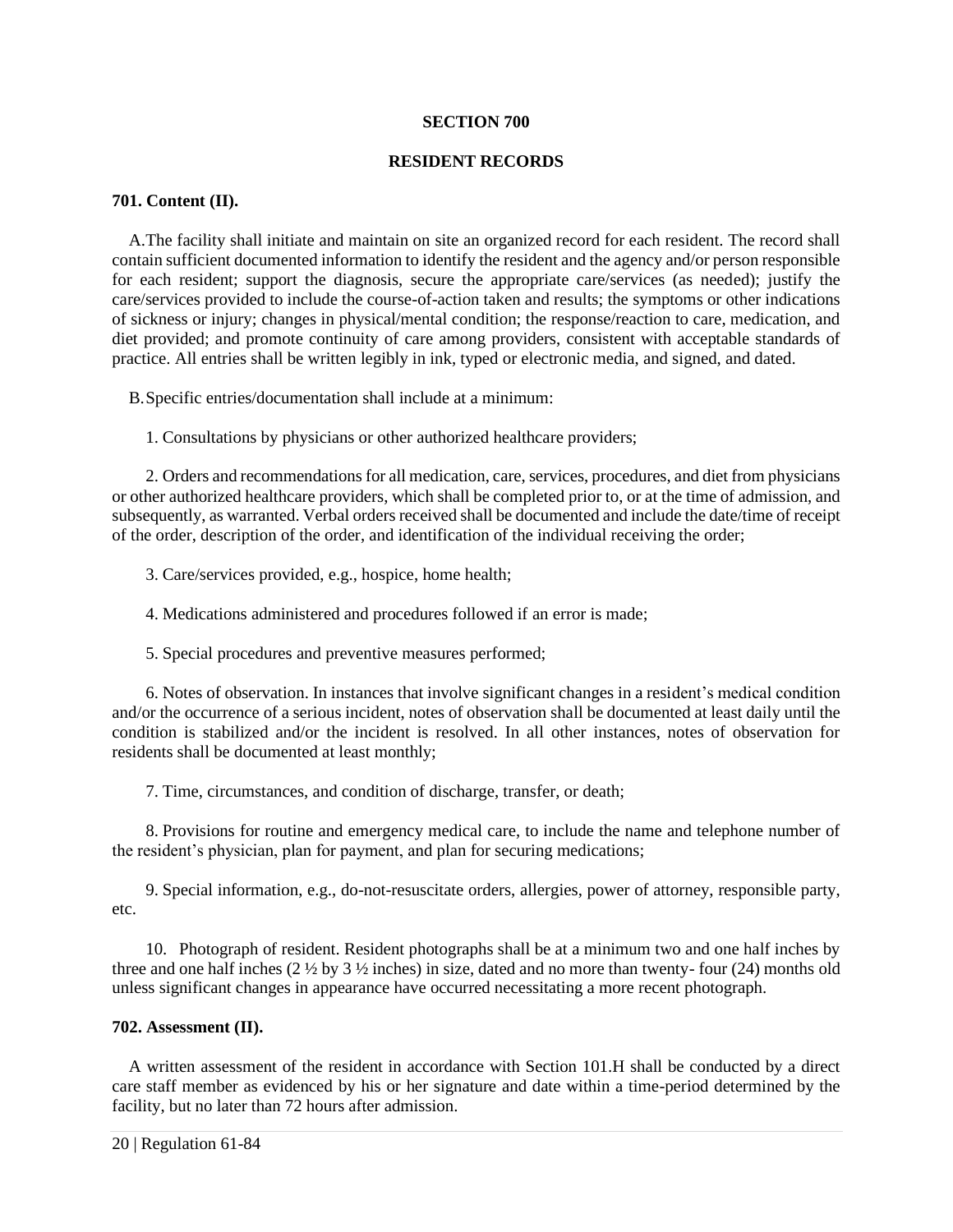# SECTION 700

# RESIDENT RECORDS

### 701. Content (II).

A. The facility shall initiate and maintain on site an organized record for each resident. The record shall contain sufficient documented information to identify the resident and the agency and/or person responsible for each resident; support the diagnosis, secure the appropriate care/services (as needed); justify the care/services provided to include the course-of-action taken and results; the symptoms or other indications of sickness or injury; changes in physical/mental condition; the response/reaction to care, medication, and diet provided; and promote continuity of care among providers, consistent with acceptable standards of practice. All entries shall be written legibly in ink, typed or electronic media, and signed, and dated.

B. Specific entries/documentation shall include at a minimum:

1. Consultations by physicians or other authorized healthcare providers;

2. Orders and recommendations for all medication, care, services, procedures, and diet from physicians or other authorized healthcare providers, which shall be completed prior to, or at the time of admission, and subsequently, as warranted. Verbal orders received shall be documented and include the date/time of receipt of the order, description of the order, and identification of the individual receiving the order;

3. Care/services provided, e.g., hospice, home health;

4. Medications administered and procedures followed if an error is made;

5. Special procedures and preventive measures performed;

6. Notes of observation. In instances that involve significant changes in a resident's medical condition and/or the occurrence of a serious incident, notes of observation shall be documented at least daily until the condition is stabilized and/or the incident is resolved. In all other instances, notes of observation for residents shall be documented at least monthly;

7. Time, circumstances, and condition of discharge, transfer, or death;

8. Provisions for routine and emergency medical care, to include the name and telephone number of the resident's physician, plan for payment, and plan for securing medications;

9. Special information, e.g., do-not-resuscitate orders, allergies, power of attorney, responsible party, etc.

10. Photograph of resident. Resident photographs shall be at a minimum two and one half inches by three and one half inches (2 ½ by 3 ½ inches) in size, dated and no more than twenty- four (24) months old unless significant changes in appearance have occurred necessitating a more recent photograph.

### 702. Assessment (II).

A written assessment of the resident in accordance with Section 101.H shall be conducted by a direct care staff member as evidenced by his or her signature and date within a time-period determined by the facility, but no later than 72 hours after admission.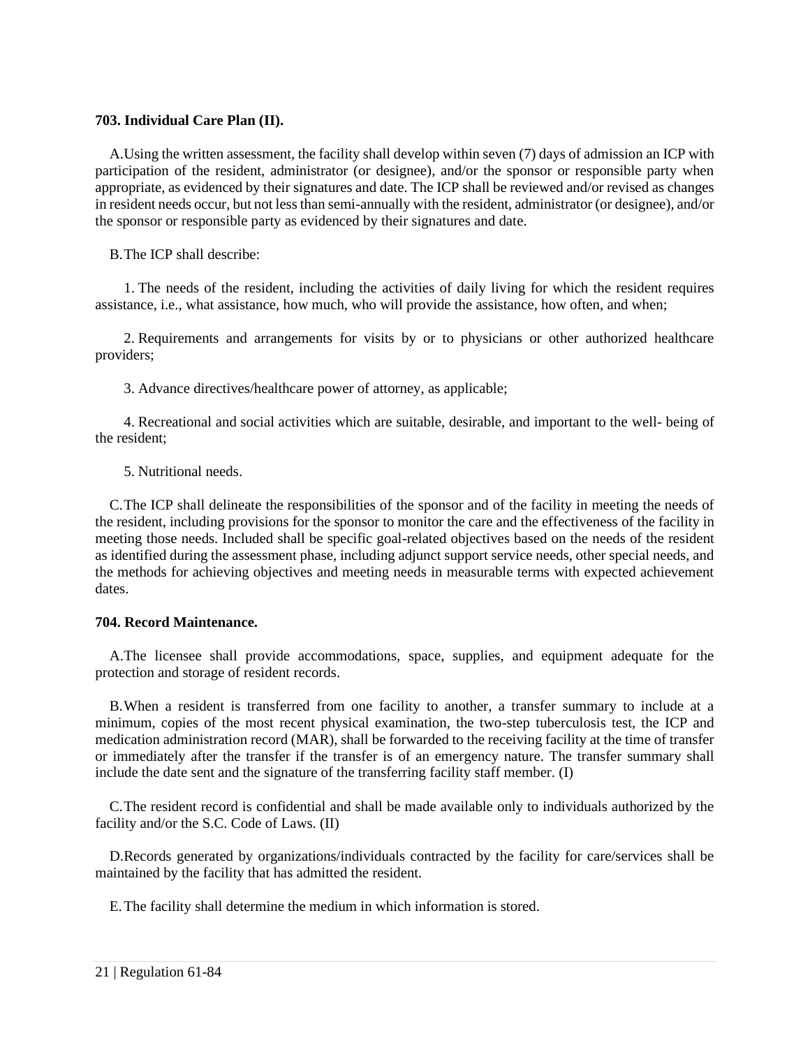**703. Individual Care Plan (II).**

A. Using the written assessment, the facility shall develop within seven (7) days of admission an ICP with participation of the resident, administrator (or designee), and/or the sponsor or responsible party when appropriate, as evidenced by their signatures and date. The ICP shall be reviewed and/or revised as changes in resident needs occur, but not less than semi-annually with the resident, administrator (or designee), and/or the sponsor or responsible party as evidenced by their signatures and date.

B. The ICP shall describe:

1. The needs of the resident, including the activities of daily living for which the resident requires assistance, i.e., what assistance, how much, who will provide the assistance, how often, and when;

2. Requirements and arrangements for visits by or to physicians or other authorized healthcare providers;

3. Advance directives/healthcare power of attorney, as applicable;

4. Recreational and social activities which are suitable, desirable, and important to the well- being of the resident;

5. Nutritional needs.

C. The ICP shall delineate the responsibilities of the sponsor and of the facility in meeting the needs of the resident, including provisions for the sponsor to monitor the care and the effectiveness of the facility in meeting those needs. Included shall be specific goal-related objectives based on the needs of the resident as identified during the assessment phase, including adjunct support service needs, other special needs, and the methods for achieving objectives and meeting needs in measurable terms with expected achievement dates.

**704. Record Maintenance.**

A. The licensee shall provide accommodations, space, supplies, and equipment adequate for the protection and storage of resident records.

B. When a resident is transferred from one facility to another, a transfer summary to include at a minimum, copies of the most recent physical examination, the two-step tuberculosis test, the ICP and medication administration record (MAR), shall be forwarded to the receiving facility at the time of transfer or immediately after the transfer if the transfer is of an emergency nature. The transfer summary shall include the date sent and the signature of the transferring facility staff member. (I)

C. The resident record is confidential and shall be made available only to individuals authorized by the facility and/or the S.C. Code of Laws. (II)

D. Records generated by organizations/individuals contracted by the facility for care/services shall be maintained by the facility that has admitted the resident.

E. The facility shall determine the medium in which information is stored.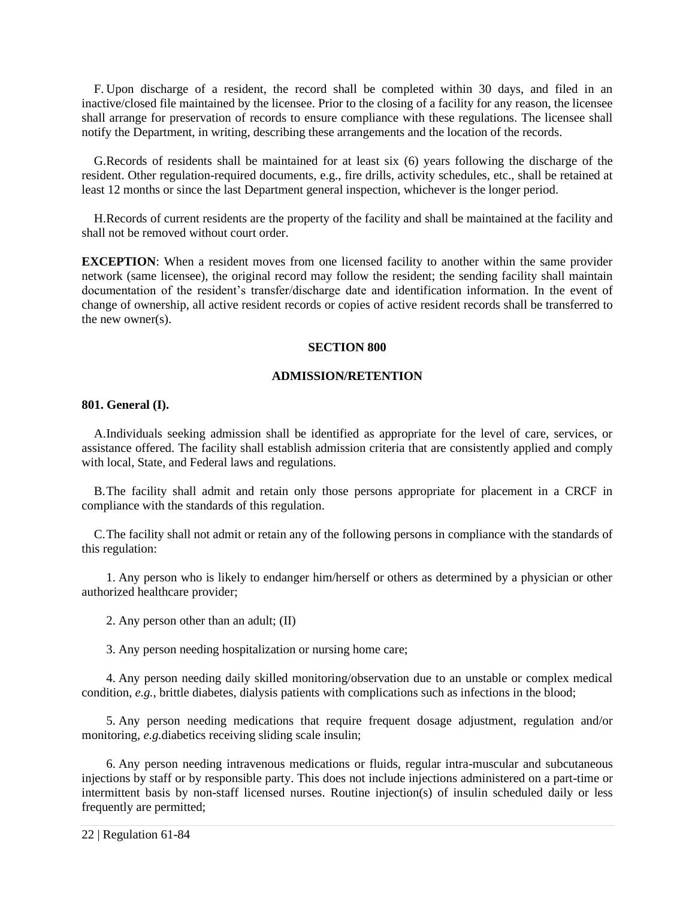F. Upon discharge of a resident, the record shall be completed within 30 days, and filed in an inactive/closed file maintained by the licensee. Prior to the closing of a facility for any reason, the licensee shall arrange for preservation of records to ensure compliance with these regulations. The licensee shall notify the Department, in writing, describing these arrangements and the location of the records.

G. Records of residents shall be maintained for at least six (6) years following the discharge of the resident. Other regulation-required documents, e.g., fire drills, activity schedules, etc., shall be retained at least 12 months or since the last Department general inspection, whichever is the longer period.

H. Records of current residents are the property of the facility and shall be maintained at the facility and shall not be removed without court order.

**EXCEPTION**: When a resident moves from one licensed facility to another within the same provider network (same licensee), the original record may follow the resident; the sending facility shall maintain documentation of the resident's transfer/discharge date and identification information. In the event of change of ownership, all active resident records or copies of active resident records shall be transferred to the new owner(s).

## SECTION 800

## ADMISSION/RETENTION

**801. General (I).**

A. Individuals seeking admission shall be identified as appropriate for the level of care, services, or assistance offered. The facility shall establish admission criteria that are consistently applied and comply with local, State, and Federal laws and regulations.

B. The facility shall admit and retain only those persons appropriate for placement in a CRCF in compliance with the standards of this regulation.

C. The facility shall not admit or retain any of the following persons in compliance with the standards of this regulation:

1. Any person who is likely to endanger him/herself or others as determined by a physician or other authorized healthcare provider;

2. Any person other than an adult; (II)

3. Any person needing hospitalization or nursing home care;

4. Any person needing daily skilled monitoring/observation due to an unstable or complex medical condition, *e.g.*, brittle diabetes, dialysis patients with complications such as infections in the blood;

5. Any person needing medications that require frequent dosage adjustment, regulation and/or monitoring, *e.g.*diabetics receiving sliding scale insulin;

6. Any person needing intravenous medications or fluids, regular intra-muscular and subcutaneous injections by staff or by responsible party. This does not include injections administered on a part-time or intermittent basis by non-staff licensed nurses. Routine injection(s) of insulin scheduled daily or less frequently are permitted;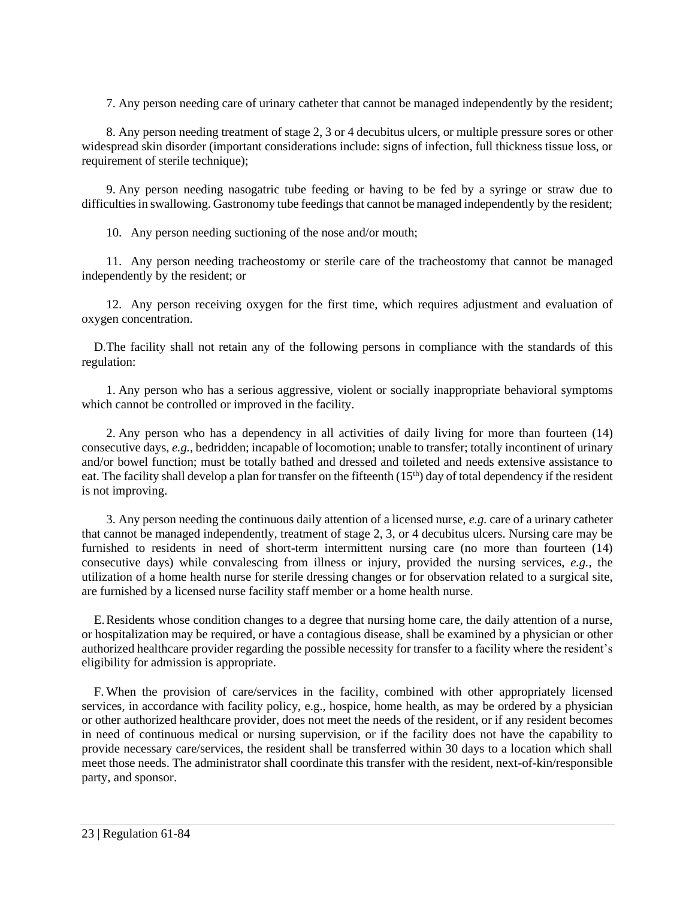7. Any person needing care of urinary catheter that cannot be managed independently by the resident;

8. Any person needing treatment of stage 2, 3 or 4 decubitus ulcers, or multiple pressure sores or other widespread skin disorder (important considerations include: signs of infection, full thickness tissue loss, or requirement of sterile technique);

9. Any person needing nasogatric tube feeding or having to be fed by a syringe or straw due to difficulties in swallowing. Gastronomy tube feedings that cannot be managed independently by the resident;

10. Any person needing suctioning of the nose and/or mouth;

11. Any person needing tracheostomy or sterile care of the tracheostomy that cannot be managed independently by the resident; or

12. Any person receiving oxygen for the first time, which requires adjustment and evaluation of oxygen concentration.

D. The facility shall not retain any of the following persons in compliance with the standards of this regulation:

1. Any person who has a serious aggressive, violent or socially inappropriate behavioral symptoms which cannot be controlled or improved in the facility.

2. Any person who has a dependency in all activities of daily living for more than fourteen (14) consecutive days, *e.g.*, bedridden; incapable of locomotion; unable to transfer; totally incontinent of urinary and/or bowel function; must be totally bathed and dressed and toileted and needs extensive assistance to eat. The facility shall develop a plan for transfer on the fifteenth (15th) day of total dependency if the resident is not improving.

3. Any person needing the continuous daily attention of a licensed nurse, *e.g.* care of a urinary catheter that cannot be managed independently, treatment of stage 2, 3, or 4 decubitus ulcers. Nursing care may be furnished to residents in need of short-term intermittent nursing care (no more than fourteen (14) consecutive days) while convalescing from illness or injury, provided the nursing services, *e.g.*, the utilization of a home health nurse for sterile dressing changes or for observation related to a surgical site, are furnished by a licensed nurse facility staff member or a home health nurse.

E. Residents whose condition changes to a degree that nursing home care, the daily attention of a nurse, or hospitalization may be required, or have a contagious disease, shall be examined by a physician or other authorized healthcare provider regarding the possible necessity for transfer to a facility where the resident's eligibility for admission is appropriate.

F. When the provision of care/services in the facility, combined with other appropriately licensed services, in accordance with facility policy, e.g., hospice, home health, as may be ordered by a physician or other authorized healthcare provider, does not meet the needs of the resident, or if any resident becomes in need of continuous medical or nursing supervision, or if the facility does not have the capability to provide necessary care/services, the resident shall be transferred within 30 days to a location which shall meet those needs. The administrator shall coordinate this transfer with the resident, next-of-kin/responsible party, and sponsor.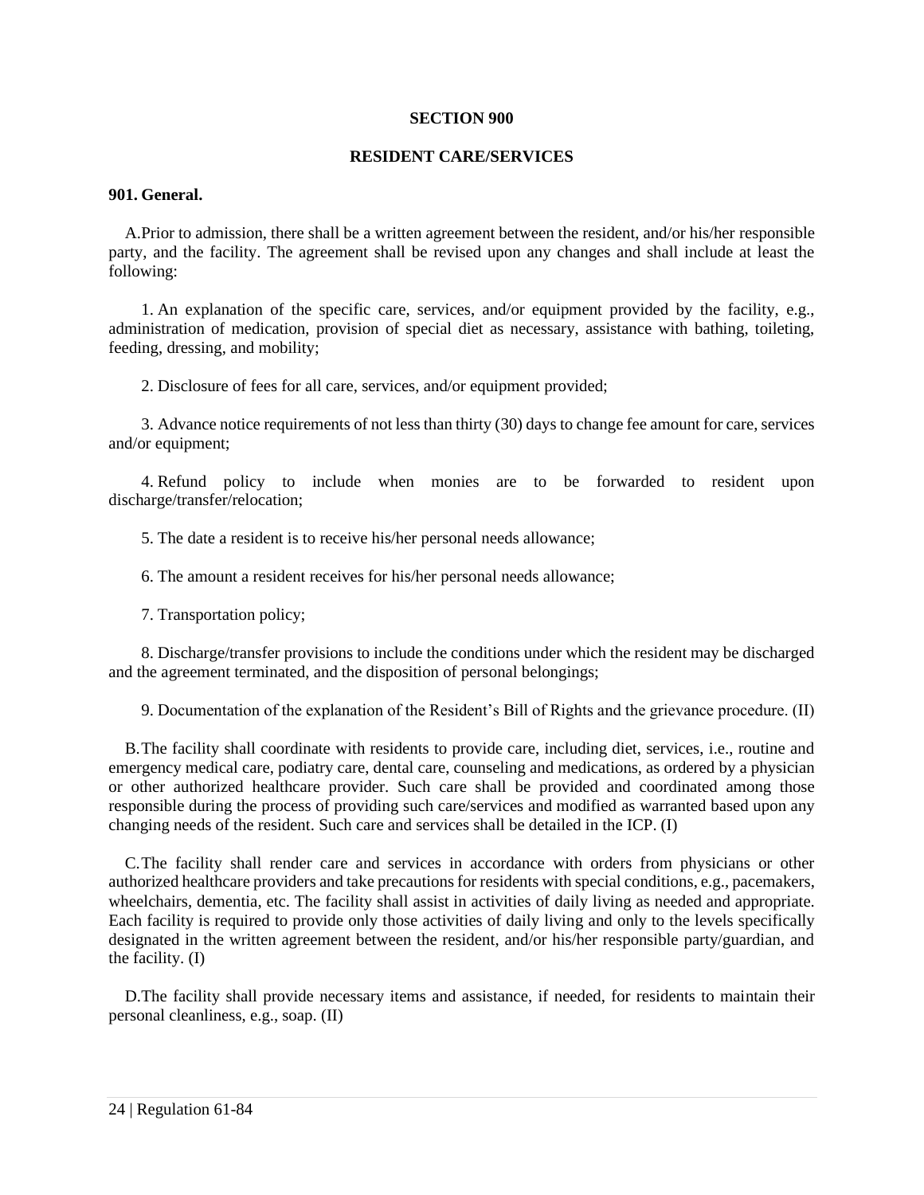# SECTION 900

## RESIDENT CARE/SERVICES

### 901. General.

A. Prior to admission, there shall be a written agreement between the resident, and/or his/her responsible party, and the facility. The agreement shall be revised upon any changes and shall include at least the following:

1. An explanation of the specific care, services, and/or equipment provided by the facility, e.g., administration of medication, provision of special diet as necessary, assistance with bathing, toileting, feeding, dressing, and mobility;

2. Disclosure of fees for all care, services, and/or equipment provided;

3. Advance notice requirements of not less than thirty (30) days to change fee amount for care, services and/or equipment;

4. Refund policy to include when monies are to be forwarded to resident upon discharge/transfer/relocation;

5. The date a resident is to receive his/her personal needs allowance;

6. The amount a resident receives for his/her personal needs allowance;

7. Transportation policy;

8. Discharge/transfer provisions to include the conditions under which the resident may be discharged and the agreement terminated, and the disposition of personal belongings;

9. Documentation of the explanation of the Resident's Bill of Rights and the grievance procedure. (II)

B. The facility shall coordinate with residents to provide care, including diet, services, i.e., routine and emergency medical care, podiatry care, dental care, counseling and medications, as ordered by a physician or other authorized healthcare provider. Such care shall be provided and coordinated among those responsible during the process of providing such care/services and modified as warranted based upon any changing needs of the resident. Such care and services shall be detailed in the ICP. (I)

C. The facility shall render care and services in accordance with orders from physicians or other authorized healthcare providers and take precautions for residents with special conditions, e.g., pacemakers, wheelchairs, dementia, etc. The facility shall assist in activities of daily living as needed and appropriate. Each facility is required to provide only those activities of daily living and only to the levels specifically designated in the written agreement between the resident, and/or his/her responsible party/guardian, and the facility. (I)

D. The facility shall provide necessary items and assistance, if needed, for residents to maintain their personal cleanliness, e.g., soap. (II)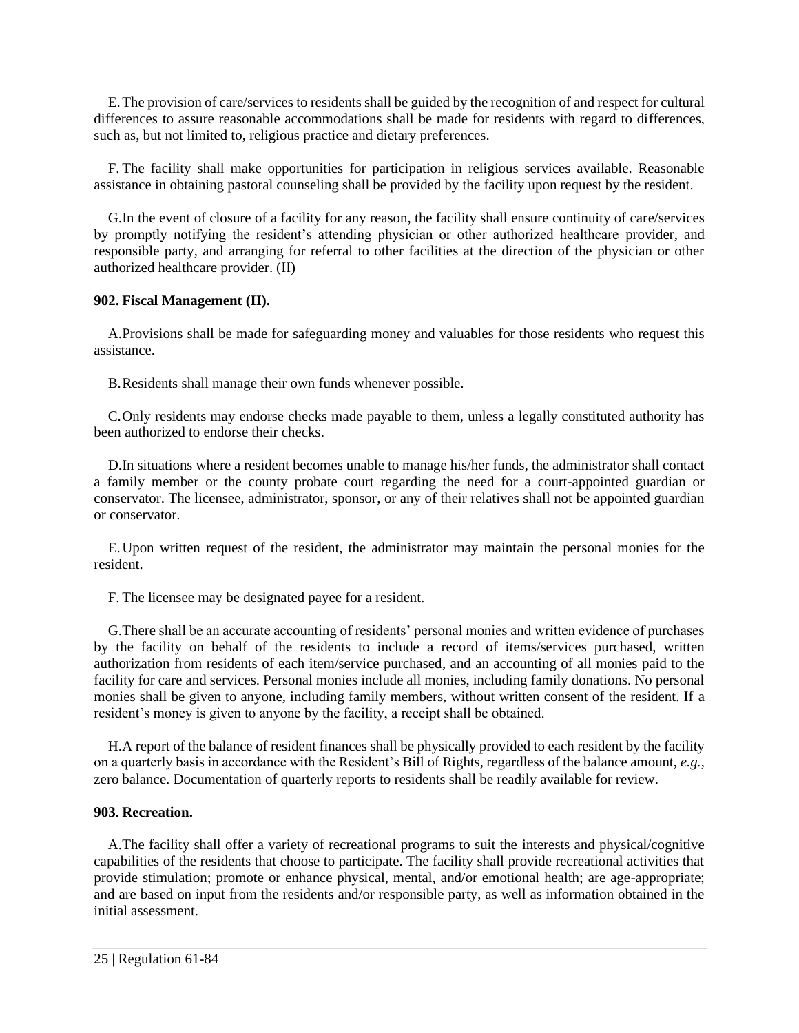E. The provision of care/services to residents shall be guided by the recognition of and respect for cultural differences to assure reasonable accommodations shall be made for residents with regard to differences, such as, but not limited to, religious practice and dietary preferences.

F. The facility shall make opportunities for participation in religious services available. Reasonable assistance in obtaining pastoral counseling shall be provided by the facility upon request by the resident.

G. In the event of closure of a facility for any reason, the facility shall ensure continuity of care/services by promptly notifying the resident's attending physician or other authorized healthcare provider, and responsible party, and arranging for referral to other facilities at the direction of the physician or other authorized healthcare provider. (II)

**902. Fiscal Management (II).**

A. Provisions shall be made for safeguarding money and valuables for those residents who request this assistance.

B. Residents shall manage their own funds whenever possible.

C. Only residents may endorse checks made payable to them, unless a legally constituted authority has been authorized to endorse their checks.

D. In situations where a resident becomes unable to manage his/her funds, the administrator shall contact a family member or the county probate court regarding the need for a court-appointed guardian or conservator. The licensee, administrator, sponsor, or any of their relatives shall not be appointed guardian or conservator.

E. Upon written request of the resident, the administrator may maintain the personal monies for the resident.

F. The licensee may be designated payee for a resident.

G. There shall be an accurate accounting of residents' personal monies and written evidence of purchases by the facility on behalf of the residents to include a record of items/services purchased, written authorization from residents of each item/service purchased, and an accounting of all monies paid to the facility for care and services. Personal monies include all monies, including family donations. No personal monies shall be given to anyone, including family members, without written consent of the resident. If a resident's money is given to anyone by the facility, a receipt shall be obtained.

H. A report of the balance of resident finances shall be physically provided to each resident by the facility on a quarterly basis in accordance with the Resident's Bill of Rights, regardless of the balance amount, *e.g.*, zero balance. Documentation of quarterly reports to residents shall be readily available for review.

**903. Recreation.**

A. The facility shall offer a variety of recreational programs to suit the interests and physical/cognitive capabilities of the residents that choose to participate. The facility shall provide recreational activities that provide stimulation; promote or enhance physical, mental, and/or emotional health; are age-appropriate; and are based on input from the residents and/or responsible party, as well as information obtained in the initial assessment.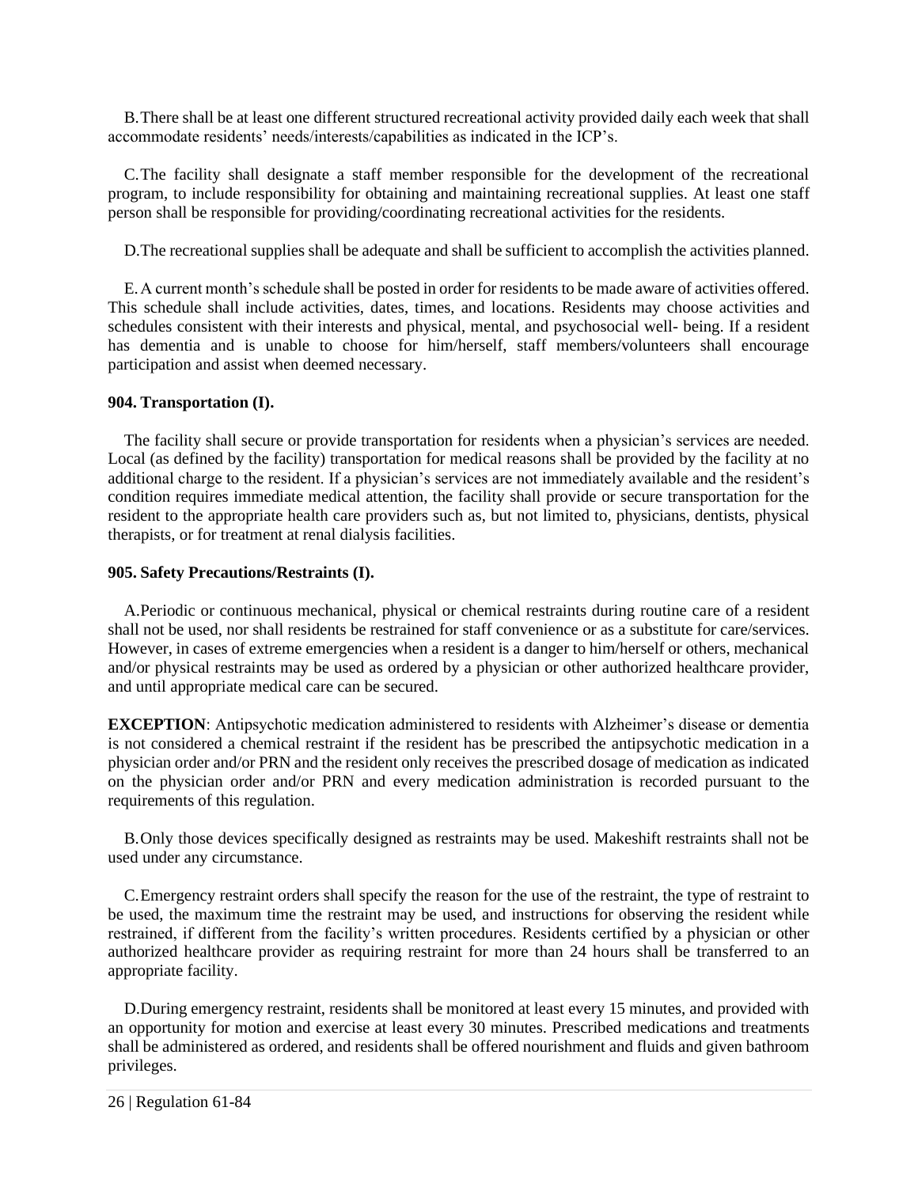B. There shall be at least one different structured recreational activity provided daily each week that shall accommodate residents' needs/interests/capabilities as indicated in the ICP's.

C. The facility shall designate a staff member responsible for the development of the recreational program, to include responsibility for obtaining and maintaining recreational supplies. At least one staff person shall be responsible for providing/coordinating recreational activities for the residents.

D. The recreational supplies shall be adequate and shall be sufficient to accomplish the activities planned.

E. A current month's schedule shall be posted in order for residents to be made aware of activities offered. This schedule shall include activities, dates, times, and locations. Residents may choose activities and schedules consistent with their interests and physical, mental, and psychosocial well- being. If a resident has dementia and is unable to choose for him/herself, staff members/volunteers shall encourage participation and assist when deemed necessary.

**904. Transportation (I).**

The facility shall secure or provide transportation for residents when a physician's services are needed. Local (as defined by the facility) transportation for medical reasons shall be provided by the facility at no additional charge to the resident. If a physician's services are not immediately available and the resident's condition requires immediate medical attention, the facility shall provide or secure transportation for the resident to the appropriate health care providers such as, but not limited to, physicians, dentists, physical therapists, or for treatment at renal dialysis facilities.

**905. Safety Precautions/Restraints (I).**

A. Periodic or continuous mechanical, physical or chemical restraints during routine care of a resident shall not be used, nor shall residents be restrained for staff convenience or as a substitute for care/services. However, in cases of extreme emergencies when a resident is a danger to him/herself or others, mechanical and/or physical restraints may be used as ordered by a physician or other authorized healthcare provider, and until appropriate medical care can be secured.

**EXCEPTION**: Antipsychotic medication administered to residents with Alzheimer's disease or dementia is not considered a chemical restraint if the resident has be prescribed the antipsychotic medication in a physician order and/or PRN and the resident only receives the prescribed dosage of medication as indicated on the physician order and/or PRN and every medication administration is recorded pursuant to the requirements of this regulation.

B. Only those devices specifically designed as restraints may be used. Makeshift restraints shall not be used under any circumstance.

C. Emergency restraint orders shall specify the reason for the use of the restraint, the type of restraint to be used, the maximum time the restraint may be used, and instructions for observing the resident while restrained, if different from the facility's written procedures. Residents certified by a physician or other authorized healthcare provider as requiring restraint for more than 24 hours shall be transferred to an appropriate facility.

D. During emergency restraint, residents shall be monitored at least every 15 minutes, and provided with an opportunity for motion and exercise at least every 30 minutes. Prescribed medications and treatments shall be administered as ordered, and residents shall be offered nourishment and fluids and given bathroom privileges.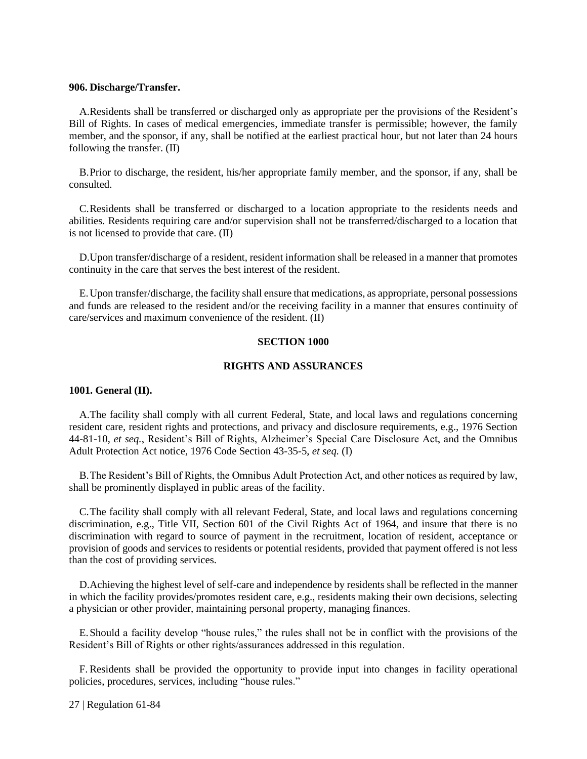**906. Discharge/Transfer.**

A. Residents shall be transferred or discharged only as appropriate per the provisions of the Resident's Bill of Rights. In cases of medical emergencies, immediate transfer is permissible; however, the family member, and the sponsor, if any, shall be notified at the earliest practical hour, but not later than 24 hours following the transfer. (II)

B. Prior to discharge, the resident, his/her appropriate family member, and the sponsor, if any, shall be consulted.

C. Residents shall be transferred or discharged to a location appropriate to the residents needs and abilities. Residents requiring care and/or supervision shall not be transferred/discharged to a location that is not licensed to provide that care. (II)

D. Upon transfer/discharge of a resident, resident information shall be released in a manner that promotes continuity in the care that serves the best interest of the resident.

E. Upon transfer/discharge, the facility shall ensure that medications, as appropriate, personal possessions and funds are released to the resident and/or the receiving facility in a manner that ensures continuity of care/services and maximum convenience of the resident. (II)

## SECTION 1000

## RIGHTS AND ASSURANCES

**1001. General (II).**

A. The facility shall comply with all current Federal, State, and local laws and regulations concerning resident care, resident rights and protections, and privacy and disclosure requirements, e.g., 1976 Section 44-81-10, *et seq.*, Resident's Bill of Rights, Alzheimer's Special Care Disclosure Act, and the Omnibus Adult Protection Act notice, 1976 Code Section 43-35-5, *et seq.* (I)

B. The Resident's Bill of Rights, the Omnibus Adult Protection Act, and other notices as required by law, shall be prominently displayed in public areas of the facility.

C. The facility shall comply with all relevant Federal, State, and local laws and regulations concerning discrimination, e.g., Title VII, Section 601 of the Civil Rights Act of 1964, and insure that there is no discrimination with regard to source of payment in the recruitment, location of resident, acceptance or provision of goods and services to residents or potential residents, provided that payment offered is not less than the cost of providing services.

D. Achieving the highest level of self-care and independence by residents shall be reflected in the manner in which the facility provides/promotes resident care, e.g., residents making their own decisions, selecting a physician or other provider, maintaining personal property, managing finances.

E. Should a facility develop "house rules," the rules shall not be in conflict with the provisions of the Resident's Bill of Rights or other rights/assurances addressed in this regulation.

F. Residents shall be provided the opportunity to provide input into changes in facility operational policies, procedures, services, including "house rules."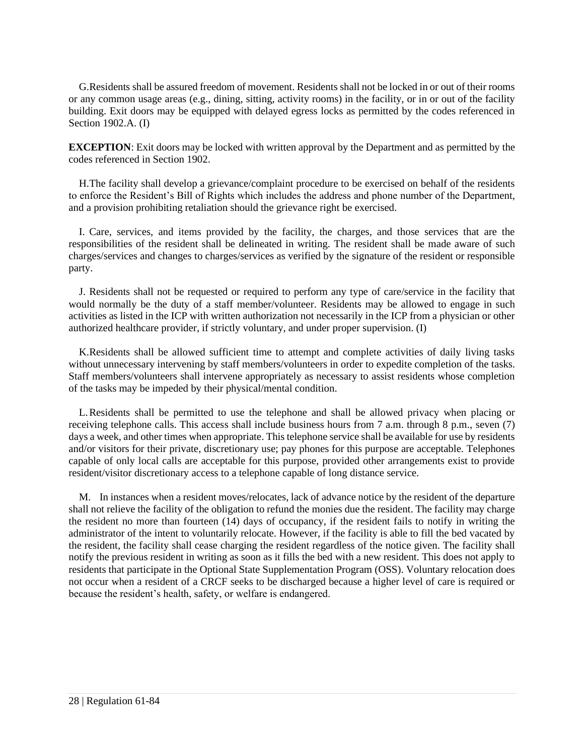G. Residents shall be assured freedom of movement. Residents shall not be locked in or out of their rooms or any common usage areas (e.g., dining, sitting, activity rooms) in the facility, or in or out of the facility building. Exit doors may be equipped with delayed egress locks as permitted by the codes referenced in Section 1902.A. (I)

**EXCEPTION**: Exit doors may be locked with written approval by the Department and as permitted by the codes referenced in Section 1902.

H. The facility shall develop a grievance/complaint procedure to be exercised on behalf of the residents to enforce the Resident's Bill of Rights which includes the address and phone number of the Department, and a provision prohibiting retaliation should the grievance right be exercised.

I. Care, services, and items provided by the facility, the charges, and those services that are the responsibilities of the resident shall be delineated in writing. The resident shall be made aware of such charges/services and changes to charges/services as verified by the signature of the resident or responsible party.

J. Residents shall not be requested or required to perform any type of care/service in the facility that would normally be the duty of a staff member/volunteer. Residents may be allowed to engage in such activities as listed in the ICP with written authorization not necessarily in the ICP from a physician or other authorized healthcare provider, if strictly voluntary, and under proper supervision. (I)

K. Residents shall be allowed sufficient time to attempt and complete activities of daily living tasks without unnecessary intervening by staff members/volunteers in order to expedite completion of the tasks. Staff members/volunteers shall intervene appropriately as necessary to assist residents whose completion of the tasks may be impeded by their physical/mental condition.

L. Residents shall be permitted to use the telephone and shall be allowed privacy when placing or receiving telephone calls. This access shall include business hours from 7 a.m. through 8 p.m., seven (7) days a week, and other times when appropriate. This telephone service shall be available for use by residents and/or visitors for their private, discretionary use; pay phones for this purpose are acceptable. Telephones capable of only local calls are acceptable for this purpose, provided other arrangements exist to provide resident/visitor discretionary access to a telephone capable of long distance service.

M. In instances when a resident moves/relocates, lack of advance notice by the resident of the departure shall not relieve the facility of the obligation to refund the monies due the resident. The facility may charge the resident no more than fourteen (14) days of occupancy, if the resident fails to notify in writing the administrator of the intent to voluntarily relocate. However, if the facility is able to fill the bed vacated by the resident, the facility shall cease charging the resident regardless of the notice given. The facility shall notify the previous resident in writing as soon as it fills the bed with a new resident. This does not apply to residents that participate in the Optional State Supplementation Program (OSS). Voluntary relocation does not occur when a resident of a CRCF seeks to be discharged because a higher level of care is required or because the resident's health, safety, or welfare is endangered.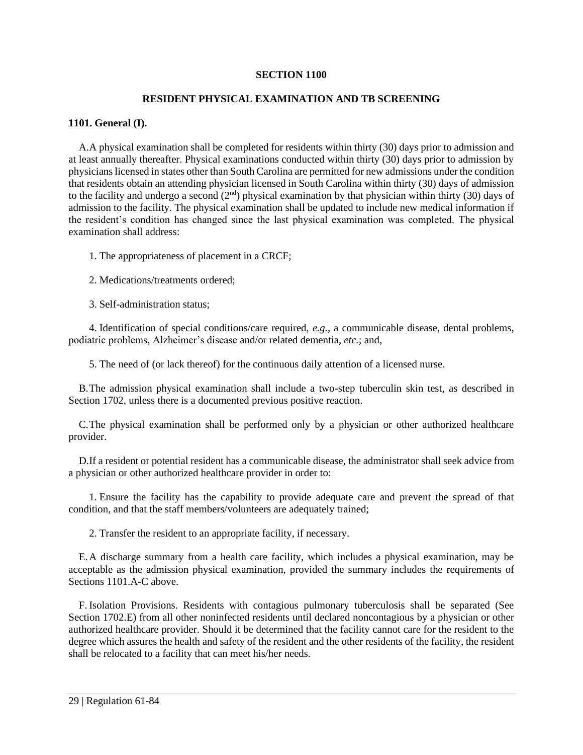# SECTION 1100

## RESIDENT PHYSICAL EXAMINATION AND TB SCREENING

**1101. General (I).**

A. A physical examination shall be completed for residents within thirty (30) days prior to admission and at least annually thereafter. Physical examinations conducted within thirty (30) days prior to admission by physicians licensed in states other than South Carolina are permitted for new admissions under the condition that residents obtain an attending physician licensed in South Carolina within thirty (30) days of admission to the facility and undergo a second (2nd) physical examination by that physician within thirty (30) days of admission to the facility. The physical examination shall be updated to include new medical information if the resident's condition has changed since the last physical examination was completed. The physical examination shall address:

1. The appropriateness of placement in a CRCF;

2. Medications/treatments ordered;

3. Self-administration status;

4. Identification of special conditions/care required, *e.g.*, a communicable disease, dental problems, podiatric problems, Alzheimer's disease and/or related dementia, *etc.*; and,

5. The need of (or lack thereof) for the continuous daily attention of a licensed nurse.

B. The admission physical examination shall include a two-step tuberculin skin test, as described in Section 1702, unless there is a documented previous positive reaction.

C. The physical examination shall be performed only by a physician or other authorized healthcare provider.

D. If a resident or potential resident has a communicable disease, the administrator shall seek advice from a physician or other authorized healthcare provider in order to:

1. Ensure the facility has the capability to provide adequate care and prevent the spread of that condition, and that the staff members/volunteers are adequately trained;

2. Transfer the resident to an appropriate facility, if necessary.

E. A discharge summary from a health care facility, which includes a physical examination, may be acceptable as the admission physical examination, provided the summary includes the requirements of Sections 1101.A-C above.

F. Isolation Provisions. Residents with contagious pulmonary tuberculosis shall be separated (See Section 1702.E) from all other noninfected residents until declared noncontagious by a physician or other authorized healthcare provider. Should it be determined that the facility cannot care for the resident to the degree which assures the health and safety of the resident and the other residents of the facility, the resident shall be relocated to a facility that can meet his/her needs.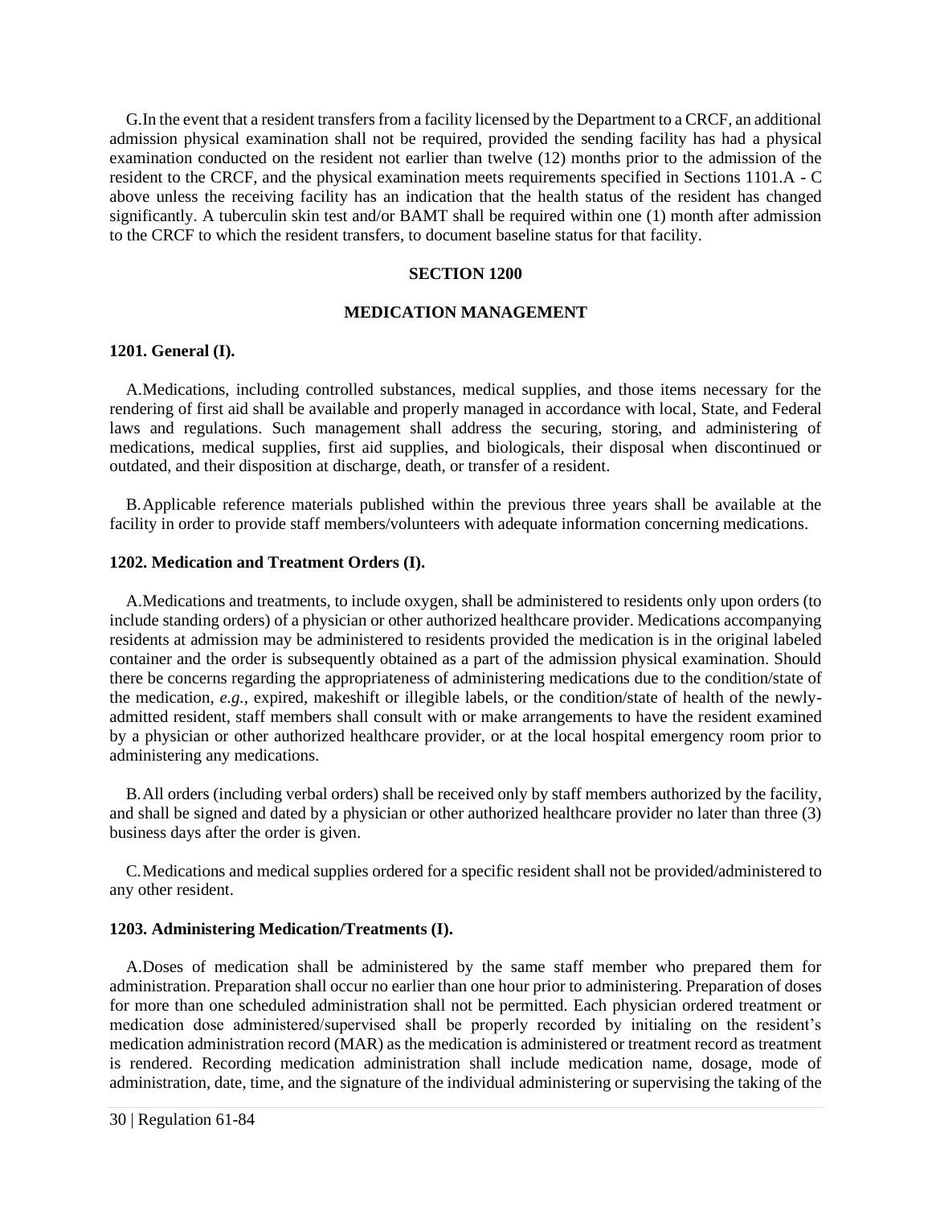G. In the event that a resident transfers from a facility licensed by the Department to a CRCF, an additional admission physical examination shall not be required, provided the sending facility has had a physical examination conducted on the resident not earlier than twelve (12) months prior to the admission of the resident to the CRCF, and the physical examination meets requirements specified in Sections 1101.A - C above unless the receiving facility has an indication that the health status of the resident has changed significantly. A tuberculin skin test and/or BAMT shall be required within one (1) month after admission to the CRCF to which the resident transfers, to document baseline status for that facility.

## SECTION 1200

## MEDICATION MANAGEMENT

### 1201. General (I).

A. Medications, including controlled substances, medical supplies, and those items necessary for the rendering of first aid shall be available and properly managed in accordance with local, State, and Federal laws and regulations. Such management shall address the securing, storing, and administering of medications, medical supplies, first aid supplies, and biologicals, their disposal when discontinued or outdated, and their disposition at discharge, death, or transfer of a resident.

B. Applicable reference materials published within the previous three years shall be available at the facility in order to provide staff members/volunteers with adequate information concerning medications.

### 1202. Medication and Treatment Orders (I).

A. Medications and treatments, to include oxygen, shall be administered to residents only upon orders (to include standing orders) of a physician or other authorized healthcare provider. Medications accompanying residents at admission may be administered to residents provided the medication is in the original labeled container and the order is subsequently obtained as a part of the admission physical examination. Should there be concerns regarding the appropriateness of administering medications due to the condition/state of the medication, *e.g.*, expired, makeshift or illegible labels, or the condition/state of health of the newly-admitted resident, staff members shall consult with or make arrangements to have the resident examined by a physician or other authorized healthcare provider, or at the local hospital emergency room prior to administering any medications.

B. All orders (including verbal orders) shall be received only by staff members authorized by the facility, and shall be signed and dated by a physician or other authorized healthcare provider no later than three (3) business days after the order is given.

C. Medications and medical supplies ordered for a specific resident shall not be provided/administered to any other resident.

### 1203. Administering Medication/Treatments (I).

A. Doses of medication shall be administered by the same staff member who prepared them for administration. Preparation shall occur no earlier than one hour prior to administering. Preparation of doses for more than one scheduled administration shall not be permitted. Each physician ordered treatment or medication dose administered/supervised shall be properly recorded by initialing on the resident's medication administration record (MAR) as the medication is administered or treatment record as treatment is rendered. Recording medication administration shall include medication name, dosage, mode of administration, date, time, and the signature of the individual administering or supervising the taking of the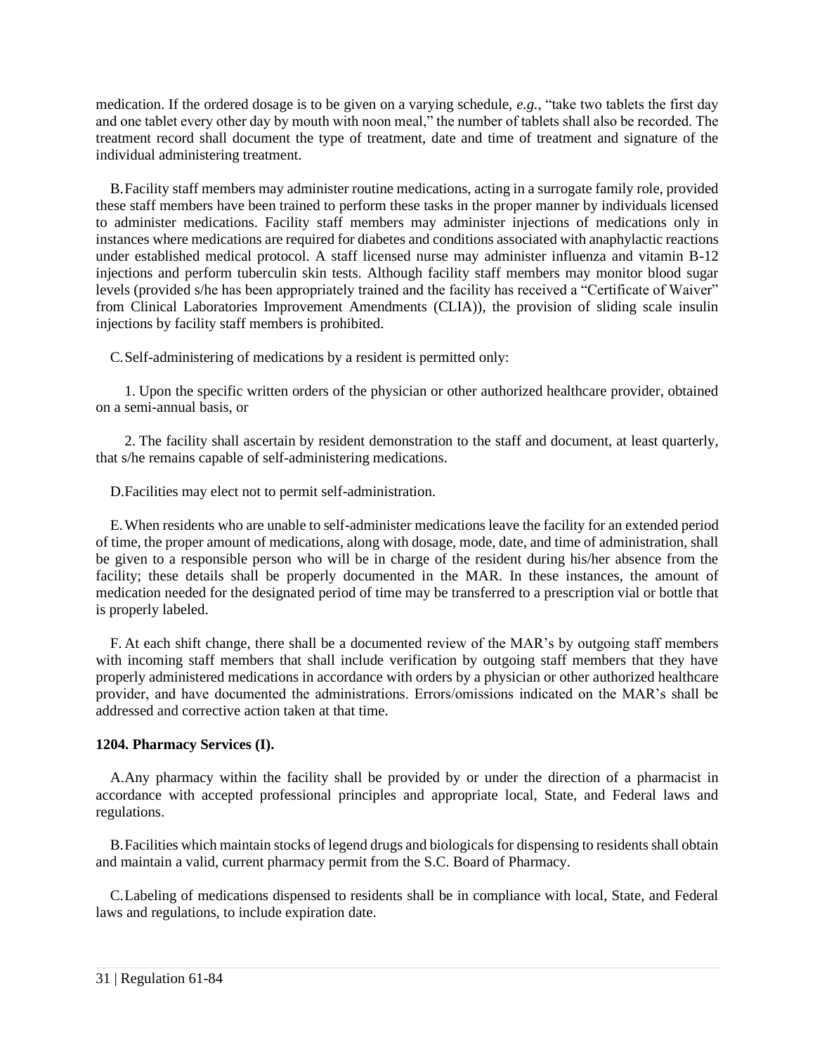medication. If the ordered dosage is to be given on a varying schedule, *e.g.*, "take two tablets the first day and one tablet every other day by mouth with noon meal," the number of tablets shall also be recorded. The treatment record shall document the type of treatment, date and time of treatment and signature of the individual administering treatment.

B. Facility staff members may administer routine medications, acting in a surrogate family role, provided these staff members have been trained to perform these tasks in the proper manner by individuals licensed to administer medications. Facility staff members may administer injections of medications only in instances where medications are required for diabetes and conditions associated with anaphylactic reactions under established medical protocol. A staff licensed nurse may administer influenza and vitamin B-12 injections and perform tuberculin skin tests. Although facility staff members may monitor blood sugar levels (provided s/he has been appropriately trained and the facility has received a "Certificate of Waiver" from Clinical Laboratories Improvement Amendments (CLIA)), the provision of sliding scale insulin injections by facility staff members is prohibited.

C. Self-administering of medications by a resident is permitted only:

1. Upon the specific written orders of the physician or other authorized healthcare provider, obtained on a semi-annual basis, or

2. The facility shall ascertain by resident demonstration to the staff and document, at least quarterly, that s/he remains capable of self-administering medications.

D. Facilities may elect not to permit self-administration.

E. When residents who are unable to self-administer medications leave the facility for an extended period of time, the proper amount of medications, along with dosage, mode, date, and time of administration, shall be given to a responsible person who will be in charge of the resident during his/her absence from the facility; these details shall be properly documented in the MAR. In these instances, the amount of medication needed for the designated period of time may be transferred to a prescription vial or bottle that is properly labeled.

F. At each shift change, there shall be a documented review of the MAR's by outgoing staff members with incoming staff members that shall include verification by outgoing staff members that they have properly administered medications in accordance with orders by a physician or other authorized healthcare provider, and have documented the administrations. Errors/omissions indicated on the MAR's shall be addressed and corrective action taken at that time.

**1204. Pharmacy Services (I).**

A. Any pharmacy within the facility shall be provided by or under the direction of a pharmacist in accordance with accepted professional principles and appropriate local, State, and Federal laws and regulations.

B. Facilities which maintain stocks of legend drugs and biologicals for dispensing to residents shall obtain and maintain a valid, current pharmacy permit from the S.C. Board of Pharmacy.

C. Labeling of medications dispensed to residents shall be in compliance with local, State, and Federal laws and regulations, to include expiration date.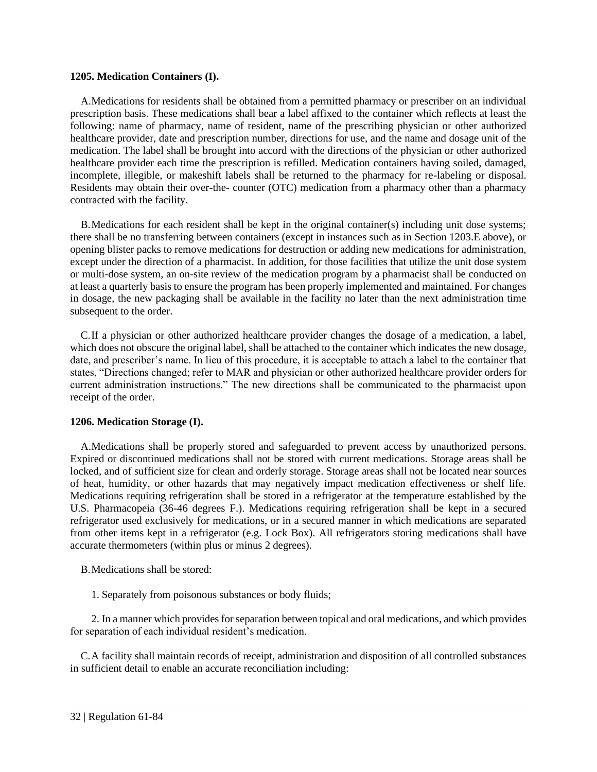**1205. Medication Containers (I).**

A. Medications for residents shall be obtained from a permitted pharmacy or prescriber on an individual prescription basis. These medications shall bear a label affixed to the container which reflects at least the following: name of pharmacy, name of resident, name of the prescribing physician or other authorized healthcare provider, date and prescription number, directions for use, and the name and dosage unit of the medication. The label shall be brought into accord with the directions of the physician or other authorized healthcare provider each time the prescription is refilled. Medication containers having soiled, damaged, incomplete, illegible, or makeshift labels shall be returned to the pharmacy for re-labeling or disposal. Residents may obtain their over-the- counter (OTC) medication from a pharmacy other than a pharmacy contracted with the facility.

B. Medications for each resident shall be kept in the original container(s) including unit dose systems; there shall be no transferring between containers (except in instances such as in Section 1203.E above), or opening blister packs to remove medications for destruction or adding new medications for administration, except under the direction of a pharmacist. In addition, for those facilities that utilize the unit dose system or multi-dose system, an on-site review of the medication program by a pharmacist shall be conducted on at least a quarterly basis to ensure the program has been properly implemented and maintained. For changes in dosage, the new packaging shall be available in the facility no later than the next administration time subsequent to the order.

C. If a physician or other authorized healthcare provider changes the dosage of a medication, a label, which does not obscure the original label, shall be attached to the container which indicates the new dosage, date, and prescriber's name. In lieu of this procedure, it is acceptable to attach a label to the container that states, "Directions changed; refer to MAR and physician or other authorized healthcare provider orders for current administration instructions." The new directions shall be communicated to the pharmacist upon receipt of the order.

**1206. Medication Storage (I).**

A. Medications shall be properly stored and safeguarded to prevent access by unauthorized persons. Expired or discontinued medications shall not be stored with current medications. Storage areas shall be locked, and of sufficient size for clean and orderly storage. Storage areas shall not be located near sources of heat, humidity, or other hazards that may negatively impact medication effectiveness or shelf life. Medications requiring refrigeration shall be stored in a refrigerator at the temperature established by the U.S. Pharmacopeia (36-46 degrees F.). Medications requiring refrigeration shall be kept in a secured refrigerator used exclusively for medications, or in a secured manner in which medications are separated from other items kept in a refrigerator (e.g. Lock Box). All refrigerators storing medications shall have accurate thermometers (within plus or minus 2 degrees).

B. Medications shall be stored:

1. Separately from poisonous substances or body fluids;

2. In a manner which provides for separation between topical and oral medications, and which provides for separation of each individual resident's medication.

C. A facility shall maintain records of receipt, administration and disposition of all controlled substances in sufficient detail to enable an accurate reconciliation including: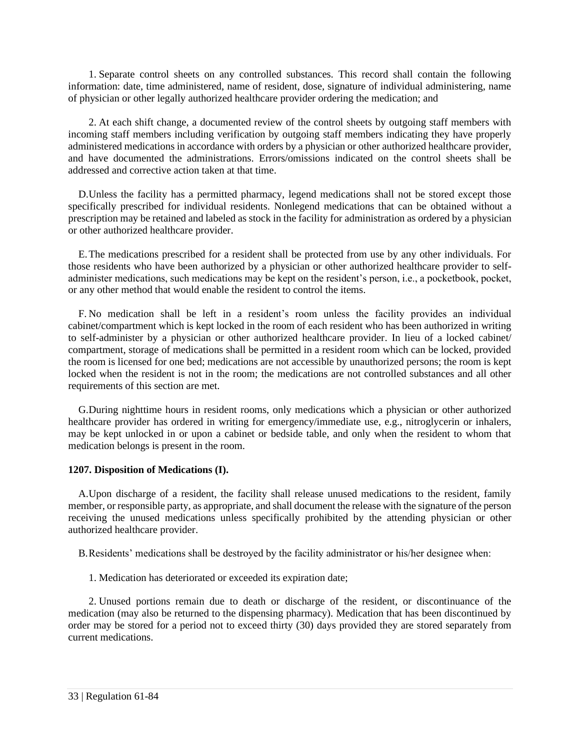1. Separate control sheets on any controlled substances. This record shall contain the following information: date, time administered, name of resident, dose, signature of individual administering, name of physician or other legally authorized healthcare provider ordering the medication; and

2. At each shift change, a documented review of the control sheets by outgoing staff members with incoming staff members including verification by outgoing staff members indicating they have properly administered medications in accordance with orders by a physician or other authorized healthcare provider, and have documented the administrations. Errors/omissions indicated on the control sheets shall be addressed and corrective action taken at that time.

D. Unless the facility has a permitted pharmacy, legend medications shall not be stored except those specifically prescribed for individual residents. Nonlegend medications that can be obtained without a prescription may be retained and labeled as stock in the facility for administration as ordered by a physician or other authorized healthcare provider.

E. The medications prescribed for a resident shall be protected from use by any other individuals. For those residents who have been authorized by a physician or other authorized healthcare provider to self-administer medications, such medications may be kept on the resident's person, i.e., a pocketbook, pocket, or any other method that would enable the resident to control the items.

F. No medication shall be left in a resident's room unless the facility provides an individual cabinet/compartment which is kept locked in the room of each resident who has been authorized in writing to self-administer by a physician or other authorized healthcare provider. In lieu of a locked cabinet/ compartment, storage of medications shall be permitted in a resident room which can be locked, provided the room is licensed for one bed; medications are not accessible by unauthorized persons; the room is kept locked when the resident is not in the room; the medications are not controlled substances and all other requirements of this section are met.

G. During nighttime hours in resident rooms, only medications which a physician or other authorized healthcare provider has ordered in writing for emergency/immediate use, e.g., nitroglycerin or inhalers, may be kept unlocked in or upon a cabinet or bedside table, and only when the resident to whom that medication belongs is present in the room.

**1207. Disposition of Medications (I).**

A. Upon discharge of a resident, the facility shall release unused medications to the resident, family member, or responsible party, as appropriate, and shall document the release with the signature of the person receiving the unused medications unless specifically prohibited by the attending physician or other authorized healthcare provider.

B. Residents' medications shall be destroyed by the facility administrator or his/her designee when:

1. Medication has deteriorated or exceeded its expiration date;

2. Unused portions remain due to death or discharge of the resident, or discontinuance of the medication (may also be returned to the dispensing pharmacy). Medication that has been discontinued by order may be stored for a period not to exceed thirty (30) days provided they are stored separately from current medications.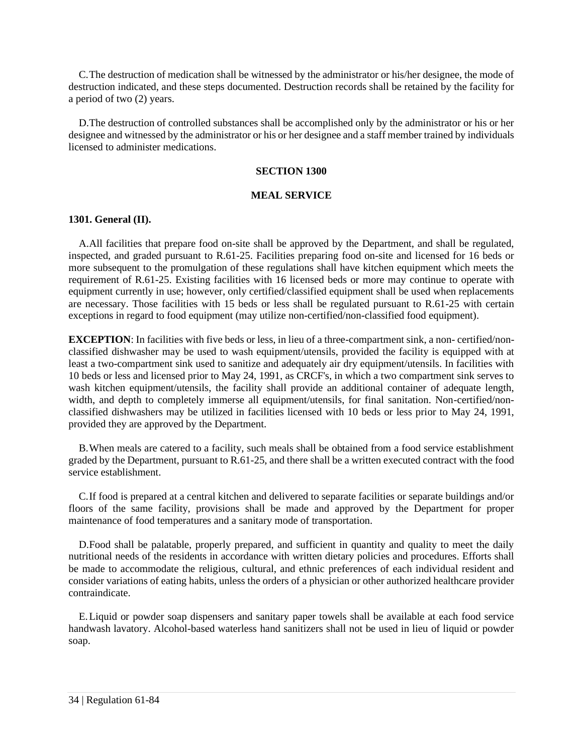C. The destruction of medication shall be witnessed by the administrator or his/her designee, the mode of destruction indicated, and these steps documented. Destruction records shall be retained by the facility for a period of two (2) years.

D. The destruction of controlled substances shall be accomplished only by the administrator or his or her designee and witnessed by the administrator or his or her designee and a staff member trained by individuals licensed to administer medications.

## SECTION 1300

## MEAL SERVICE

### 1301. General (II).

A. All facilities that prepare food on-site shall be approved by the Department, and shall be regulated, inspected, and graded pursuant to R.61-25. Facilities preparing food on-site and licensed for 16 beds or more subsequent to the promulgation of these regulations shall have kitchen equipment which meets the requirement of R.61-25. Existing facilities with 16 licensed beds or more may continue to operate with equipment currently in use; however, only certified/classified equipment shall be used when replacements are necessary. Those facilities with 15 beds or less shall be regulated pursuant to R.61-25 with certain exceptions in regard to food equipment (may utilize non-certified/non-classified food equipment).

**EXCEPTION**: In facilities with five beds or less, in lieu of a three-compartment sink, a non- certified/non-classified dishwasher may be used to wash equipment/utensils, provided the facility is equipped with at least a two-compartment sink used to sanitize and adequately air dry equipment/utensils. In facilities with 10 beds or less and licensed prior to May 24, 1991, as CRCF's, in which a two compartment sink serves to wash kitchen equipment/utensils, the facility shall provide an additional container of adequate length, width, and depth to completely immerse all equipment/utensils, for final sanitation. Non-certified/non-classified dishwashers may be utilized in facilities licensed with 10 beds or less prior to May 24, 1991, provided they are approved by the Department.

B. When meals are catered to a facility, such meals shall be obtained from a food service establishment graded by the Department, pursuant to R.61-25, and there shall be a written executed contract with the food service establishment.

C. If food is prepared at a central kitchen and delivered to separate facilities or separate buildings and/or floors of the same facility, provisions shall be made and approved by the Department for proper maintenance of food temperatures and a sanitary mode of transportation.

D. Food shall be palatable, properly prepared, and sufficient in quantity and quality to meet the daily nutritional needs of the residents in accordance with written dietary policies and procedures. Efforts shall be made to accommodate the religious, cultural, and ethnic preferences of each individual resident and consider variations of eating habits, unless the orders of a physician or other authorized healthcare provider contraindicate.

E. Liquid or powder soap dispensers and sanitary paper towels shall be available at each food service handwash lavatory. Alcohol-based waterless hand sanitizers shall not be used in lieu of liquid or powder soap.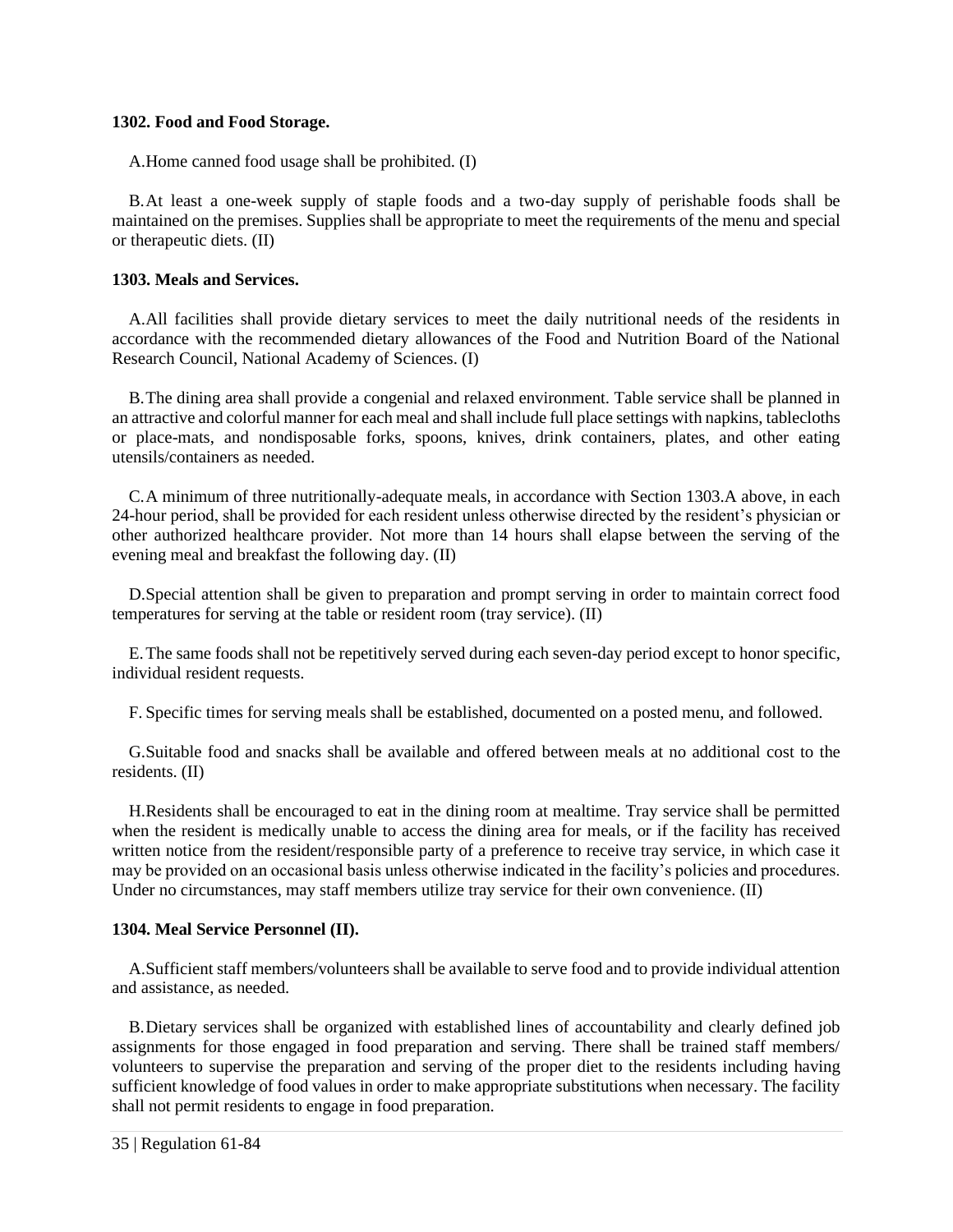**1302. Food and Food Storage.**

A. Home canned food usage shall be prohibited. (I)

B. At least a one-week supply of staple foods and a two-day supply of perishable foods shall be maintained on the premises. Supplies shall be appropriate to meet the requirements of the menu and special or therapeutic diets. (II)

**1303. Meals and Services.**

A. All facilities shall provide dietary services to meet the daily nutritional needs of the residents in accordance with the recommended dietary allowances of the Food and Nutrition Board of the National Research Council, National Academy of Sciences. (I)

B. The dining area shall provide a congenial and relaxed environment. Table service shall be planned in an attractive and colorful manner for each meal and shall include full place settings with napkins, tablecloths or place-mats, and nondisposable forks, spoons, knives, drink containers, plates, and other eating utensils/containers as needed.

C. A minimum of three nutritionally-adequate meals, in accordance with Section 1303.A above, in each 24-hour period, shall be provided for each resident unless otherwise directed by the resident's physician or other authorized healthcare provider. Not more than 14 hours shall elapse between the serving of the evening meal and breakfast the following day. (II)

D. Special attention shall be given to preparation and prompt serving in order to maintain correct food temperatures for serving at the table or resident room (tray service). (II)

E. The same foods shall not be repetitively served during each seven-day period except to honor specific, individual resident requests.

F. Specific times for serving meals shall be established, documented on a posted menu, and followed.

G. Suitable food and snacks shall be available and offered between meals at no additional cost to the residents. (II)

H. Residents shall be encouraged to eat in the dining room at mealtime. Tray service shall be permitted when the resident is medically unable to access the dining area for meals, or if the facility has received written notice from the resident/responsible party of a preference to receive tray service, in which case it may be provided on an occasional basis unless otherwise indicated in the facility's policies and procedures. Under no circumstances, may staff members utilize tray service for their own convenience. (II)

**1304. Meal Service Personnel (II).**

A. Sufficient staff members/volunteers shall be available to serve food and to provide individual attention and assistance, as needed.

B. Dietary services shall be organized with established lines of accountability and clearly defined job assignments for those engaged in food preparation and serving. There shall be trained staff members/ volunteers to supervise the preparation and serving of the proper diet to the residents including having sufficient knowledge of food values in order to make appropriate substitutions when necessary. The facility shall not permit residents to engage in food preparation.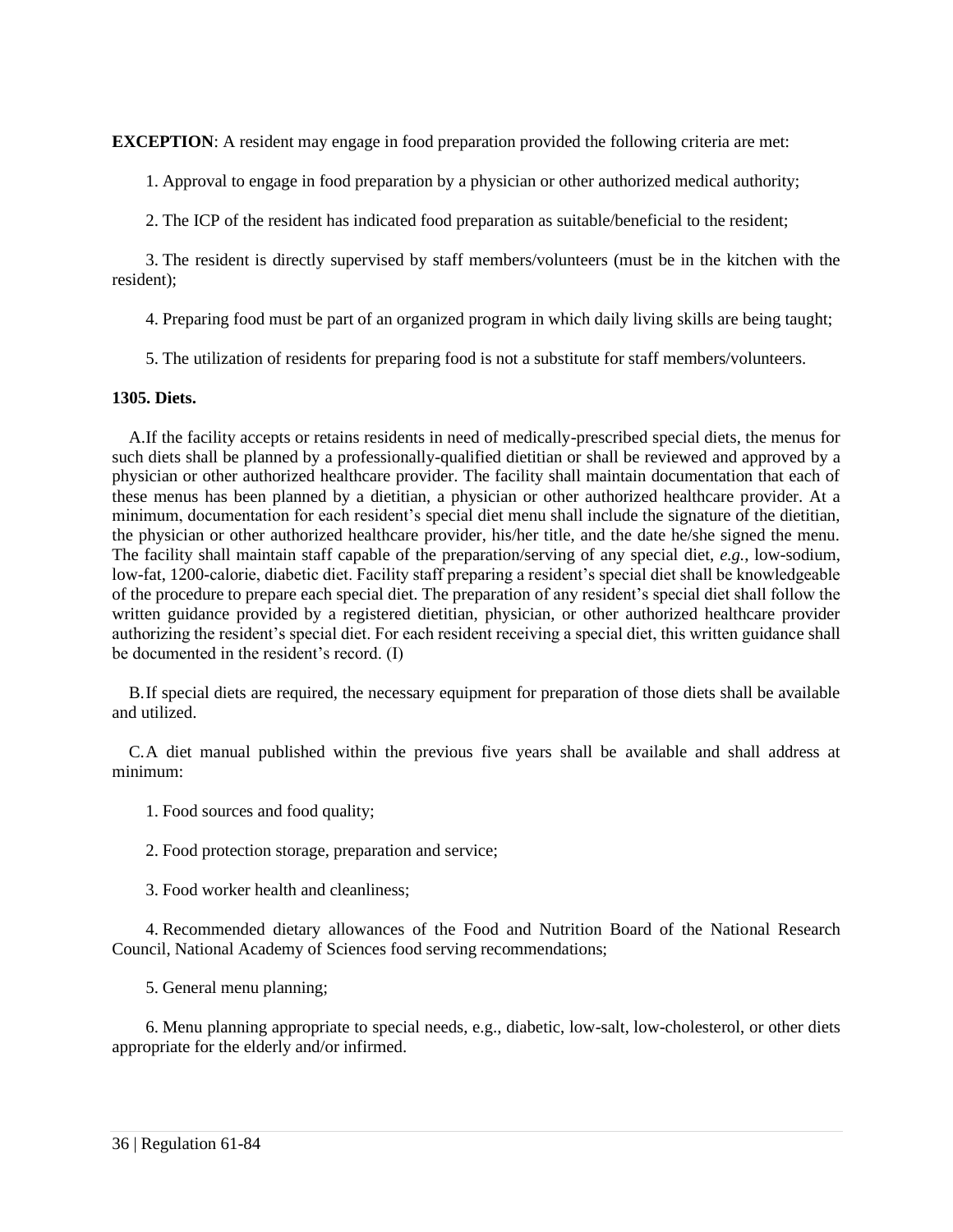**EXCEPTION**: A resident may engage in food preparation provided the following criteria are met:

1. Approval to engage in food preparation by a physician or other authorized medical authority;

2. The ICP of the resident has indicated food preparation as suitable/beneficial to the resident;

3. The resident is directly supervised by staff members/volunteers (must be in the kitchen with the resident);

4. Preparing food must be part of an organized program in which daily living skills are being taught;

5. The utilization of residents for preparing food is not a substitute for staff members/volunteers.

**1305. Diets.**

A. If the facility accepts or retains residents in need of medically-prescribed special diets, the menus for such diets shall be planned by a professionally-qualified dietitian or shall be reviewed and approved by a physician or other authorized healthcare provider. The facility shall maintain documentation that each of these menus has been planned by a dietitian, a physician or other authorized healthcare provider. At a minimum, documentation for each resident's special diet menu shall include the signature of the dietitian, the physician or other authorized healthcare provider, his/her title, and the date he/she signed the menu. The facility shall maintain staff capable of the preparation/serving of any special diet, *e.g.*, low-sodium, low-fat, 1200-calorie, diabetic diet. Facility staff preparing a resident's special diet shall be knowledgeable of the procedure to prepare each special diet. The preparation of any resident's special diet shall follow the written guidance provided by a registered dietitian, physician, or other authorized healthcare provider authorizing the resident's special diet. For each resident receiving a special diet, this written guidance shall be documented in the resident's record. (I)

B. If special diets are required, the necessary equipment for preparation of those diets shall be available and utilized.

C. A diet manual published within the previous five years shall be available and shall address at minimum:

1. Food sources and food quality;

2. Food protection storage, preparation and service;

3. Food worker health and cleanliness;

4. Recommended dietary allowances of the Food and Nutrition Board of the National Research Council, National Academy of Sciences food serving recommendations;

5. General menu planning;

6. Menu planning appropriate to special needs, e.g., diabetic, low-salt, low-cholesterol, or other diets appropriate for the elderly and/or infirmed.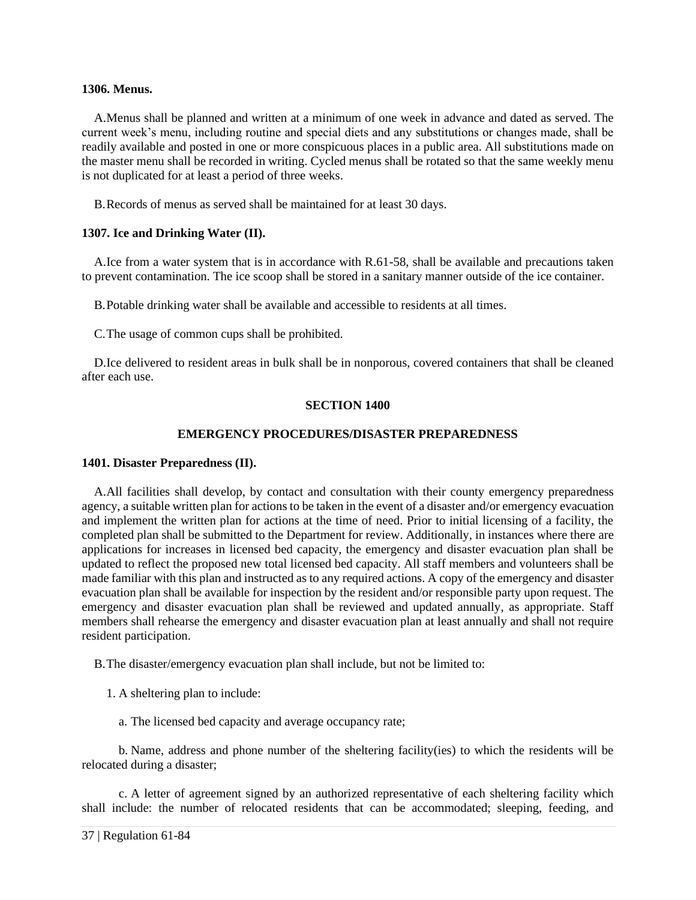**1306. Menus.**

A. Menus shall be planned and written at a minimum of one week in advance and dated as served. The current week's menu, including routine and special diets and any substitutions or changes made, shall be readily available and posted in one or more conspicuous places in a public area. All substitutions made on the master menu shall be recorded in writing. Cycled menus shall be rotated so that the same weekly menu is not duplicated for at least a period of three weeks.

B. Records of menus as served shall be maintained for at least 30 days.

**1307. Ice and Drinking Water (II).**

A. Ice from a water system that is in accordance with R.61-58, shall be available and precautions taken to prevent contamination. The ice scoop shall be stored in a sanitary manner outside of the ice container.

B. Potable drinking water shall be available and accessible to residents at all times.

C. The usage of common cups shall be prohibited.

D. Ice delivered to resident areas in bulk shall be in nonporous, covered containers that shall be cleaned after each use.

## SECTION 1400

## EMERGENCY PROCEDURES/DISASTER PREPAREDNESS

**1401. Disaster Preparedness (II).**

A. All facilities shall develop, by contact and consultation with their county emergency preparedness agency, a suitable written plan for actions to be taken in the event of a disaster and/or emergency evacuation and implement the written plan for actions at the time of need. Prior to initial licensing of a facility, the completed plan shall be submitted to the Department for review. Additionally, in instances where there are applications for increases in licensed bed capacity, the emergency and disaster evacuation plan shall be updated to reflect the proposed new total licensed bed capacity. All staff members and volunteers shall be made familiar with this plan and instructed as to any required actions. A copy of the emergency and disaster evacuation plan shall be available for inspection by the resident and/or responsible party upon request. The emergency and disaster evacuation plan shall be reviewed and updated annually, as appropriate. Staff members shall rehearse the emergency and disaster evacuation plan at least annually and shall not require resident participation.

B. The disaster/emergency evacuation plan shall include, but not be limited to:

1. A sheltering plan to include:

a. The licensed bed capacity and average occupancy rate;

b. Name, address and phone number of the sheltering facility(ies) to which the residents will be relocated during a disaster;

c. A letter of agreement signed by an authorized representative of each sheltering facility which shall include: the number of relocated residents that can be accommodated; sleeping, feeding, and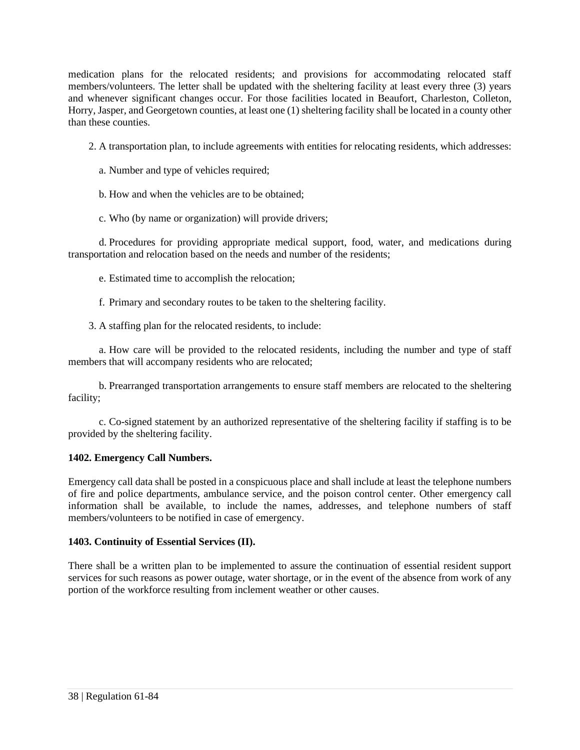medication plans for the relocated residents; and provisions for accommodating relocated staff members/volunteers. The letter shall be updated with the sheltering facility at least every three (3) years and whenever significant changes occur. For those facilities located in Beaufort, Charleston, Colleton, Horry, Jasper, and Georgetown counties, at least one (1) sheltering facility shall be located in a county other than these counties.

2. A transportation plan, to include agreements with entities for relocating residents, which addresses:

a. Number and type of vehicles required;

b. How and when the vehicles are to be obtained;

c. Who (by name or organization) will provide drivers;

d. Procedures for providing appropriate medical support, food, water, and medications during transportation and relocation based on the needs and number of the residents;

e. Estimated time to accomplish the relocation;

f. Primary and secondary routes to be taken to the sheltering facility.

3. A staffing plan for the relocated residents, to include:

a. How care will be provided to the relocated residents, including the number and type of staff members that will accompany residents who are relocated;

b. Prearranged transportation arrangements to ensure staff members are relocated to the sheltering facility;

c. Co-signed statement by an authorized representative of the sheltering facility if staffing is to be provided by the sheltering facility.

**1402. Emergency Call Numbers.**

Emergency call data shall be posted in a conspicuous place and shall include at least the telephone numbers of fire and police departments, ambulance service, and the poison control center. Other emergency call information shall be available, to include the names, addresses, and telephone numbers of staff members/volunteers to be notified in case of emergency.

**1403. Continuity of Essential Services (II).**

There shall be a written plan to be implemented to assure the continuation of essential resident support services for such reasons as power outage, water shortage, or in the event of the absence from work of any portion of the workforce resulting from inclement weather or other causes.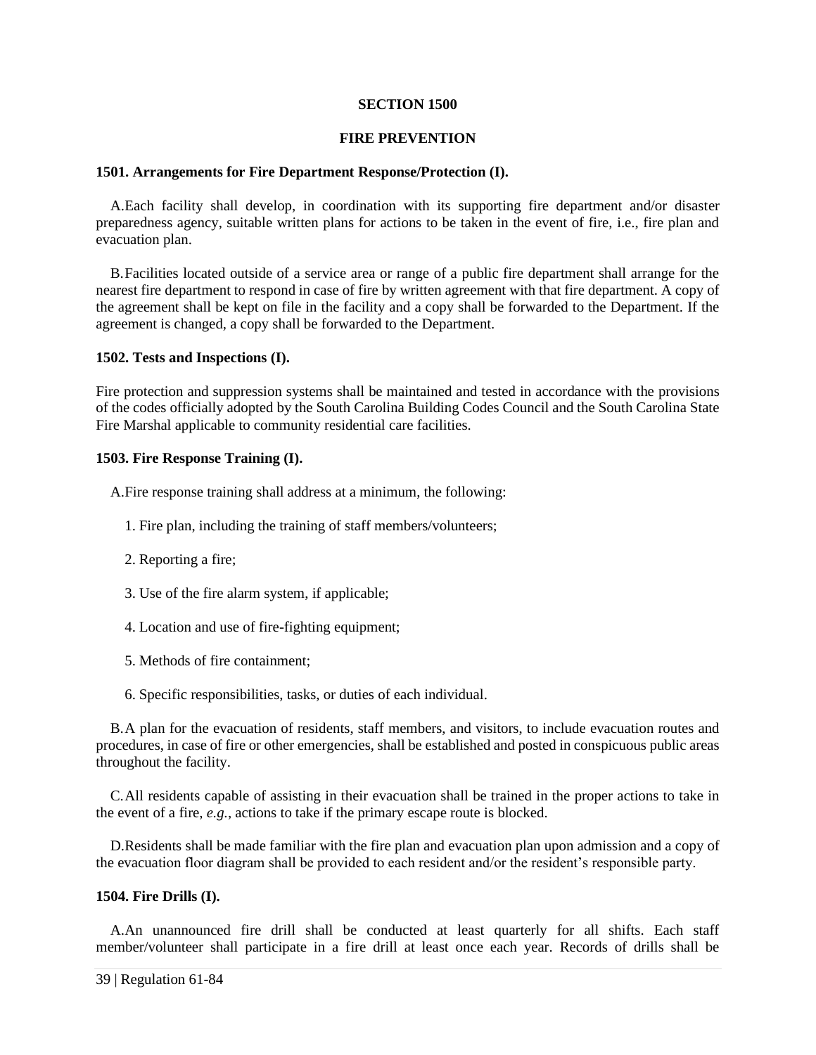## SECTION 1500

## FIRE PREVENTION

### 1501. Arrangements for Fire Department Response/Protection (I).

A. Each facility shall develop, in coordination with its supporting fire department and/or disaster preparedness agency, suitable written plans for actions to be taken in the event of fire, i.e., fire plan and evacuation plan.

B. Facilities located outside of a service area or range of a public fire department shall arrange for the nearest fire department to respond in case of fire by written agreement with that fire department. A copy of the agreement shall be kept on file in the facility and a copy shall be forwarded to the Department. If the agreement is changed, a copy shall be forwarded to the Department.

### 1502. Tests and Inspections (I).

Fire protection and suppression systems shall be maintained and tested in accordance with the provisions of the codes officially adopted by the South Carolina Building Codes Council and the South Carolina State Fire Marshal applicable to community residential care facilities.

### 1503. Fire Response Training (I).

A. Fire response training shall address at a minimum, the following:

1. Fire plan, including the training of staff members/volunteers;

2. Reporting a fire;

3. Use of the fire alarm system, if applicable;

4. Location and use of fire-fighting equipment;

5. Methods of fire containment;

6. Specific responsibilities, tasks, or duties of each individual.

B. A plan for the evacuation of residents, staff members, and visitors, to include evacuation routes and procedures, in case of fire or other emergencies, shall be established and posted in conspicuous public areas throughout the facility.

C. All residents capable of assisting in their evacuation shall be trained in the proper actions to take in the event of a fire, *e.g.*, actions to take if the primary escape route is blocked.

D. Residents shall be made familiar with the fire plan and evacuation plan upon admission and a copy of the evacuation floor diagram shall be provided to each resident and/or the resident's responsible party.

### 1504. Fire Drills (I).

A. An unannounced fire drill shall be conducted at least quarterly for all shifts. Each staff member/volunteer shall participate in a fire drill at least once each year. Records of drills shall be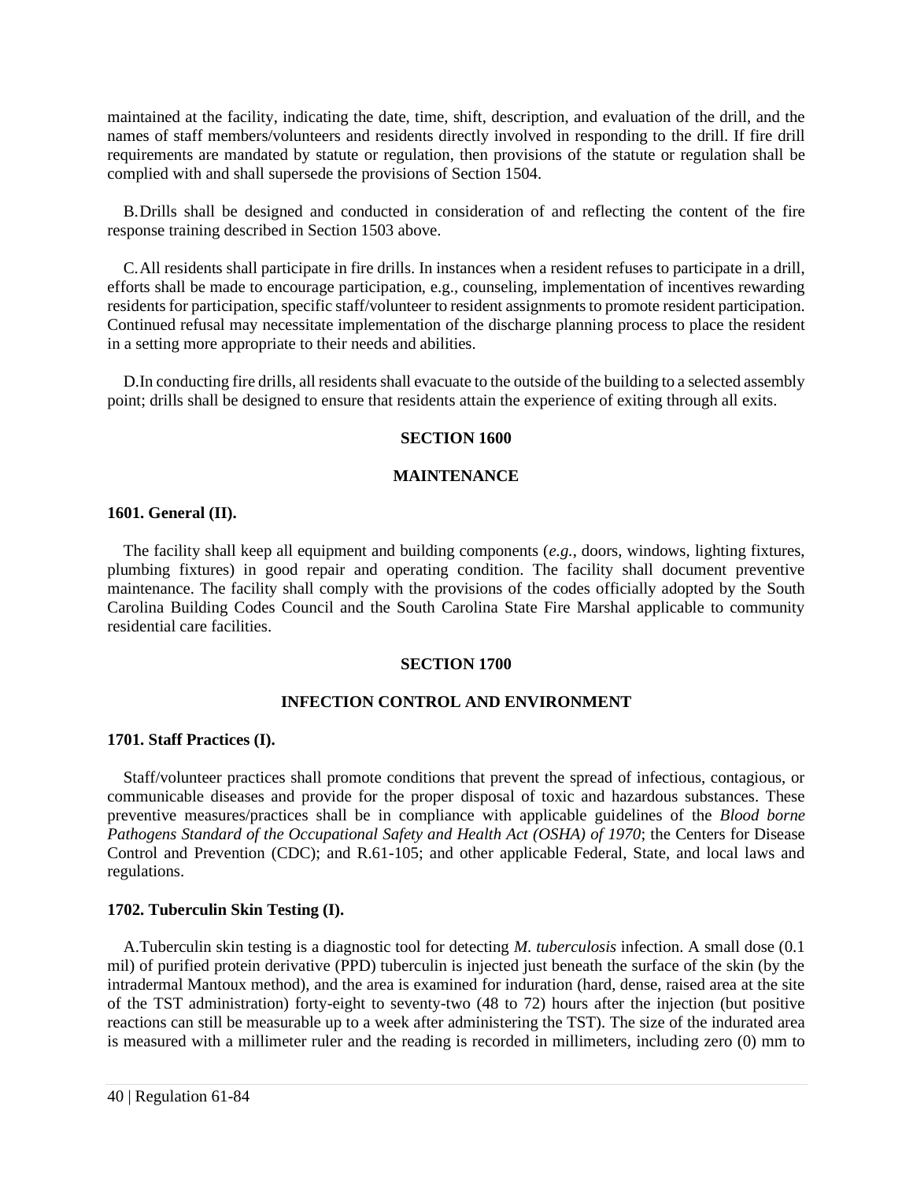maintained at the facility, indicating the date, time, shift, description, and evaluation of the drill, and the names of staff members/volunteers and residents directly involved in responding to the drill. If fire drill requirements are mandated by statute or regulation, then provisions of the statute or regulation shall be complied with and shall supersede the provisions of Section 1504.

B. Drills shall be designed and conducted in consideration of and reflecting the content of the fire response training described in Section 1503 above.

C. All residents shall participate in fire drills. In instances when a resident refuses to participate in a drill, efforts shall be made to encourage participation, e.g., counseling, implementation of incentives rewarding residents for participation, specific staff/volunteer to resident assignments to promote resident participation. Continued refusal may necessitate implementation of the discharge planning process to place the resident in a setting more appropriate to their needs and abilities.

D. In conducting fire drills, all residents shall evacuate to the outside of the building to a selected assembly point; drills shall be designed to ensure that residents attain the experience of exiting through all exits.

## SECTION 1600

## MAINTENANCE

**1601. General (II).**

The facility shall keep all equipment and building components (*e.g.*, doors, windows, lighting fixtures, plumbing fixtures) in good repair and operating condition. The facility shall document preventive maintenance. The facility shall comply with the provisions of the codes officially adopted by the South Carolina Building Codes Council and the South Carolina State Fire Marshal applicable to community residential care facilities.

## SECTION 1700

## INFECTION CONTROL AND ENVIRONMENT

**1701. Staff Practices (I).**

Staff/volunteer practices shall promote conditions that prevent the spread of infectious, contagious, or communicable diseases and provide for the proper disposal of toxic and hazardous substances. These preventive measures/practices shall be in compliance with applicable guidelines of the *Blood borne Pathogens Standard of the Occupational Safety and Health Act (OSHA) of 1970*; the Centers for Disease Control and Prevention (CDC); and R.61-105; and other applicable Federal, State, and local laws and regulations.

**1702. Tuberculin Skin Testing (I).**

A. Tuberculin skin testing is a diagnostic tool for detecting *M. tuberculosis* infection. A small dose (0.1 mil) of purified protein derivative (PPD) tuberculin is injected just beneath the surface of the skin (by the intradermal Mantoux method), and the area is examined for induration (hard, dense, raised area at the site of the TST administration) forty-eight to seventy-two (48 to 72) hours after the injection (but positive reactions can still be measurable up to a week after administering the TST). The size of the indurated area is measured with a millimeter ruler and the reading is recorded in millimeters, including zero (0) mm to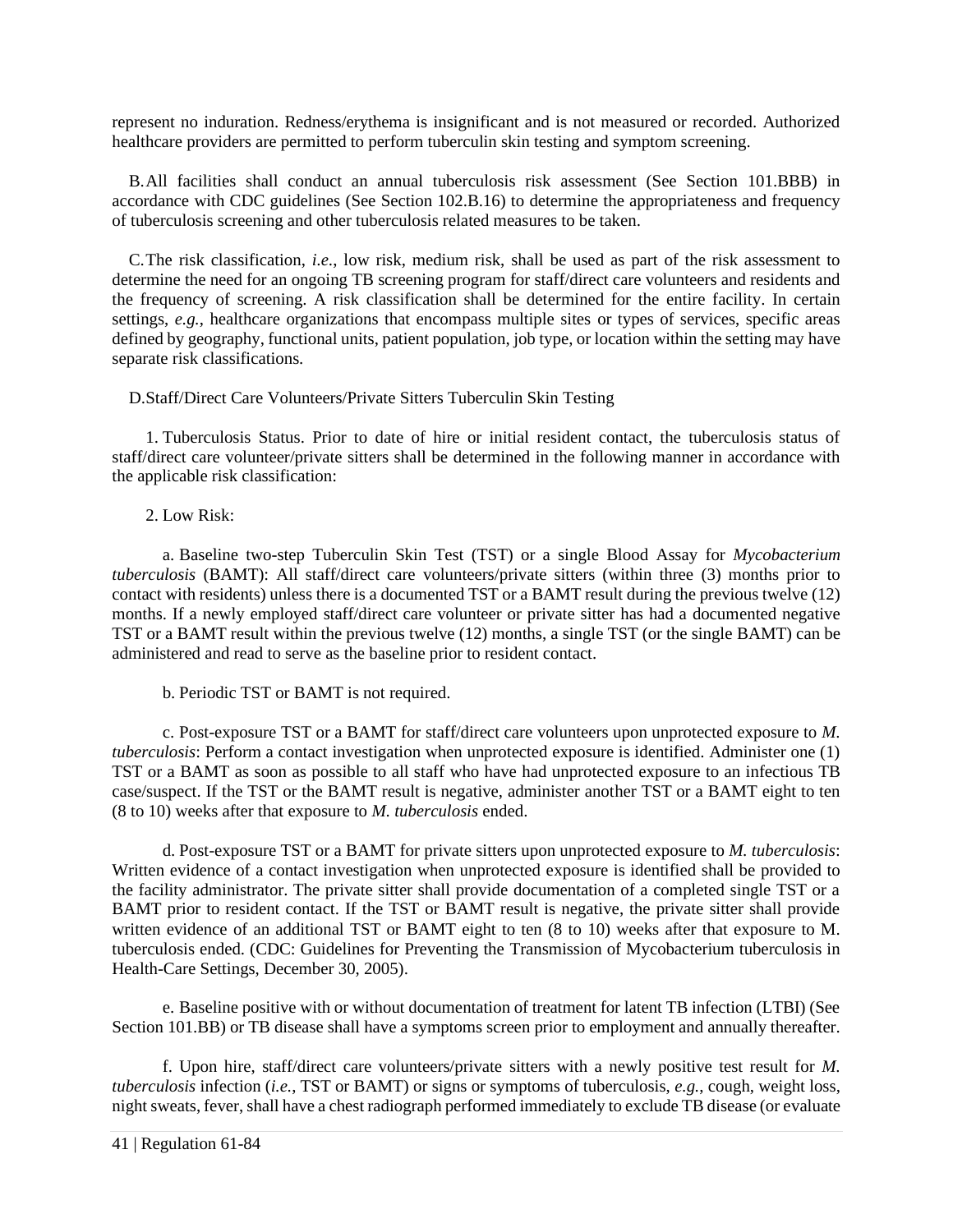represent no induration. Redness/erythema is insignificant and is not measured or recorded. Authorized healthcare providers are permitted to perform tuberculin skin testing and symptom screening.

B. All facilities shall conduct an annual tuberculosis risk assessment (See Section 101.BBB) in accordance with CDC guidelines (See Section 102.B.16) to determine the appropriateness and frequency of tuberculosis screening and other tuberculosis related measures to be taken.

C. The risk classification, *i.e.*, low risk, medium risk, shall be used as part of the risk assessment to determine the need for an ongoing TB screening program for staff/direct care volunteers and residents and the frequency of screening. A risk classification shall be determined for the entire facility. In certain settings, *e.g.*, healthcare organizations that encompass multiple sites or types of services, specific areas defined by geography, functional units, patient population, job type, or location within the setting may have separate risk classifications.

D. Staff/Direct Care Volunteers/Private Sitters Tuberculin Skin Testing

1. Tuberculosis Status. Prior to date of hire or initial resident contact, the tuberculosis status of staff/direct care volunteer/private sitters shall be determined in the following manner in accordance with the applicable risk classification:

2. Low Risk:

a. Baseline two-step Tuberculin Skin Test (TST) or a single Blood Assay for *Mycobacterium tuberculosis* (BAMT): All staff/direct care volunteers/private sitters (within three (3) months prior to contact with residents) unless there is a documented TST or a BAMT result during the previous twelve (12) months. If a newly employed staff/direct care volunteer or private sitter has had a documented negative TST or a BAMT result within the previous twelve (12) months, a single TST (or the single BAMT) can be administered and read to serve as the baseline prior to resident contact.

b. Periodic TST or BAMT is not required.

c. Post-exposure TST or a BAMT for staff/direct care volunteers upon unprotected exposure to *M. tuberculosis*: Perform a contact investigation when unprotected exposure is identified. Administer one (1) TST or a BAMT as soon as possible to all staff who have had unprotected exposure to an infectious TB case/suspect. If the TST or the BAMT result is negative, administer another TST or a BAMT eight to ten (8 to 10) weeks after that exposure to *M. tuberculosis* ended.

d. Post-exposure TST or a BAMT for private sitters upon unprotected exposure to *M. tuberculosis*: Written evidence of a contact investigation when unprotected exposure is identified shall be provided to the facility administrator. The private sitter shall provide documentation of a completed single TST or a BAMT prior to resident contact. If the TST or BAMT result is negative, the private sitter shall provide written evidence of an additional TST or BAMT eight to ten (8 to 10) weeks after that exposure to M. tuberculosis ended. (CDC: Guidelines for Preventing the Transmission of Mycobacterium tuberculosis in Health-Care Settings, December 30, 2005).

e. Baseline positive with or without documentation of treatment for latent TB infection (LTBI) (See Section 101.BB) or TB disease shall have a symptoms screen prior to employment and annually thereafter.

f. Upon hire, staff/direct care volunteers/private sitters with a newly positive test result for *M. tuberculosis* infection (*i.e.*, TST or BAMT) or signs or symptoms of tuberculosis, *e.g.*, cough, weight loss, night sweats, fever, shall have a chest radiograph performed immediately to exclude TB disease (or evaluate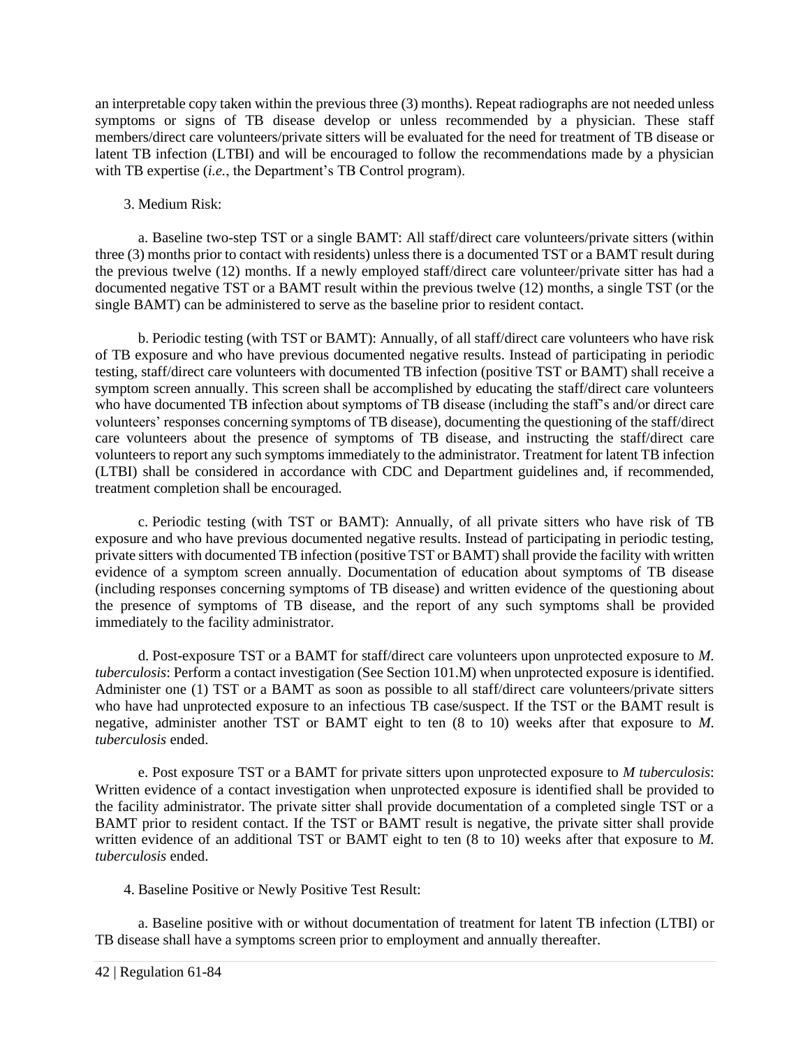an interpretable copy taken within the previous three (3) months). Repeat radiographs are not needed unless symptoms or signs of TB disease develop or unless recommended by a physician. These staff members/direct care volunteers/private sitters will be evaluated for the need for treatment of TB disease or latent TB infection (LTBI) and will be encouraged to follow the recommendations made by a physician with TB expertise (*i.e.*, the Department's TB Control program).

3. Medium Risk:

a. Baseline two-step TST or a single BAMT: All staff/direct care volunteers/private sitters (within three (3) months prior to contact with residents) unless there is a documented TST or a BAMT result during the previous twelve (12) months. If a newly employed staff/direct care volunteer/private sitter has had a documented negative TST or a BAMT result within the previous twelve (12) months, a single TST (or the single BAMT) can be administered to serve as the baseline prior to resident contact.

b. Periodic testing (with TST or BAMT): Annually, of all staff/direct care volunteers who have risk of TB exposure and who have previous documented negative results. Instead of participating in periodic testing, staff/direct care volunteers with documented TB infection (positive TST or BAMT) shall receive a symptom screen annually. This screen shall be accomplished by educating the staff/direct care volunteers who have documented TB infection about symptoms of TB disease (including the staff's and/or direct care volunteers' responses concerning symptoms of TB disease), documenting the questioning of the staff/direct care volunteers about the presence of symptoms of TB disease, and instructing the staff/direct care volunteers to report any such symptoms immediately to the administrator. Treatment for latent TB infection (LTBI) shall be considered in accordance with CDC and Department guidelines and, if recommended, treatment completion shall be encouraged.

c. Periodic testing (with TST or BAMT): Annually, of all private sitters who have risk of TB exposure and who have previous documented negative results. Instead of participating in periodic testing, private sitters with documented TB infection (positive TST or BAMT) shall provide the facility with written evidence of a symptom screen annually. Documentation of education about symptoms of TB disease (including responses concerning symptoms of TB disease) and written evidence of the questioning about the presence of symptoms of TB disease, and the report of any such symptoms shall be provided immediately to the facility administrator.

d. Post-exposure TST or a BAMT for staff/direct care volunteers upon unprotected exposure to *M. tuberculosis*: Perform a contact investigation (See Section 101.M) when unprotected exposure is identified. Administer one (1) TST or a BAMT as soon as possible to all staff/direct care volunteers/private sitters who have had unprotected exposure to an infectious TB case/suspect. If the TST or the BAMT result is negative, administer another TST or BAMT eight to ten (8 to 10) weeks after that exposure to *M. tuberculosis* ended.

e. Post exposure TST or a BAMT for private sitters upon unprotected exposure to *M tuberculosis*: Written evidence of a contact investigation when unprotected exposure is identified shall be provided to the facility administrator. The private sitter shall provide documentation of a completed single TST or a BAMT prior to resident contact. If the TST or BAMT result is negative, the private sitter shall provide written evidence of an additional TST or BAMT eight to ten (8 to 10) weeks after that exposure to *M. tuberculosis* ended.

4. Baseline Positive or Newly Positive Test Result:

a. Baseline positive with or without documentation of treatment for latent TB infection (LTBI) or TB disease shall have a symptoms screen prior to employment and annually thereafter.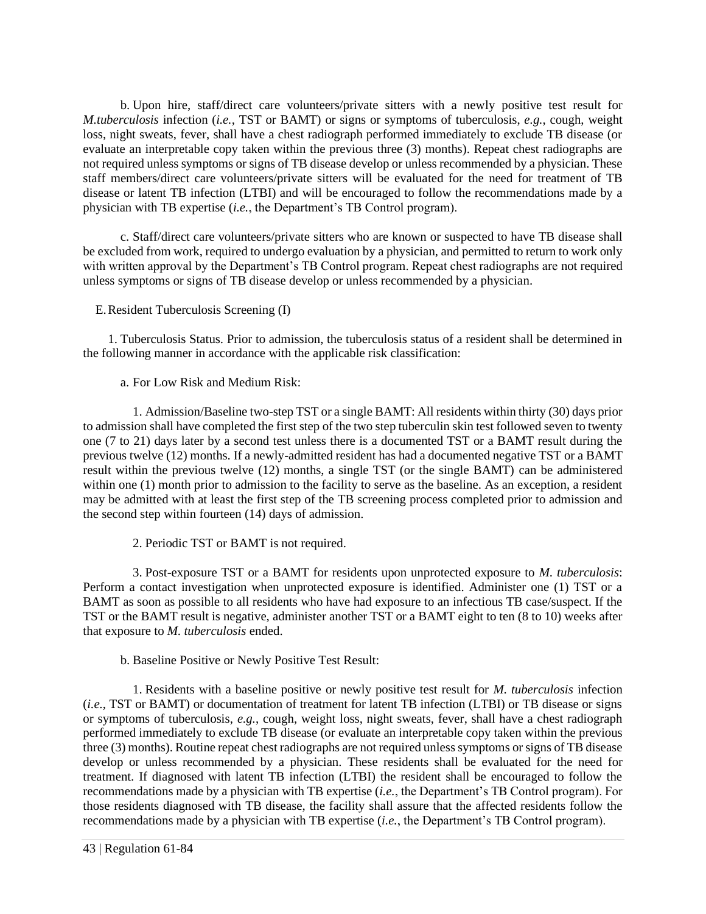b. Upon hire, staff/direct care volunteers/private sitters with a newly positive test result for *M.tuberculosis* infection (*i.e.*, TST or BAMT) or signs or symptoms of tuberculosis, *e.g.*, cough, weight loss, night sweats, fever, shall have a chest radiograph performed immediately to exclude TB disease (or evaluate an interpretable copy taken within the previous three (3) months). Repeat chest radiographs are not required unless symptoms or signs of TB disease develop or unless recommended by a physician. These staff members/direct care volunteers/private sitters will be evaluated for the need for treatment of TB disease or latent TB infection (LTBI) and will be encouraged to follow the recommendations made by a physician with TB expertise (*i.e.*, the Department's TB Control program).

c. Staff/direct care volunteers/private sitters who are known or suspected to have TB disease shall be excluded from work, required to undergo evaluation by a physician, and permitted to return to work only with written approval by the Department's TB Control program. Repeat chest radiographs are not required unless symptoms or signs of TB disease develop or unless recommended by a physician.

E. Resident Tuberculosis Screening (I)

1. Tuberculosis Status. Prior to admission, the tuberculosis status of a resident shall be determined in the following manner in accordance with the applicable risk classification:

a. For Low Risk and Medium Risk:

1. Admission/Baseline two-step TST or a single BAMT: All residents within thirty (30) days prior to admission shall have completed the first step of the two step tuberculin skin test followed seven to twenty one (7 to 21) days later by a second test unless there is a documented TST or a BAMT result during the previous twelve (12) months. If a newly-admitted resident has had a documented negative TST or a BAMT result within the previous twelve (12) months, a single TST (or the single BAMT) can be administered within one (1) month prior to admission to the facility to serve as the baseline. As an exception, a resident may be admitted with at least the first step of the TB screening process completed prior to admission and the second step within fourteen (14) days of admission.

2. Periodic TST or BAMT is not required.

3. Post-exposure TST or a BAMT for residents upon unprotected exposure to *M. tuberculosis*: Perform a contact investigation when unprotected exposure is identified. Administer one (1) TST or a BAMT as soon as possible to all residents who have had exposure to an infectious TB case/suspect. If the TST or the BAMT result is negative, administer another TST or a BAMT eight to ten (8 to 10) weeks after that exposure to *M. tuberculosis* ended.

b. Baseline Positive or Newly Positive Test Result:

1. Residents with a baseline positive or newly positive test result for *M. tuberculosis* infection (*i.e.*, TST or BAMT) or documentation of treatment for latent TB infection (LTBI) or TB disease or signs or symptoms of tuberculosis, *e.g.*, cough, weight loss, night sweats, fever, shall have a chest radiograph performed immediately to exclude TB disease (or evaluate an interpretable copy taken within the previous three (3) months). Routine repeat chest radiographs are not required unless symptoms or signs of TB disease develop or unless recommended by a physician. These residents shall be evaluated for the need for treatment. If diagnosed with latent TB infection (LTBI) the resident shall be encouraged to follow the recommendations made by a physician with TB expertise (*i.e.*, the Department's TB Control program). For those residents diagnosed with TB disease, the facility shall assure that the affected residents follow the recommendations made by a physician with TB expertise (*i.e.*, the Department's TB Control program).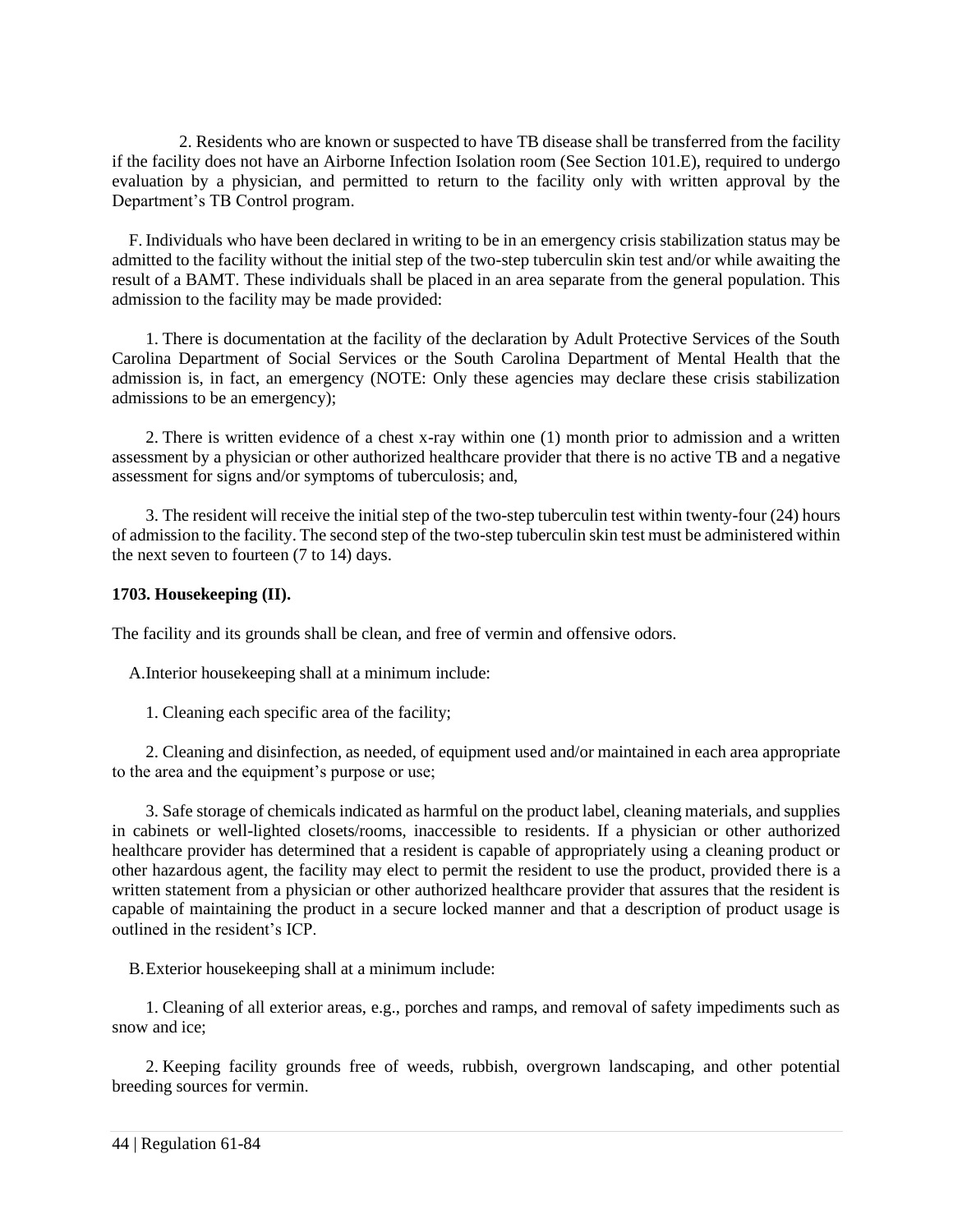2. Residents who are known or suspected to have TB disease shall be transferred from the facility if the facility does not have an Airborne Infection Isolation room (See Section 101.E), required to undergo evaluation by a physician, and permitted to return to the facility only with written approval by the Department's TB Control program.

F. Individuals who have been declared in writing to be in an emergency crisis stabilization status may be admitted to the facility without the initial step of the two-step tuberculin skin test and/or while awaiting the result of a BAMT. These individuals shall be placed in an area separate from the general population. This admission to the facility may be made provided:

1. There is documentation at the facility of the declaration by Adult Protective Services of the South Carolina Department of Social Services or the South Carolina Department of Mental Health that the admission is, in fact, an emergency (NOTE: Only these agencies may declare these crisis stabilization admissions to be an emergency);

2. There is written evidence of a chest x-ray within one (1) month prior to admission and a written assessment by a physician or other authorized healthcare provider that there is no active TB and a negative assessment for signs and/or symptoms of tuberculosis; and,

3. The resident will receive the initial step of the two-step tuberculin test within twenty-four (24) hours of admission to the facility. The second step of the two-step tuberculin skin test must be administered within the next seven to fourteen (7 to 14) days.

**1703. Housekeeping (II).**

The facility and its grounds shall be clean, and free of vermin and offensive odors.

A. Interior housekeeping shall at a minimum include:

1. Cleaning each specific area of the facility;

2. Cleaning and disinfection, as needed, of equipment used and/or maintained in each area appropriate to the area and the equipment's purpose or use;

3. Safe storage of chemicals indicated as harmful on the product label, cleaning materials, and supplies in cabinets or well-lighted closets/rooms, inaccessible to residents. If a physician or other authorized healthcare provider has determined that a resident is capable of appropriately using a cleaning product or other hazardous agent, the facility may elect to permit the resident to use the product, provided there is a written statement from a physician or other authorized healthcare provider that assures that the resident is capable of maintaining the product in a secure locked manner and that a description of product usage is outlined in the resident's ICP.

B. Exterior housekeeping shall at a minimum include:

1. Cleaning of all exterior areas, e.g., porches and ramps, and removal of safety impediments such as snow and ice;

2. Keeping facility grounds free of weeds, rubbish, overgrown landscaping, and other potential breeding sources for vermin.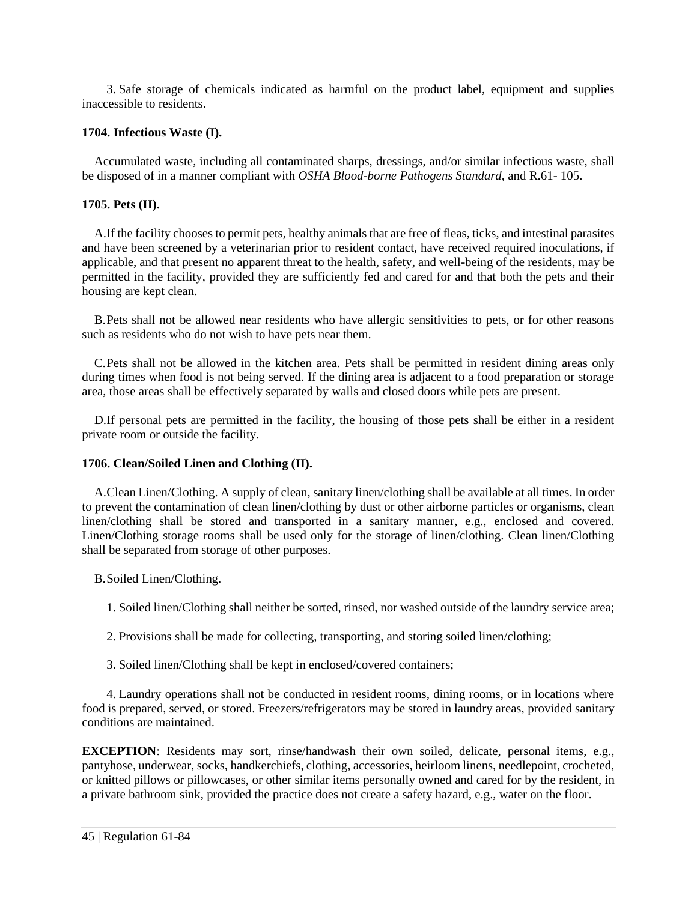3. Safe storage of chemicals indicated as harmful on the product label, equipment and supplies inaccessible to residents.

**1704. Infectious Waste (I).**

Accumulated waste, including all contaminated sharps, dressings, and/or similar infectious waste, shall be disposed of in a manner compliant with *OSHA Blood-borne Pathogens Standard*, and R.61- 105.

**1705. Pets (II).**

A. If the facility chooses to permit pets, healthy animals that are free of fleas, ticks, and intestinal parasites and have been screened by a veterinarian prior to resident contact, have received required inoculations, if applicable, and that present no apparent threat to the health, safety, and well-being of the residents, may be permitted in the facility, provided they are sufficiently fed and cared for and that both the pets and their housing are kept clean.

B. Pets shall not be allowed near residents who have allergic sensitivities to pets, or for other reasons such as residents who do not wish to have pets near them.

C. Pets shall not be allowed in the kitchen area. Pets shall be permitted in resident dining areas only during times when food is not being served. If the dining area is adjacent to a food preparation or storage area, those areas shall be effectively separated by walls and closed doors while pets are present.

D. If personal pets are permitted in the facility, the housing of those pets shall be either in a resident private room or outside the facility.

**1706. Clean/Soiled Linen and Clothing (II).**

A. Clean Linen/Clothing. A supply of clean, sanitary linen/clothing shall be available at all times. In order to prevent the contamination of clean linen/clothing by dust or other airborne particles or organisms, clean linen/clothing shall be stored and transported in a sanitary manner, e.g., enclosed and covered. Linen/Clothing storage rooms shall be used only for the storage of linen/clothing. Clean linen/Clothing shall be separated from storage of other purposes.

B. Soiled Linen/Clothing.

1. Soiled linen/Clothing shall neither be sorted, rinsed, nor washed outside of the laundry service area;

2. Provisions shall be made for collecting, transporting, and storing soiled linen/clothing;

3. Soiled linen/Clothing shall be kept in enclosed/covered containers;

4. Laundry operations shall not be conducted in resident rooms, dining rooms, or in locations where food is prepared, served, or stored. Freezers/refrigerators may be stored in laundry areas, provided sanitary conditions are maintained.

**EXCEPTION**: Residents may sort, rinse/handwash their own soiled, delicate, personal items, e.g., pantyhose, underwear, socks, handkerchiefs, clothing, accessories, heirloom linens, needlepoint, crocheted, or knitted pillows or pillowcases, or other similar items personally owned and cared for by the resident, in a private bathroom sink, provided the practice does not create a safety hazard, e.g., water on the floor.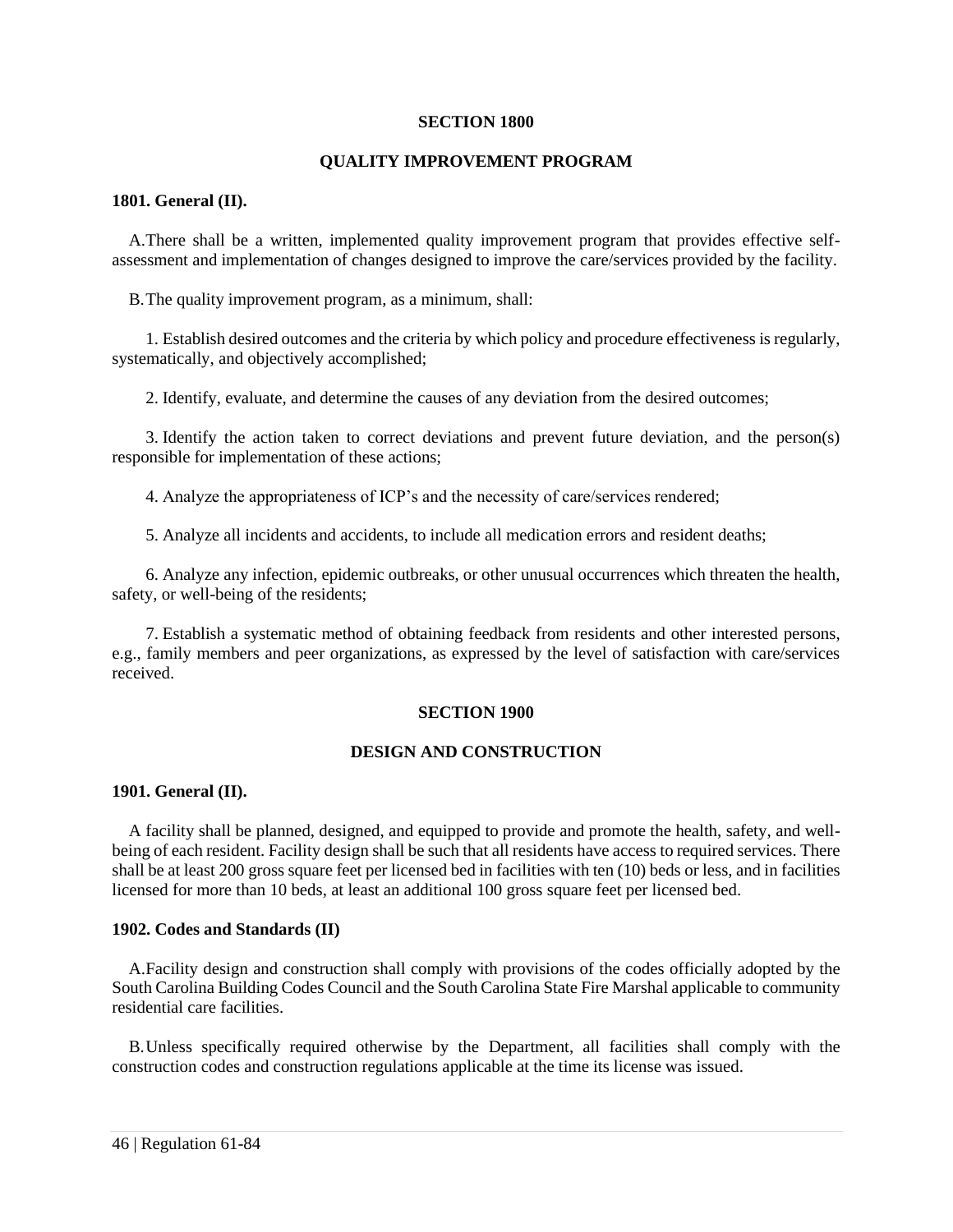## SECTION 1800

## QUALITY IMPROVEMENT PROGRAM

**1801. General (II).**

A. There shall be a written, implemented quality improvement program that provides effective self-assessment and implementation of changes designed to improve the care/services provided by the facility.

B. The quality improvement program, as a minimum, shall:

1. Establish desired outcomes and the criteria by which policy and procedure effectiveness is regularly, systematically, and objectively accomplished;

2. Identify, evaluate, and determine the causes of any deviation from the desired outcomes;

3. Identify the action taken to correct deviations and prevent future deviation, and the person(s) responsible for implementation of these actions;

4. Analyze the appropriateness of ICP's and the necessity of care/services rendered;

5. Analyze all incidents and accidents, to include all medication errors and resident deaths;

6. Analyze any infection, epidemic outbreaks, or other unusual occurrences which threaten the health, safety, or well-being of the residents;

7. Establish a systematic method of obtaining feedback from residents and other interested persons, e.g., family members and peer organizations, as expressed by the level of satisfaction with care/services received.

## SECTION 1900

## DESIGN AND CONSTRUCTION

**1901. General (II).**

A facility shall be planned, designed, and equipped to provide and promote the health, safety, and well-being of each resident. Facility design shall be such that all residents have access to required services. There shall be at least 200 gross square feet per licensed bed in facilities with ten (10) beds or less, and in facilities licensed for more than 10 beds, at least an additional 100 gross square feet per licensed bed.

**1902. Codes and Standards (II)**

A. Facility design and construction shall comply with provisions of the codes officially adopted by the South Carolina Building Codes Council and the South Carolina State Fire Marshal applicable to community residential care facilities.

B. Unless specifically required otherwise by the Department, all facilities shall comply with the construction codes and construction regulations applicable at the time its license was issued.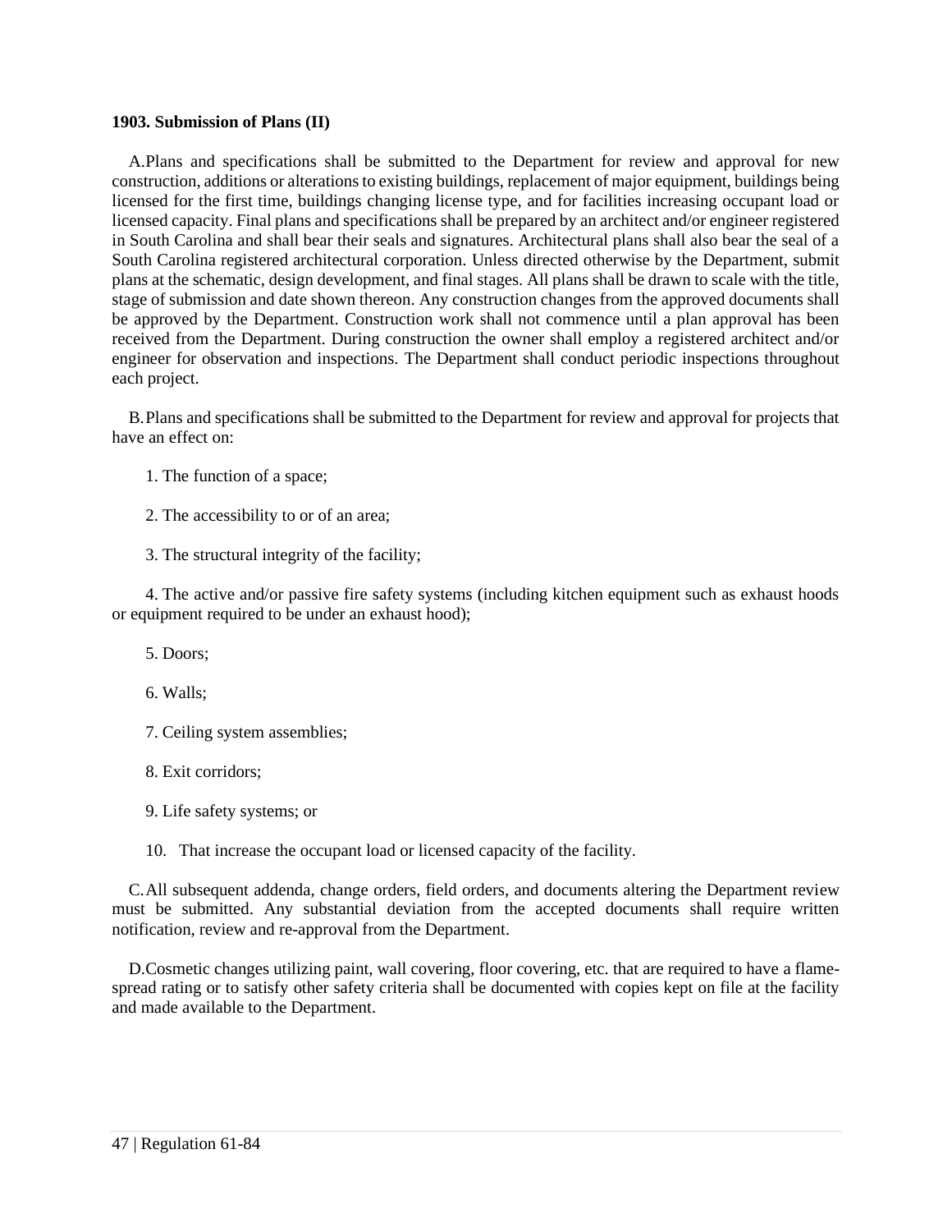**1903. Submission of Plans (II)**

A. Plans and specifications shall be submitted to the Department for review and approval for new construction, additions or alterations to existing buildings, replacement of major equipment, buildings being licensed for the first time, buildings changing license type, and for facilities increasing occupant load or licensed capacity. Final plans and specifications shall be prepared by an architect and/or engineer registered in South Carolina and shall bear their seals and signatures. Architectural plans shall also bear the seal of a South Carolina registered architectural corporation. Unless directed otherwise by the Department, submit plans at the schematic, design development, and final stages. All plans shall be drawn to scale with the title, stage of submission and date shown thereon. Any construction changes from the approved documents shall be approved by the Department. Construction work shall not commence until a plan approval has been received from the Department. During construction the owner shall employ a registered architect and/or engineer for observation and inspections. The Department shall conduct periodic inspections throughout each project.

B. Plans and specifications shall be submitted to the Department for review and approval for projects that have an effect on:

1. The function of a space;

2. The accessibility to or of an area;

3. The structural integrity of the facility;

4. The active and/or passive fire safety systems (including kitchen equipment such as exhaust hoods or equipment required to be under an exhaust hood);

5. Doors;

6. Walls;

7. Ceiling system assemblies;

8. Exit corridors;

9. Life safety systems; or

10. That increase the occupant load or licensed capacity of the facility.

C. All subsequent addenda, change orders, field orders, and documents altering the Department review must be submitted. Any substantial deviation from the accepted documents shall require written notification, review and re-approval from the Department.

D. Cosmetic changes utilizing paint, wall covering, floor covering, etc. that are required to have a flame-spread rating or to satisfy other safety criteria shall be documented with copies kept on file at the facility and made available to the Department.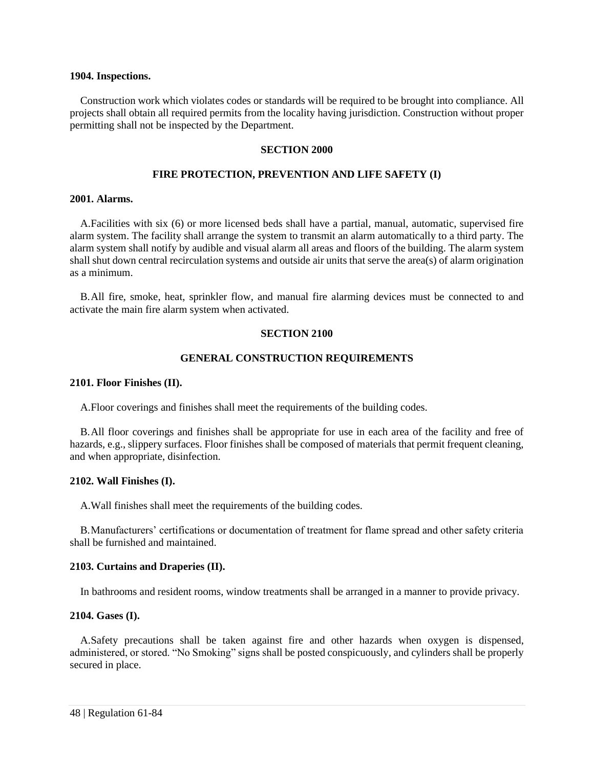**1904. Inspections.**

Construction work which violates codes or standards will be required to be brought into compliance. All projects shall obtain all required permits from the locality having jurisdiction. Construction without proper permitting shall not be inspected by the Department.

## SECTION 2000

## FIRE PROTECTION, PREVENTION AND LIFE SAFETY (I)

**2001. Alarms.**

A. Facilities with six (6) or more licensed beds shall have a partial, manual, automatic, supervised fire alarm system. The facility shall arrange the system to transmit an alarm automatically to a third party. The alarm system shall notify by audible and visual alarm all areas and floors of the building. The alarm system shall shut down central recirculation systems and outside air units that serve the area(s) of alarm origination as a minimum.

B. All fire, smoke, heat, sprinkler flow, and manual fire alarming devices must be connected to and activate the main fire alarm system when activated.

## SECTION 2100

## GENERAL CONSTRUCTION REQUIREMENTS

**2101. Floor Finishes (II).**

A. Floor coverings and finishes shall meet the requirements of the building codes.

B. All floor coverings and finishes shall be appropriate for use in each area of the facility and free of hazards, e.g., slippery surfaces. Floor finishes shall be composed of materials that permit frequent cleaning, and when appropriate, disinfection.

**2102. Wall Finishes (I).**

A. Wall finishes shall meet the requirements of the building codes.

B. Manufacturers' certifications or documentation of treatment for flame spread and other safety criteria shall be furnished and maintained.

**2103. Curtains and Draperies (II).**

In bathrooms and resident rooms, window treatments shall be arranged in a manner to provide privacy.

**2104. Gases (I).**

A. Safety precautions shall be taken against fire and other hazards when oxygen is dispensed, administered, or stored. "No Smoking" signs shall be posted conspicuously, and cylinders shall be properly secured in place.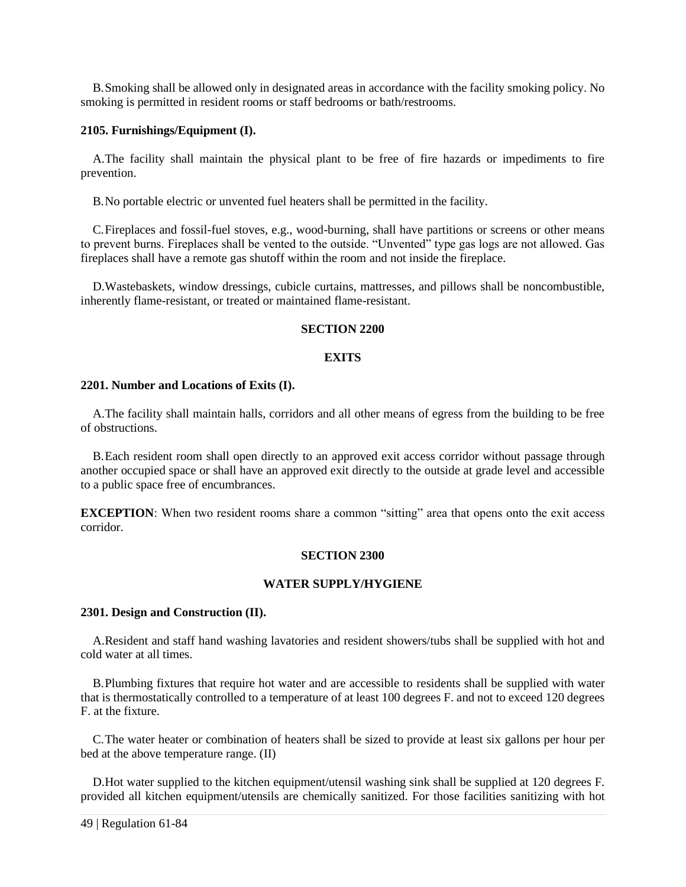B. Smoking shall be allowed only in designated areas in accordance with the facility smoking policy. No smoking is permitted in resident rooms or staff bedrooms or bath/restrooms.

**2105. Furnishings/Equipment (I).**

A. The facility shall maintain the physical plant to be free of fire hazards or impediments to fire prevention.

B. No portable electric or unvented fuel heaters shall be permitted in the facility.

C. Fireplaces and fossil-fuel stoves, e.g., wood-burning, shall have partitions or screens or other means to prevent burns. Fireplaces shall be vented to the outside. "Unvented" type gas logs are not allowed. Gas fireplaces shall have a remote gas shutoff within the room and not inside the fireplace.

D. Wastebaskets, window dressings, cubicle curtains, mattresses, and pillows shall be noncombustible, inherently flame-resistant, or treated or maintained flame-resistant.

## SECTION 2200

## EXITS

**2201. Number and Locations of Exits (I).**

A. The facility shall maintain halls, corridors and all other means of egress from the building to be free of obstructions.

B. Each resident room shall open directly to an approved exit access corridor without passage through another occupied space or shall have an approved exit directly to the outside at grade level and accessible to a public space free of encumbrances.

**EXCEPTION**: When two resident rooms share a common "sitting" area that opens onto the exit access corridor.

## SECTION 2300

## WATER SUPPLY/HYGIENE

**2301. Design and Construction (II).**

A. Resident and staff hand washing lavatories and resident showers/tubs shall be supplied with hot and cold water at all times.

B. Plumbing fixtures that require hot water and are accessible to residents shall be supplied with water that is thermostatically controlled to a temperature of at least 100 degrees F. and not to exceed 120 degrees F. at the fixture.

C. The water heater or combination of heaters shall be sized to provide at least six gallons per hour per bed at the above temperature range. (II)

D. Hot water supplied to the kitchen equipment/utensil washing sink shall be supplied at 120 degrees F. provided all kitchen equipment/utensils are chemically sanitized. For those facilities sanitizing with hot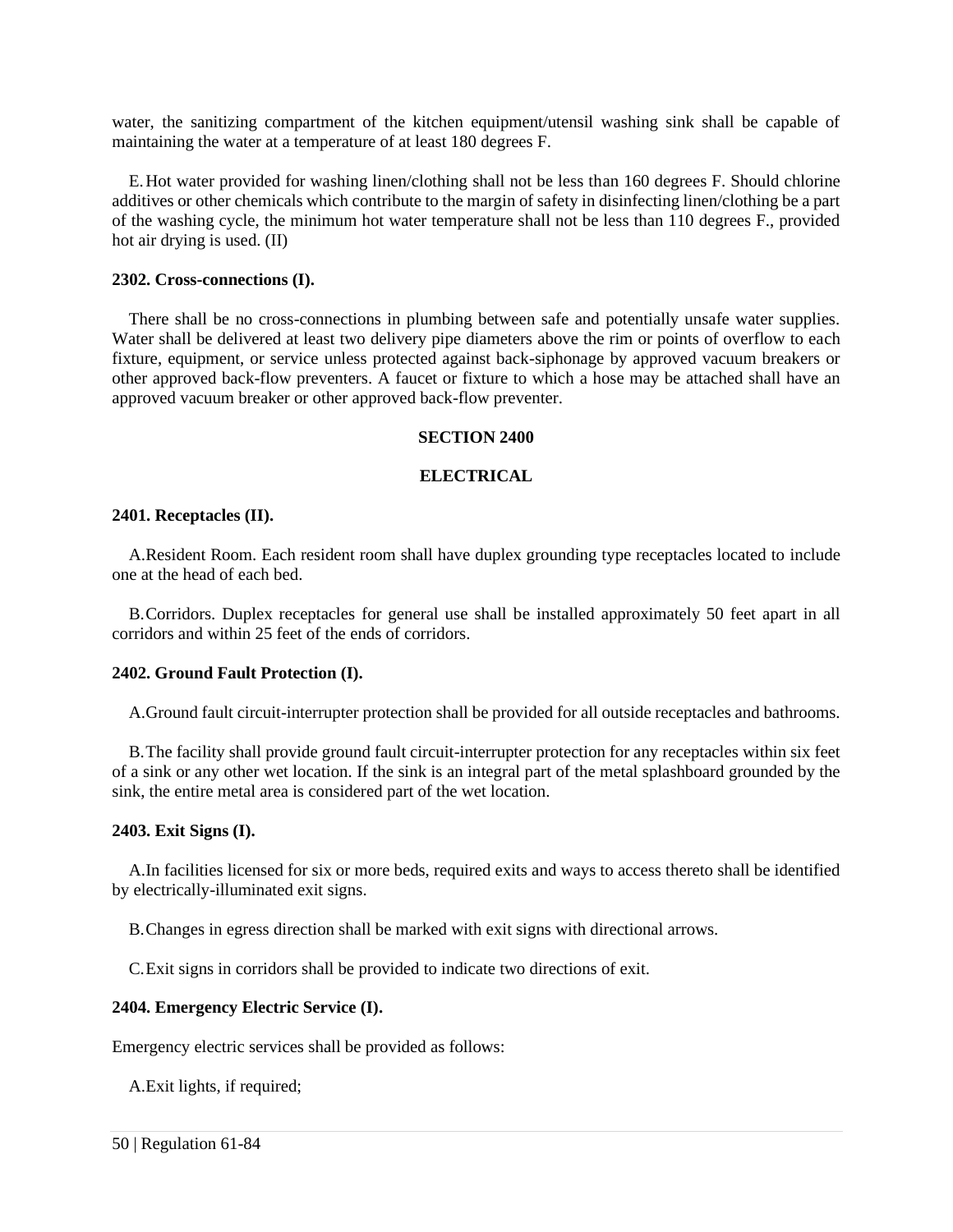water, the sanitizing compartment of the kitchen equipment/utensil washing sink shall be capable of maintaining the water at a temperature of at least 180 degrees F.

E. Hot water provided for washing linen/clothing shall not be less than 160 degrees F. Should chlorine additives or other chemicals which contribute to the margin of safety in disinfecting linen/clothing be a part of the washing cycle, the minimum hot water temperature shall not be less than 110 degrees F., provided hot air drying is used. (II)

**2302. Cross-connections (I).**

There shall be no cross-connections in plumbing between safe and potentially unsafe water supplies. Water shall be delivered at least two delivery pipe diameters above the rim or points of overflow to each fixture, equipment, or service unless protected against back-siphonage by approved vacuum breakers or other approved back-flow preventers. A faucet or fixture to which a hose may be attached shall have an approved vacuum breaker or other approved back-flow preventer.

## SECTION 2400

## ELECTRICAL

**2401. Receptacles (II).**

A. Resident Room. Each resident room shall have duplex grounding type receptacles located to include one at the head of each bed.

B. Corridors. Duplex receptacles for general use shall be installed approximately 50 feet apart in all corridors and within 25 feet of the ends of corridors.

**2402. Ground Fault Protection (I).**

A. Ground fault circuit-interrupter protection shall be provided for all outside receptacles and bathrooms.

B. The facility shall provide ground fault circuit-interrupter protection for any receptacles within six feet of a sink or any other wet location. If the sink is an integral part of the metal splashboard grounded by the sink, the entire metal area is considered part of the wet location.

**2403. Exit Signs (I).**

A. In facilities licensed for six or more beds, required exits and ways to access thereto shall be identified by electrically-illuminated exit signs.

B. Changes in egress direction shall be marked with exit signs with directional arrows.

C. Exit signs in corridors shall be provided to indicate two directions of exit.

**2404. Emergency Electric Service (I).**

Emergency electric services shall be provided as follows:

A. Exit lights, if required;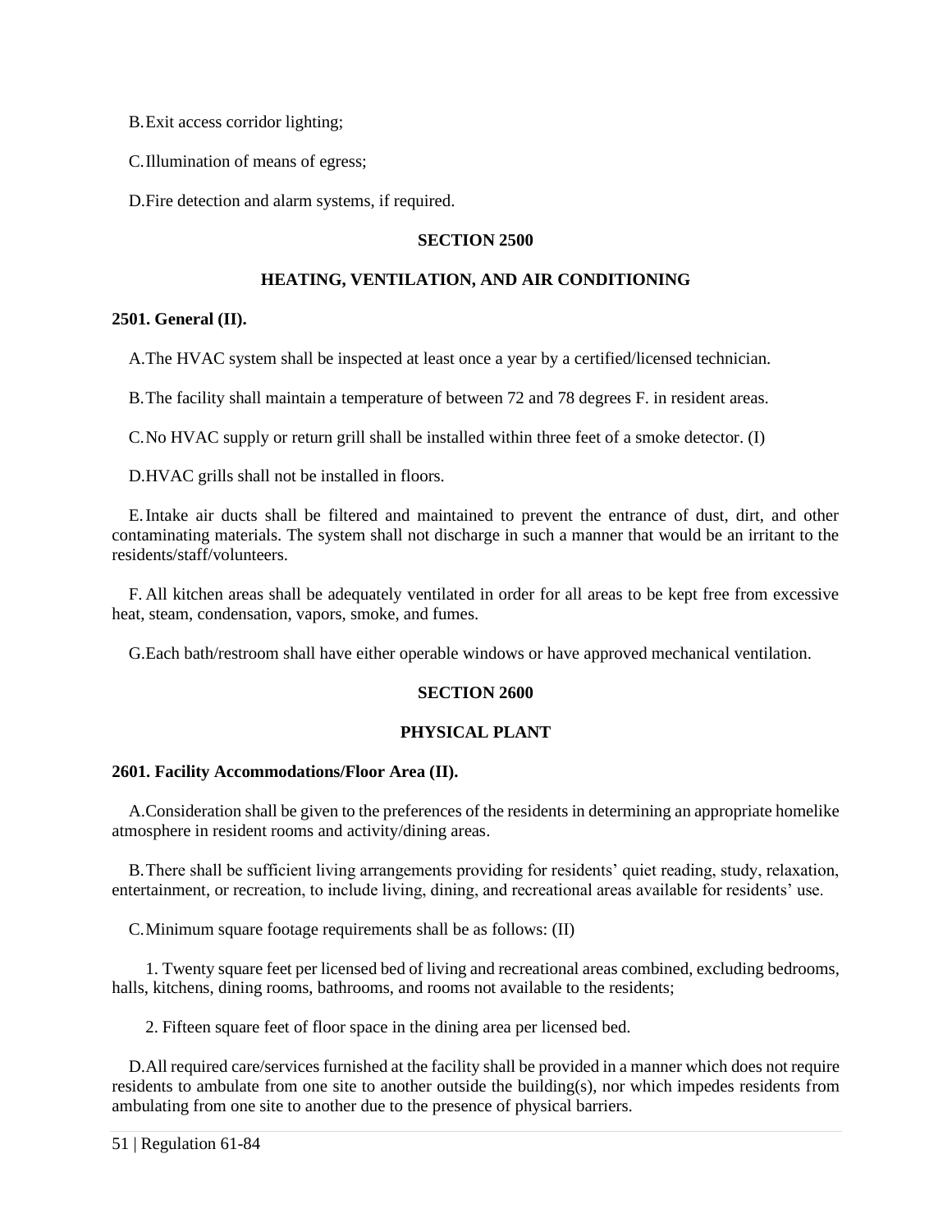B. Exit access corridor lighting;

C. Illumination of means of egress;

D. Fire detection and alarm systems, if required.

## SECTION 2500

## HEATING, VENTILATION, AND AIR CONDITIONING

**2501. General (II).**

A. The HVAC system shall be inspected at least once a year by a certified/licensed technician.

B. The facility shall maintain a temperature of between 72 and 78 degrees F. in resident areas.

C. No HVAC supply or return grill shall be installed within three feet of a smoke detector. (I)

D. HVAC grills shall not be installed in floors.

E. Intake air ducts shall be filtered and maintained to prevent the entrance of dust, dirt, and other contaminating materials. The system shall not discharge in such a manner that would be an irritant to the residents/staff/volunteers.

F. All kitchen areas shall be adequately ventilated in order for all areas to be kept free from excessive heat, steam, condensation, vapors, smoke, and fumes.

G. Each bath/restroom shall have either operable windows or have approved mechanical ventilation.

## SECTION 2600

## PHYSICAL PLANT

**2601. Facility Accommodations/Floor Area (II).**

A. Consideration shall be given to the preferences of the residents in determining an appropriate homelike atmosphere in resident rooms and activity/dining areas.

B. There shall be sufficient living arrangements providing for residents' quiet reading, study, relaxation, entertainment, or recreation, to include living, dining, and recreational areas available for residents' use.

C. Minimum square footage requirements shall be as follows: (II)

1. Twenty square feet per licensed bed of living and recreational areas combined, excluding bedrooms, halls, kitchens, dining rooms, bathrooms, and rooms not available to the residents;

2. Fifteen square feet of floor space in the dining area per licensed bed.

D. All required care/services furnished at the facility shall be provided in a manner which does not require residents to ambulate from one site to another outside the building(s), nor which impedes residents from ambulating from one site to another due to the presence of physical barriers.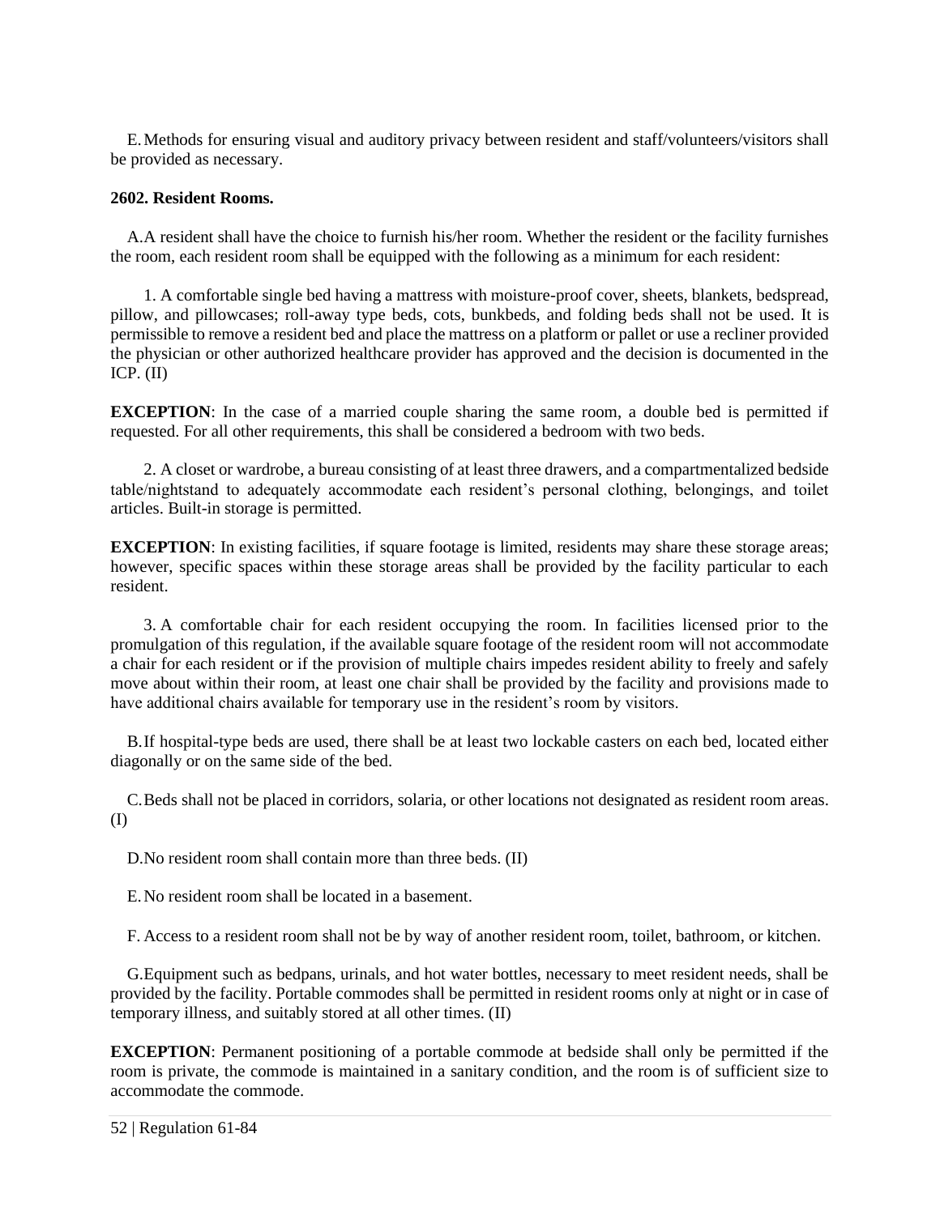E. Methods for ensuring visual and auditory privacy between resident and staff/volunteers/visitors shall be provided as necessary.

**2602. Resident Rooms.**

A. A resident shall have the choice to furnish his/her room. Whether the resident or the facility furnishes the room, each resident room shall be equipped with the following as a minimum for each resident:

1. A comfortable single bed having a mattress with moisture-proof cover, sheets, blankets, bedspread, pillow, and pillowcases; roll-away type beds, cots, bunkbeds, and folding beds shall not be used. It is permissible to remove a resident bed and place the mattress on a platform or pallet or use a recliner provided the physician or other authorized healthcare provider has approved and the decision is documented in the ICP. (II)

**EXCEPTION**: In the case of a married couple sharing the same room, a double bed is permitted if requested. For all other requirements, this shall be considered a bedroom with two beds.

2. A closet or wardrobe, a bureau consisting of at least three drawers, and a compartmentalized bedside table/nightstand to adequately accommodate each resident's personal clothing, belongings, and toilet articles. Built-in storage is permitted.

**EXCEPTION**: In existing facilities, if square footage is limited, residents may share these storage areas; however, specific spaces within these storage areas shall be provided by the facility particular to each resident.

3. A comfortable chair for each resident occupying the room. In facilities licensed prior to the promulgation of this regulation, if the available square footage of the resident room will not accommodate a chair for each resident or if the provision of multiple chairs impedes resident ability to freely and safely move about within their room, at least one chair shall be provided by the facility and provisions made to have additional chairs available for temporary use in the resident's room by visitors.

B. If hospital-type beds are used, there shall be at least two lockable casters on each bed, located either diagonally or on the same side of the bed.

C. Beds shall not be placed in corridors, solaria, or other locations not designated as resident room areas. (I)

D. No resident room shall contain more than three beds. (II)

E. No resident room shall be located in a basement.

F. Access to a resident room shall not be by way of another resident room, toilet, bathroom, or kitchen.

G. Equipment such as bedpans, urinals, and hot water bottles, necessary to meet resident needs, shall be provided by the facility. Portable commodes shall be permitted in resident rooms only at night or in case of temporary illness, and suitably stored at all other times. (II)

**EXCEPTION**: Permanent positioning of a portable commode at bedside shall only be permitted if the room is private, the commode is maintained in a sanitary condition, and the room is of sufficient size to accommodate the commode.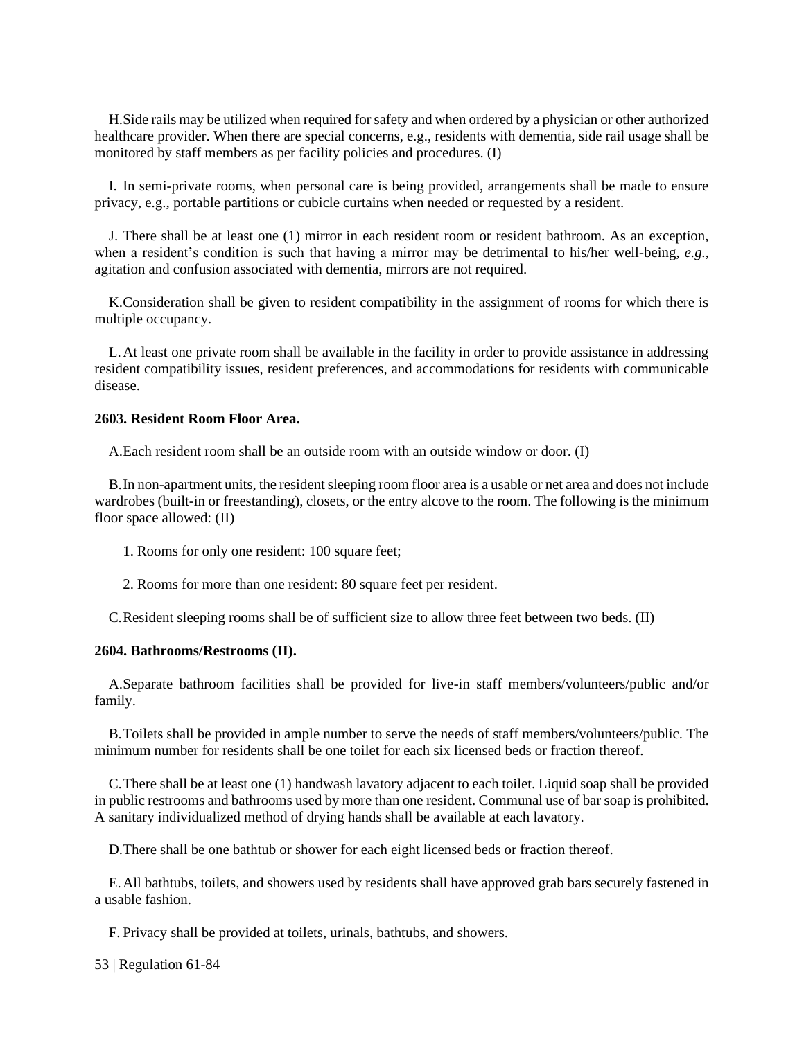H. Side rails may be utilized when required for safety and when ordered by a physician or other authorized healthcare provider. When there are special concerns, e.g., residents with dementia, side rail usage shall be monitored by staff members as per facility policies and procedures. (I)

I. In semi-private rooms, when personal care is being provided, arrangements shall be made to ensure privacy, e.g., portable partitions or cubicle curtains when needed or requested by a resident.

J. There shall be at least one (1) mirror in each resident room or resident bathroom. As an exception, when a resident's condition is such that having a mirror may be detrimental to his/her well-being, *e.g.*, agitation and confusion associated with dementia, mirrors are not required.

K. Consideration shall be given to resident compatibility in the assignment of rooms for which there is multiple occupancy.

L. At least one private room shall be available in the facility in order to provide assistance in addressing resident compatibility issues, resident preferences, and accommodations for residents with communicable disease.

**2603. Resident Room Floor Area.**

A. Each resident room shall be an outside room with an outside window or door. (I)

B. In non-apartment units, the resident sleeping room floor area is a usable or net area and does not include wardrobes (built-in or freestanding), closets, or the entry alcove to the room. The following is the minimum floor space allowed: (II)

1. Rooms for only one resident: 100 square feet;

2. Rooms for more than one resident: 80 square feet per resident.

C. Resident sleeping rooms shall be of sufficient size to allow three feet between two beds. (II)

**2604. Bathrooms/Restrooms (II).**

A. Separate bathroom facilities shall be provided for live-in staff members/volunteers/public and/or family.

B. Toilets shall be provided in ample number to serve the needs of staff members/volunteers/public. The minimum number for residents shall be one toilet for each six licensed beds or fraction thereof.

C. There shall be at least one (1) handwash lavatory adjacent to each toilet. Liquid soap shall be provided in public restrooms and bathrooms used by more than one resident. Communal use of bar soap is prohibited. A sanitary individualized method of drying hands shall be available at each lavatory.

D. There shall be one bathtub or shower for each eight licensed beds or fraction thereof.

E. All bathtubs, toilets, and showers used by residents shall have approved grab bars securely fastened in a usable fashion.

F. Privacy shall be provided at toilets, urinals, bathtubs, and showers.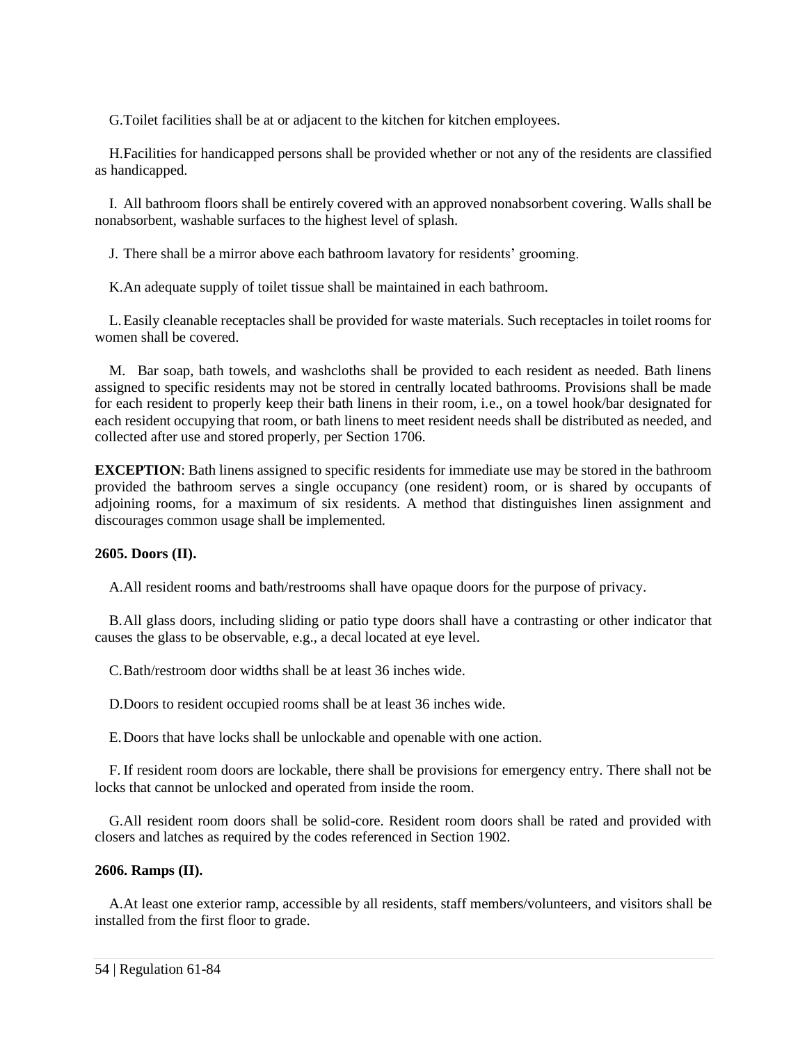G. Toilet facilities shall be at or adjacent to the kitchen for kitchen employees.

H. Facilities for handicapped persons shall be provided whether or not any of the residents are classified as handicapped.

I. All bathroom floors shall be entirely covered with an approved nonabsorbent covering. Walls shall be nonabsorbent, washable surfaces to the highest level of splash.

J. There shall be a mirror above each bathroom lavatory for residents' grooming.

K. An adequate supply of toilet tissue shall be maintained in each bathroom.

L. Easily cleanable receptacles shall be provided for waste materials. Such receptacles in toilet rooms for women shall be covered.

M. Bar soap, bath towels, and washcloths shall be provided to each resident as needed. Bath linens assigned to specific residents may not be stored in centrally located bathrooms. Provisions shall be made for each resident to properly keep their bath linens in their room, i.e., on a towel hook/bar designated for each resident occupying that room, or bath linens to meet resident needs shall be distributed as needed, and collected after use and stored properly, per Section 1706.

**EXCEPTION**: Bath linens assigned to specific residents for immediate use may be stored in the bathroom provided the bathroom serves a single occupancy (one resident) room, or is shared by occupants of adjoining rooms, for a maximum of six residents. A method that distinguishes linen assignment and discourages common usage shall be implemented.

**2605. Doors (II).**

A. All resident rooms and bath/restrooms shall have opaque doors for the purpose of privacy.

B. All glass doors, including sliding or patio type doors shall have a contrasting or other indicator that causes the glass to be observable, e.g., a decal located at eye level.

C. Bath/restroom door widths shall be at least 36 inches wide.

D. Doors to resident occupied rooms shall be at least 36 inches wide.

E. Doors that have locks shall be unlockable and openable with one action.

F. If resident room doors are lockable, there shall be provisions for emergency entry. There shall not be locks that cannot be unlocked and operated from inside the room.

G. All resident room doors shall be solid-core. Resident room doors shall be rated and provided with closers and latches as required by the codes referenced in Section 1902.

**2606. Ramps (II).**

A. At least one exterior ramp, accessible by all residents, staff members/volunteers, and visitors shall be installed from the first floor to grade.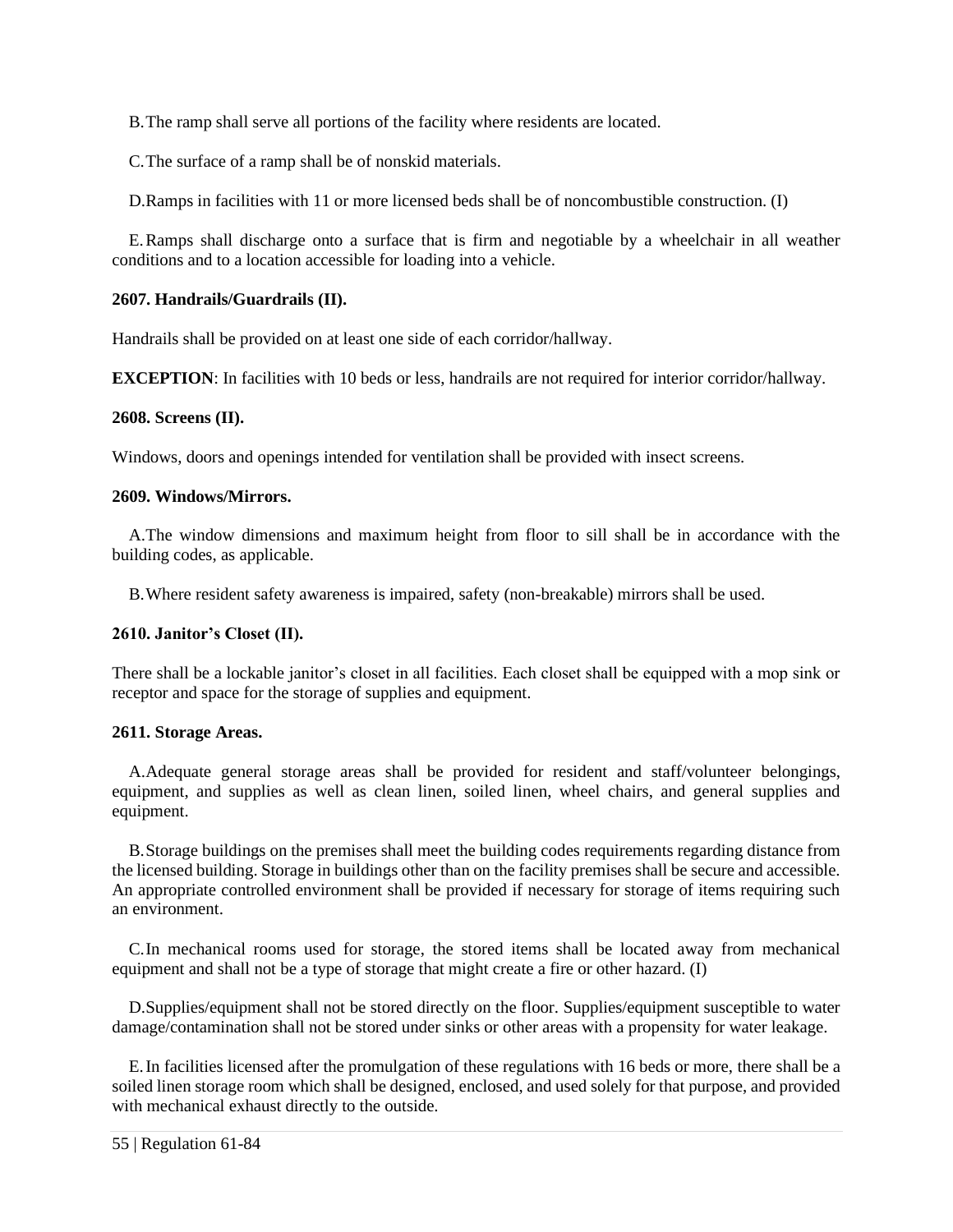B. The ramp shall serve all portions of the facility where residents are located.

C. The surface of a ramp shall be of nonskid materials.

D. Ramps in facilities with 11 or more licensed beds shall be of noncombustible construction. (I)

E. Ramps shall discharge onto a surface that is firm and negotiable by a wheelchair in all weather conditions and to a location accessible for loading into a vehicle.

**2607. Handrails/Guardrails (II).**

Handrails shall be provided on at least one side of each corridor/hallway.

**EXCEPTION**: In facilities with 10 beds or less, handrails are not required for interior corridor/hallway.

**2608. Screens (II).**

Windows, doors and openings intended for ventilation shall be provided with insect screens.

**2609. Windows/Mirrors.**

A. The window dimensions and maximum height from floor to sill shall be in accordance with the building codes, as applicable.

B. Where resident safety awareness is impaired, safety (non-breakable) mirrors shall be used.

**2610. Janitor's Closet (II).**

There shall be a lockable janitor's closet in all facilities. Each closet shall be equipped with a mop sink or receptor and space for the storage of supplies and equipment.

**2611. Storage Areas.**

A. Adequate general storage areas shall be provided for resident and staff/volunteer belongings, equipment, and supplies as well as clean linen, soiled linen, wheel chairs, and general supplies and equipment.

B. Storage buildings on the premises shall meet the building codes requirements regarding distance from the licensed building. Storage in buildings other than on the facility premises shall be secure and accessible. An appropriate controlled environment shall be provided if necessary for storage of items requiring such an environment.

C. In mechanical rooms used for storage, the stored items shall be located away from mechanical equipment and shall not be a type of storage that might create a fire or other hazard. (I)

D. Supplies/equipment shall not be stored directly on the floor. Supplies/equipment susceptible to water damage/contamination shall not be stored under sinks or other areas with a propensity for water leakage.

E. In facilities licensed after the promulgation of these regulations with 16 beds or more, there shall be a soiled linen storage room which shall be designed, enclosed, and used solely for that purpose, and provided with mechanical exhaust directly to the outside.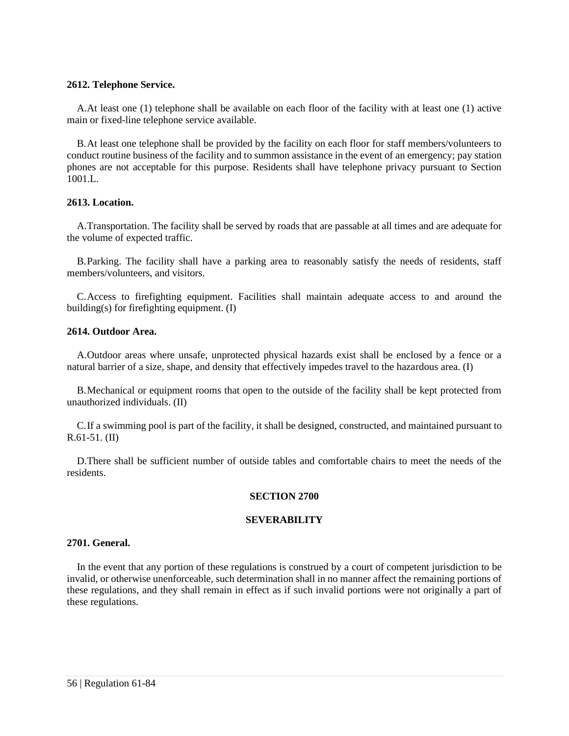**2612. Telephone Service.**

A. At least one (1) telephone shall be available on each floor of the facility with at least one (1) active main or fixed-line telephone service available.

B. At least one telephone shall be provided by the facility on each floor for staff members/volunteers to conduct routine business of the facility and to summon assistance in the event of an emergency; pay station phones are not acceptable for this purpose. Residents shall have telephone privacy pursuant to Section 1001.L.

**2613. Location.**

A. Transportation. The facility shall be served by roads that are passable at all times and are adequate for the volume of expected traffic.

B. Parking. The facility shall have a parking area to reasonably satisfy the needs of residents, staff members/volunteers, and visitors.

C. Access to firefighting equipment. Facilities shall maintain adequate access to and around the building(s) for firefighting equipment. (I)

**2614. Outdoor Area.**

A. Outdoor areas where unsafe, unprotected physical hazards exist shall be enclosed by a fence or a natural barrier of a size, shape, and density that effectively impedes travel to the hazardous area. (I)

B. Mechanical or equipment rooms that open to the outside of the facility shall be kept protected from unauthorized individuals. (II)

C. If a swimming pool is part of the facility, it shall be designed, constructed, and maintained pursuant to R.61-51. (II)

D. There shall be sufficient number of outside tables and comfortable chairs to meet the needs of the residents.

## SECTION 2700

## SEVERABILITY

**2701. General.**

In the event that any portion of these regulations is construed by a court of competent jurisdiction to be invalid, or otherwise unenforceable, such determination shall in no manner affect the remaining portions of these regulations, and they shall remain in effect as if such invalid portions were not originally a part of these regulations.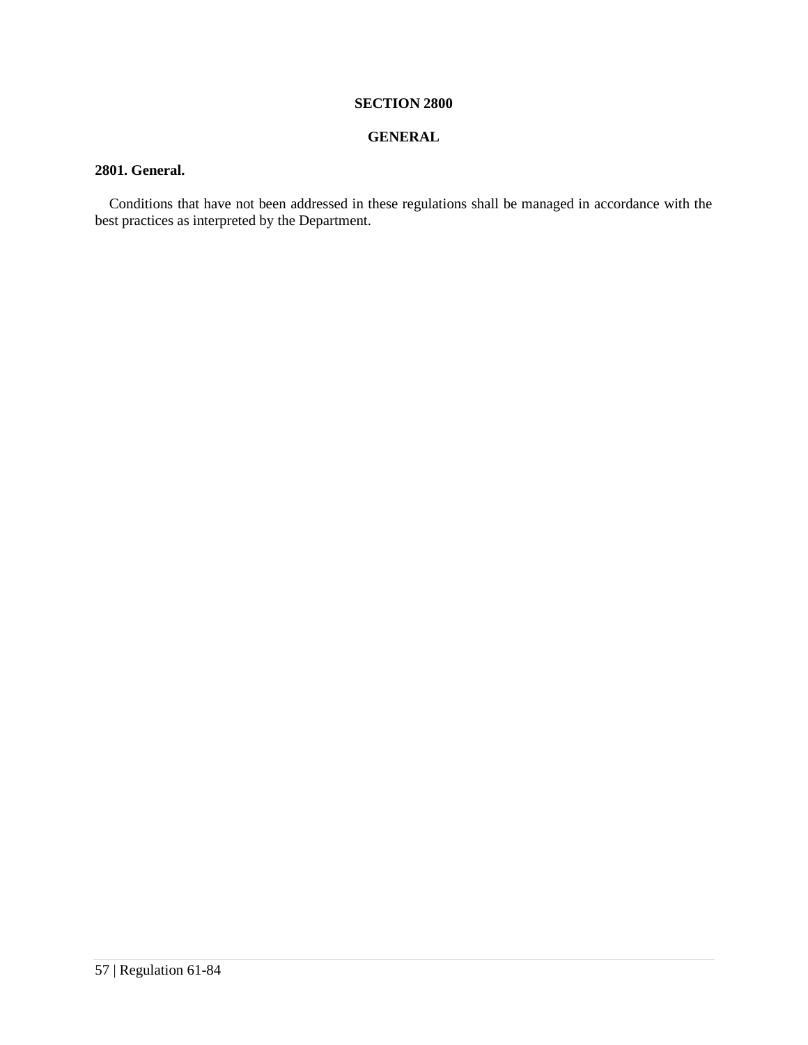## SECTION 2800

## GENERAL

**2801. General.**

Conditions that have not been addressed in these regulations shall be managed in accordance with the best practices as interpreted by the Department.